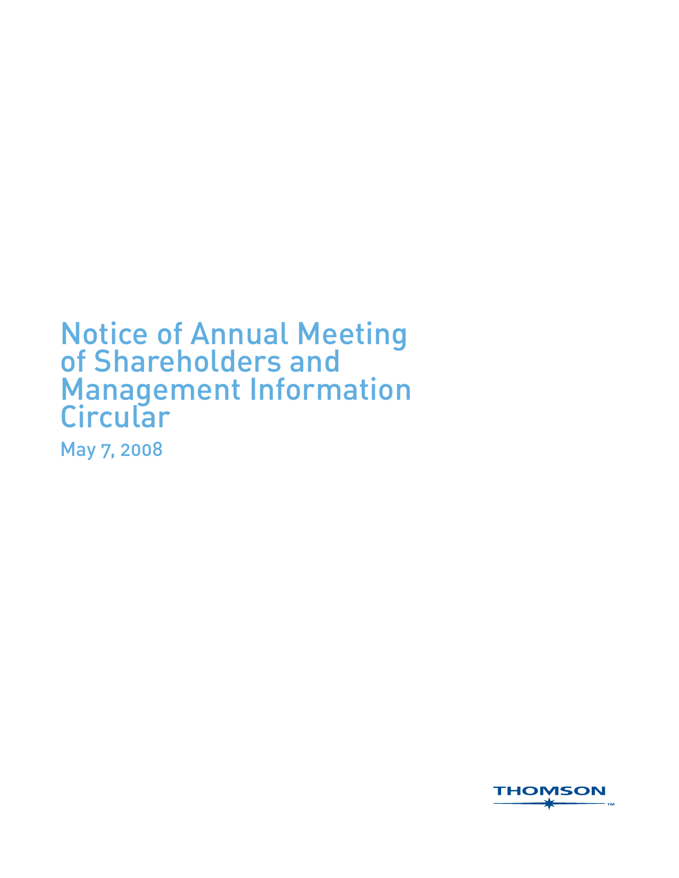# Notice of Annual Meeting of Shareholders and Management Information Circular

May 7, 2008

THOMSON™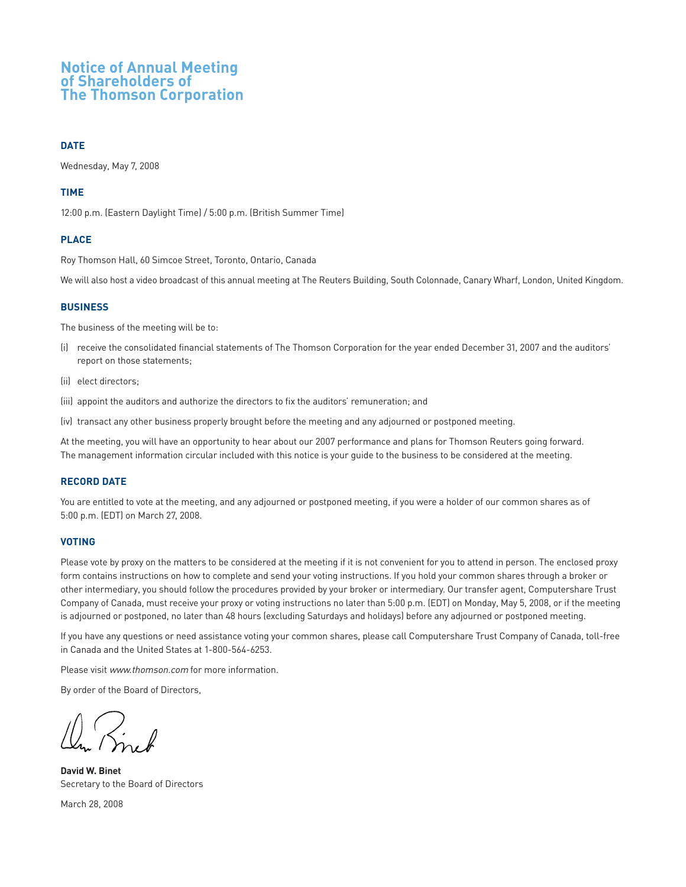# Notice of Annual Meeting of Shareholders of The Thomson Corporation

### DATE

Wednesday, May 7, 2008

### TIME

12:00 p.m. (Eastern Daylight Time) / 5:00 p.m. (British Summer Time)

### PLACE

Roy Thomson Hall, 60 Simcoe Street, Toronto, Ontario, Canada

We will also host a video broadcast of this annual meeting at The Reuters Building, South Colonnade, Canary Wharf, London, United Kingdom.

### BUSINESS

The business of the meeting will be to:

(i) receive the consolidated financial statements of The Thomson Corporation for the year ended December 31, 2007 and the auditors' report on those statements;

(ii) elect directors;

(iii) appoint the auditors and authorize the directors to fix the auditors' remuneration; and

(iv) transact any other business properly brought before the meeting and any adjourned or postponed meeting.

At the meeting, you will have an opportunity to hear about our 2007 performance and plans for Thomson Reuters going forward. The management information circular included with this notice is your guide to the business to be considered at the meeting.

### RECORD DATE

You are entitled to vote at the meeting, and any adjourned or postponed meeting, if you were a holder of our common shares as of 5:00 p.m. (EDT) on March 27, 2008.

### VOTING

Please vote by proxy on the matters to be considered at the meeting if it is not convenient for you to attend in person. The enclosed proxy form contains instructions on how to complete and send your voting instructions. If you hold your common shares through a broker or other intermediary, you should follow the procedures provided by your broker or intermediary. Our transfer agent, Computershare Trust Company of Canada, must receive your proxy or voting instructions no later than 5:00 p.m. (EDT) on Monday, May 5, 2008, or if the meeting is adjourned or postponed, no later than 48 hours (excluding Saturdays and holidays) before any adjourned or postponed meeting.

If you have any questions or need assistance voting your common shares, please call Computershare Trust Company of Canada, toll-free in Canada and the United States at 1-800-564-6253.

Please visit *www.thomson.com* for more information.

By order of the Board of Directors,

**David W. Binet**
Secretary to the Board of Directors

March 28, 2008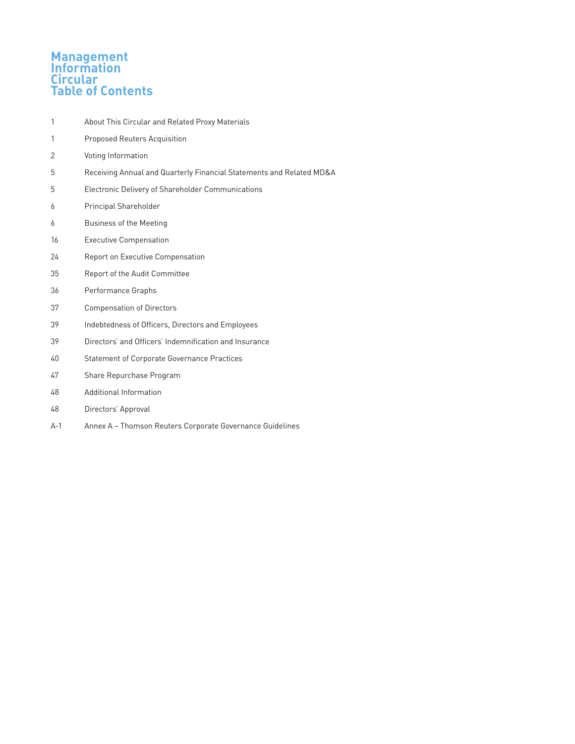# Management Information Circular Table of Contents

| | |
|---|---|
| 1 | About This Circular and Related Proxy Materials |
| 1 | Proposed Reuters Acquisition |
| 2 | Voting Information |
| 5 | Receiving Annual and Quarterly Financial Statements and Related MD&A |
| 5 | Electronic Delivery of Shareholder Communications |
| 6 | Principal Shareholder |
| 6 | Business of the Meeting |
| 16 | Executive Compensation |
| 24 | Report on Executive Compensation |
| 35 | Report of the Audit Committee |
| 36 | Performance Graphs |
| 37 | Compensation of Directors |
| 39 | Indebtedness of Officers, Directors and Employees |
| 39 | Directors' and Officers' Indemnification and Insurance |
| 40 | Statement of Corporate Governance Practices |
| 47 | Share Repurchase Program |
| 48 | Additional Information |
| 48 | Directors' Approval |
| A-1 | Annex A – Thomson Reuters Corporate Governance Guidelines |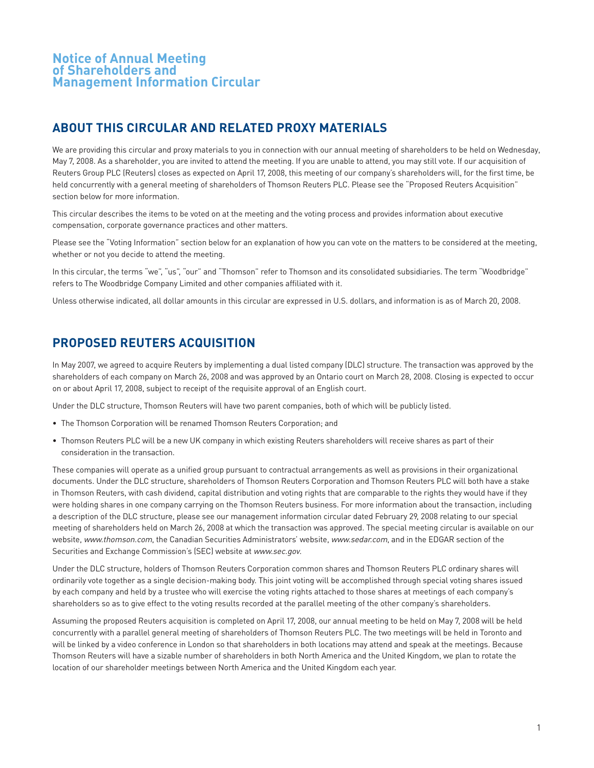# Notice of Annual Meeting of Shareholders and Management Information Circular

## ABOUT THIS CIRCULAR AND RELATED PROXY MATERIALS

We are providing this circular and proxy materials to you in connection with our annual meeting of shareholders to be held on Wednesday, May 7, 2008. As a shareholder, you are invited to attend the meeting. If you are unable to attend, you may still vote. If our acquisition of Reuters Group PLC (Reuters) closes as expected on April 17, 2008, this meeting of our company's shareholders will, for the first time, be held concurrently with a general meeting of shareholders of Thomson Reuters PLC. Please see the "Proposed Reuters Acquisition" section below for more information.

This circular describes the items to be voted on at the meeting and the voting process and provides information about executive compensation, corporate governance practices and other matters.

Please see the "Voting Information" section below for an explanation of how you can vote on the matters to be considered at the meeting, whether or not you decide to attend the meeting.

In this circular, the terms "we", "us", "our" and "Thomson" refer to Thomson and its consolidated subsidiaries. The term "Woodbridge" refers to The Woodbridge Company Limited and other companies affiliated with it.

Unless otherwise indicated, all dollar amounts in this circular are expressed in U.S. dollars, and information is as of March 20, 2008.

## PROPOSED REUTERS ACQUISITION

In May 2007, we agreed to acquire Reuters by implementing a dual listed company (DLC) structure. The transaction was approved by the shareholders of each company on March 26, 2008 and was approved by an Ontario court on March 28, 2008. Closing is expected to occur on or about April 17, 2008, subject to receipt of the requisite approval of an English court.

Under the DLC structure, Thomson Reuters will have two parent companies, both of which will be publicly listed.

- The Thomson Corporation will be renamed Thomson Reuters Corporation; and
- Thomson Reuters PLC will be a new UK company in which existing Reuters shareholders will receive shares as part of their consideration in the transaction.

These companies will operate as a unified group pursuant to contractual arrangements as well as provisions in their organizational documents. Under the DLC structure, shareholders of Thomson Reuters Corporation and Thomson Reuters PLC will both have a stake in Thomson Reuters, with cash dividend, capital distribution and voting rights that are comparable to the rights they would have if they were holding shares in one company carrying on the Thomson Reuters business. For more information about the transaction, including a description of the DLC structure, please see our management information circular dated February 29, 2008 relating to our special meeting of shareholders held on March 26, 2008 at which the transaction was approved. The special meeting circular is available on our website, *www.thomson.com*, the Canadian Securities Administrators' website, *www.sedar.com*, and in the EDGAR section of the Securities and Exchange Commission's (SEC) website at *www.sec.gov*.

Under the DLC structure, holders of Thomson Reuters Corporation common shares and Thomson Reuters PLC ordinary shares will ordinarily vote together as a single decision-making body. This joint voting will be accomplished through special voting shares issued by each company and held by a trustee who will exercise the voting rights attached to those shares at meetings of each company's shareholders so as to give effect to the voting results recorded at the parallel meeting of the other company's shareholders.

Assuming the proposed Reuters acquisition is completed on April 17, 2008, our annual meeting to be held on May 7, 2008 will be held concurrently with a parallel general meeting of shareholders of Thomson Reuters PLC. The two meetings will be held in Toronto and will be linked by a video conference in London so that shareholders in both locations may attend and speak at the meetings. Because Thomson Reuters will have a sizable number of shareholders in both North America and the United Kingdom, we plan to rotate the location of our shareholder meetings between North America and the United Kingdom each year.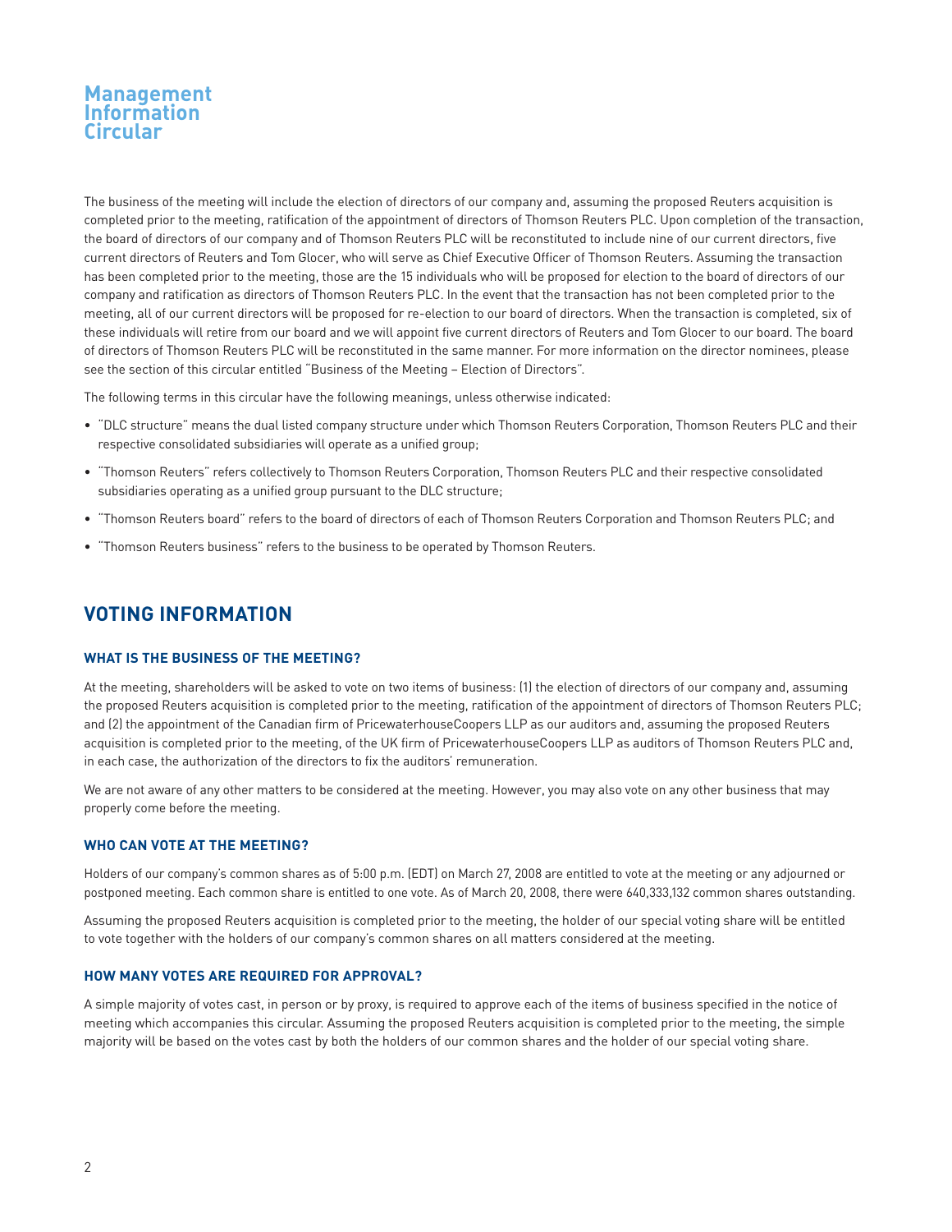The business of the meeting will include the election of directors of our company and, assuming the proposed Reuters acquisition is completed prior to the meeting, ratification of the appointment of directors of Thomson Reuters PLC. Upon completion of the transaction, the board of directors of our company and of Thomson Reuters PLC will be reconstituted to include nine of our current directors, five current directors of Reuters and Tom Glocer, who will serve as Chief Executive Officer of Thomson Reuters. Assuming the transaction has been completed prior to the meeting, those are the 15 individuals who will be proposed for election to the board of directors of our company and ratification as directors of Thomson Reuters PLC. In the event that the transaction has not been completed prior to the meeting, all of our current directors will be proposed for re-election to our board of directors. When the transaction is completed, six of these individuals will retire from our board and we will appoint five current directors of Reuters and Tom Glocer to our board. The board of directors of Thomson Reuters PLC will be reconstituted in the same manner. For more information on the director nominees, please see the section of this circular entitled "Business of the Meeting – Election of Directors".

The following terms in this circular have the following meanings, unless otherwise indicated:

- "DLC structure" means the dual listed company structure under which Thomson Reuters Corporation, Thomson Reuters PLC and their respective consolidated subsidiaries will operate as a unified group;
- "Thomson Reuters" refers collectively to Thomson Reuters Corporation, Thomson Reuters PLC and their respective consolidated subsidiaries operating as a unified group pursuant to the DLC structure;
- "Thomson Reuters board" refers to the board of directors of each of Thomson Reuters Corporation and Thomson Reuters PLC; and
- "Thomson Reuters business" refers to the business to be operated by Thomson Reuters.

## VOTING INFORMATION

### WHAT IS THE BUSINESS OF THE MEETING?

At the meeting, shareholders will be asked to vote on two items of business: (1) the election of directors of our company and, assuming the proposed Reuters acquisition is completed prior to the meeting, ratification of the appointment of directors of Thomson Reuters PLC; and (2) the appointment of the Canadian firm of PricewaterhouseCoopers LLP as our auditors and, assuming the proposed Reuters acquisition is completed prior to the meeting, of the UK firm of PricewaterhouseCoopers LLP as auditors of Thomson Reuters PLC and, in each case, the authorization of the directors to fix the auditors' remuneration.

We are not aware of any other matters to be considered at the meeting. However, you may also vote on any other business that may properly come before the meeting.

### WHO CAN VOTE AT THE MEETING?

Holders of our company's common shares as of 5:00 p.m. (EDT) on March 27, 2008 are entitled to vote at the meeting or any adjourned or postponed meeting. Each common share is entitled to one vote. As of March 20, 2008, there were 640,333,132 common shares outstanding.

Assuming the proposed Reuters acquisition is completed prior to the meeting, the holder of our special voting share will be entitled to vote together with the holders of our company's common shares on all matters considered at the meeting.

### HOW MANY VOTES ARE REQUIRED FOR APPROVAL?

A simple majority of votes cast, in person or by proxy, is required to approve each of the items of business specified in the notice of meeting which accompanies this circular. Assuming the proposed Reuters acquisition is completed prior to the meeting, the simple majority will be based on the votes cast by both the holders of our common shares and the holder of our special voting share.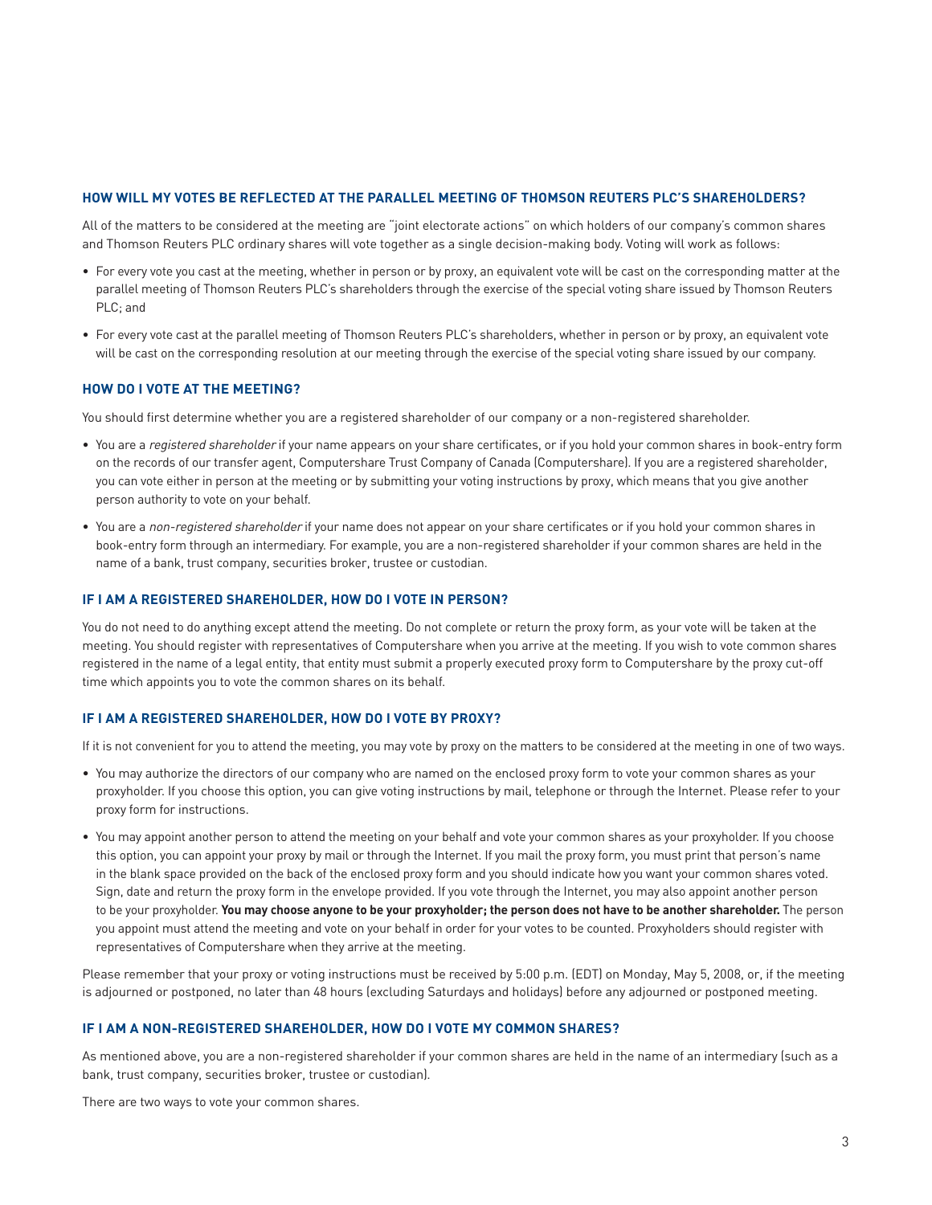### HOW WILL MY VOTES BE REFLECTED AT THE PARALLEL MEETING OF THOMSON REUTERS PLC'S SHAREHOLDERS?

All of the matters to be considered at the meeting are "joint electorate actions" on which holders of our company's common shares and Thomson Reuters PLC ordinary shares will vote together as a single decision-making body. Voting will work as follows:

- For every vote you cast at the meeting, whether in person or by proxy, an equivalent vote will be cast on the corresponding matter at the parallel meeting of Thomson Reuters PLC's shareholders through the exercise of the special voting share issued by Thomson Reuters PLC; and
- For every vote cast at the parallel meeting of Thomson Reuters PLC's shareholders, whether in person or by proxy, an equivalent vote will be cast on the corresponding resolution at our meeting through the exercise of the special voting share issued by our company.

### HOW DO I VOTE AT THE MEETING?

You should first determine whether you are a registered shareholder of our company or a non-registered shareholder.

- You are a *registered shareholder* if your name appears on your share certificates, or if you hold your common shares in book-entry form on the records of our transfer agent, Computershare Trust Company of Canada (Computershare). If you are a registered shareholder, you can vote either in person at the meeting or by submitting your voting instructions by proxy, which means that you give another person authority to vote on your behalf.
- You are a *non-registered shareholder* if your name does not appear on your share certificates or if you hold your common shares in book-entry form through an intermediary. For example, you are a non-registered shareholder if your common shares are held in the name of a bank, trust company, securities broker, trustee or custodian.

### IF I AM A REGISTERED SHAREHOLDER, HOW DO I VOTE IN PERSON?

You do not need to do anything except attend the meeting. Do not complete or return the proxy form, as your vote will be taken at the meeting. You should register with representatives of Computershare when you arrive at the meeting. If you wish to vote common shares registered in the name of a legal entity, that entity must submit a properly executed proxy form to Computershare by the proxy cut-off time which appoints you to vote the common shares on its behalf.

### IF I AM A REGISTERED SHAREHOLDER, HOW DO I VOTE BY PROXY?

If it is not convenient for you to attend the meeting, you may vote by proxy on the matters to be considered at the meeting in one of two ways.

- You may authorize the directors of our company who are named on the enclosed proxy form to vote your common shares as your proxyholder. If you choose this option, you can give voting instructions by mail, telephone or through the Internet. Please refer to your proxy form for instructions.
- You may appoint another person to attend the meeting on your behalf and vote your common shares as your proxyholder. If you choose this option, you can appoint your proxy by mail or through the Internet. If you mail the proxy form, you must print that person's name in the blank space provided on the back of the enclosed proxy form and you should indicate how you want your common shares voted. Sign, date and return the proxy form in the envelope provided. If you vote through the Internet, you may also appoint another person to be your proxyholder. **You may choose anyone to be your proxyholder; the person does not have to be another shareholder.** The person you appoint must attend the meeting and vote on your behalf in order for your votes to be counted. Proxyholders should register with representatives of Computershare when they arrive at the meeting.

Please remember that your proxy or voting instructions must be received by 5:00 p.m. (EDT) on Monday, May 5, 2008, or, if the meeting is adjourned or postponed, no later than 48 hours (excluding Saturdays and holidays) before any adjourned or postponed meeting.

### IF I AM A NON-REGISTERED SHAREHOLDER, HOW DO I VOTE MY COMMON SHARES?

As mentioned above, you are a non-registered shareholder if your common shares are held in the name of an intermediary (such as a bank, trust company, securities broker, trustee or custodian).

There are two ways to vote your common shares.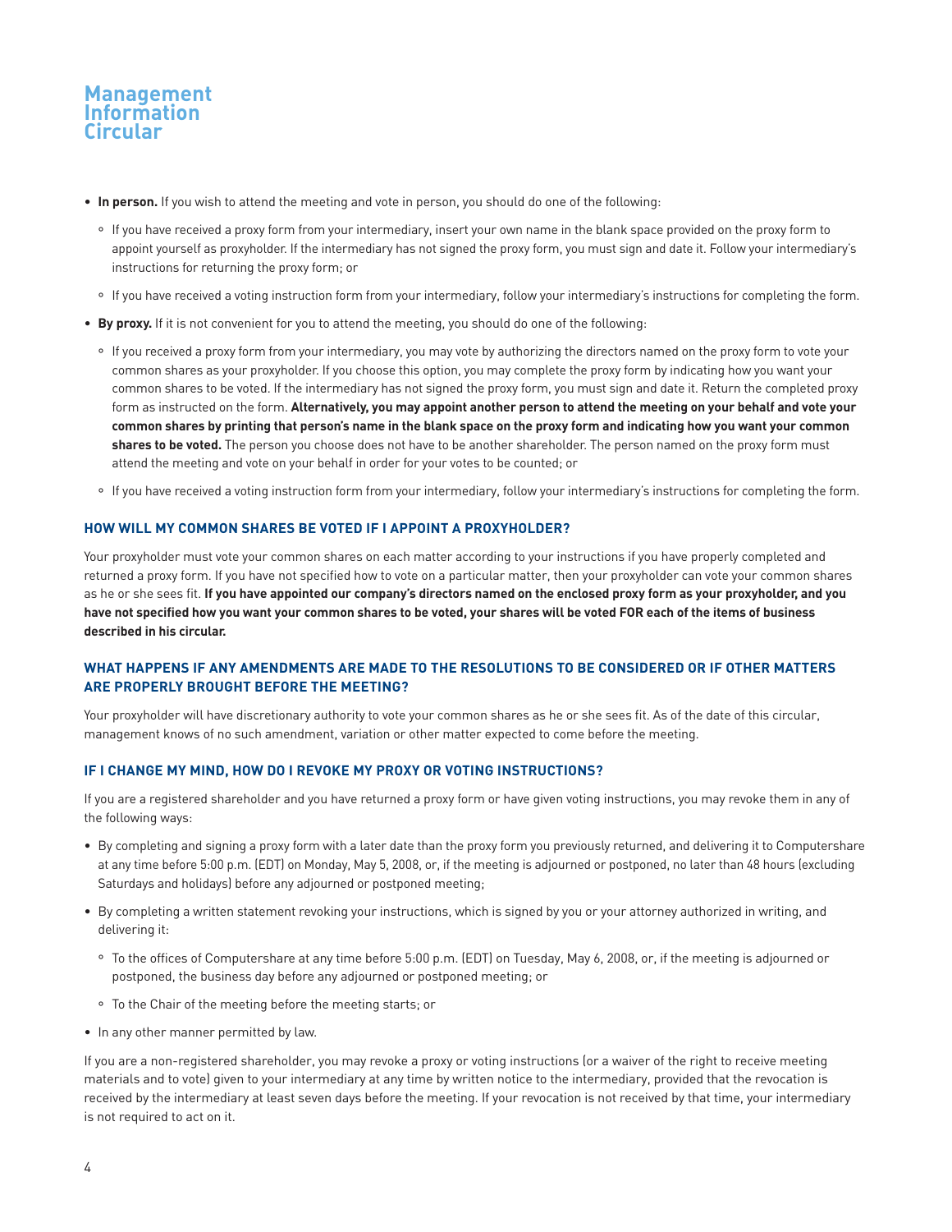- **In person.** If you wish to attend the meeting and vote in person, you should do one of the following:
  - If you have received a proxy form from your intermediary, insert your own name in the blank space provided on the proxy form to appoint yourself as proxyholder. If the intermediary has not signed the proxy form, you must sign and date it. Follow your intermediary's instructions for returning the proxy form; or
  - If you have received a voting instruction form from your intermediary, follow your intermediary's instructions for completing the form.
- **By proxy.** If it is not convenient for you to attend the meeting, you should do one of the following:
  - If you received a proxy form from your intermediary, you may vote by authorizing the directors named on the proxy form to vote your common shares as your proxyholder. If you choose this option, you may complete the proxy form by indicating how you want your common shares to be voted. If the intermediary has not signed the proxy form, you must sign and date it. Return the completed proxy form as instructed on the form. **Alternatively, you may appoint another person to attend the meeting on your behalf and vote your common shares by printing that person's name in the blank space on the proxy form and indicating how you want your common shares to be voted.** The person you choose does not have to be another shareholder. The person named on the proxy form must attend the meeting and vote on your behalf in order for your votes to be counted; or
  - If you have received a voting instruction form from your intermediary, follow your intermediary's instructions for completing the form.

### HOW WILL MY COMMON SHARES BE VOTED IF I APPOINT A PROXYHOLDER?

Your proxyholder must vote your common shares on each matter according to your instructions if you have properly completed and returned a proxy form. If you have not specified how to vote on a particular matter, then your proxyholder can vote your common shares as he or she sees fit. **If you have appointed our company's directors named on the enclosed proxy form as your proxyholder, and you have not specified how you want your common shares to be voted, your shares will be voted FOR each of the items of business described in his circular.**

### WHAT HAPPENS IF ANY AMENDMENTS ARE MADE TO THE RESOLUTIONS TO BE CONSIDERED OR IF OTHER MATTERS ARE PROPERLY BROUGHT BEFORE THE MEETING?

Your proxyholder will have discretionary authority to vote your common shares as he or she sees fit. As of the date of this circular, management knows of no such amendment, variation or other matter expected to come before the meeting.

### IF I CHANGE MY MIND, HOW DO I REVOKE MY PROXY OR VOTING INSTRUCTIONS?

If you are a registered shareholder and you have returned a proxy form or have given voting instructions, you may revoke them in any of the following ways:

- By completing and signing a proxy form with a later date than the proxy form you previously returned, and delivering it to Computershare at any time before 5:00 p.m. (EDT) on Monday, May 5, 2008, or, if the meeting is adjourned or postponed, no later than 48 hours (excluding Saturdays and holidays) before any adjourned or postponed meeting;
- By completing a written statement revoking your instructions, which is signed by you or your attorney authorized in writing, and delivering it:
  - To the offices of Computershare at any time before 5:00 p.m. (EDT) on Tuesday, May 6, 2008, or, if the meeting is adjourned or postponed, the business day before any adjourned or postponed meeting; or
  - To the Chair of the meeting before the meeting starts; or
- In any other manner permitted by law.

If you are a non-registered shareholder, you may revoke a proxy or voting instructions (or a waiver of the right to receive meeting materials and to vote) given to your intermediary at any time by written notice to the intermediary, provided that the revocation is received by the intermediary at least seven days before the meeting. If your revocation is not received by that time, your intermediary is not required to act on it.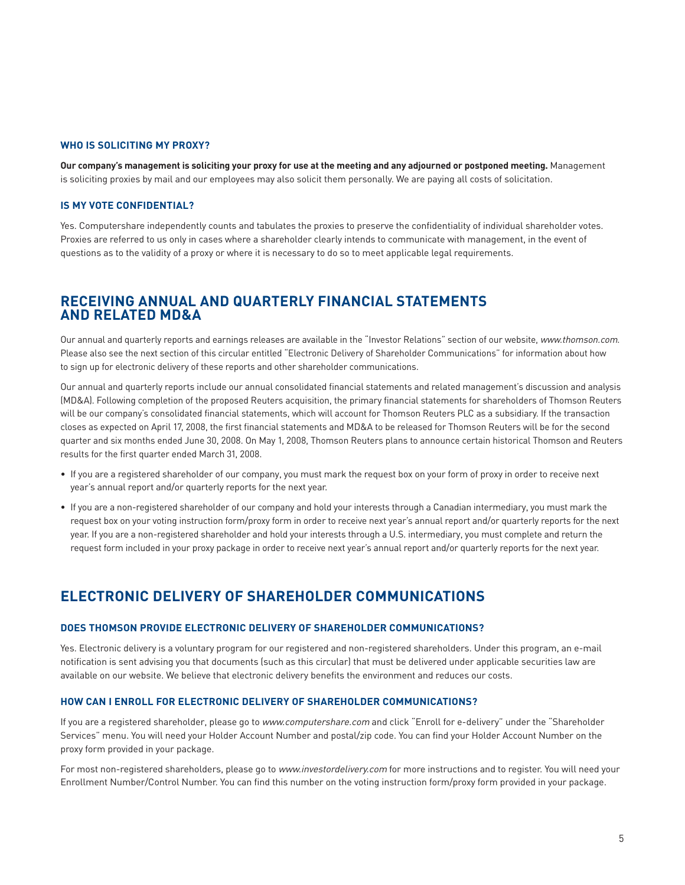### WHO IS SOLICITING MY PROXY?

**Our company's management is soliciting your proxy for use at the meeting and any adjourned or postponed meeting.** Management is soliciting proxies by mail and our employees may also solicit them personally. We are paying all costs of solicitation.

### IS MY VOTE CONFIDENTIAL?

Yes. Computershare independently counts and tabulates the proxies to preserve the confidentiality of individual shareholder votes. Proxies are referred to us only in cases where a shareholder clearly intends to communicate with management, in the event of questions as to the validity of a proxy or where it is necessary to do so to meet applicable legal requirements.

## RECEIVING ANNUAL AND QUARTERLY FINANCIAL STATEMENTS AND RELATED MD&A

Our annual and quarterly reports and earnings releases are available in the "Investor Relations" section of our website, *www.thomson.com.* Please also see the next section of this circular entitled "Electronic Delivery of Shareholder Communications" for information about how to sign up for electronic delivery of these reports and other shareholder communications.

Our annual and quarterly reports include our annual consolidated financial statements and related management's discussion and analysis (MD&A). Following completion of the proposed Reuters acquisition, the primary financial statements for shareholders of Thomson Reuters will be our company's consolidated financial statements, which will account for Thomson Reuters PLC as a subsidiary. If the transaction closes as expected on April 17, 2008, the first financial statements and MD&A to be released for Thomson Reuters will be for the second quarter and six months ended June 30, 2008. On May 1, 2008, Thomson Reuters plans to announce certain historical Thomson and Reuters results for the first quarter ended March 31, 2008.

- If you are a registered shareholder of our company, you must mark the request box on your form of proxy in order to receive next year's annual report and/or quarterly reports for the next year.
- If you are a non-registered shareholder of our company and hold your interests through a Canadian intermediary, you must mark the request box on your voting instruction form/proxy form in order to receive next year's annual report and/or quarterly reports for the next year. If you are a non-registered shareholder and hold your interests through a U.S. intermediary, you must complete and return the request form included in your proxy package in order to receive next year's annual report and/or quarterly reports for the next year.

## ELECTRONIC DELIVERY OF SHAREHOLDER COMMUNICATIONS

### DOES THOMSON PROVIDE ELECTRONIC DELIVERY OF SHAREHOLDER COMMUNICATIONS?

Yes. Electronic delivery is a voluntary program for our registered and non-registered shareholders. Under this program, an e-mail notification is sent advising you that documents (such as this circular) that must be delivered under applicable securities law are available on our website. We believe that electronic delivery benefits the environment and reduces our costs.

### HOW CAN I ENROLL FOR ELECTRONIC DELIVERY OF SHAREHOLDER COMMUNICATIONS?

If you are a registered shareholder, please go to *www.computershare.com* and click "Enroll for e-delivery" under the "Shareholder Services" menu. You will need your Holder Account Number and postal/zip code. You can find your Holder Account Number on the proxy form provided in your package.

For most non-registered shareholders, please go to *www.investordelivery.com* for more instructions and to register. You will need your Enrollment Number/Control Number. You can find this number on the voting instruction form/proxy form provided in your package.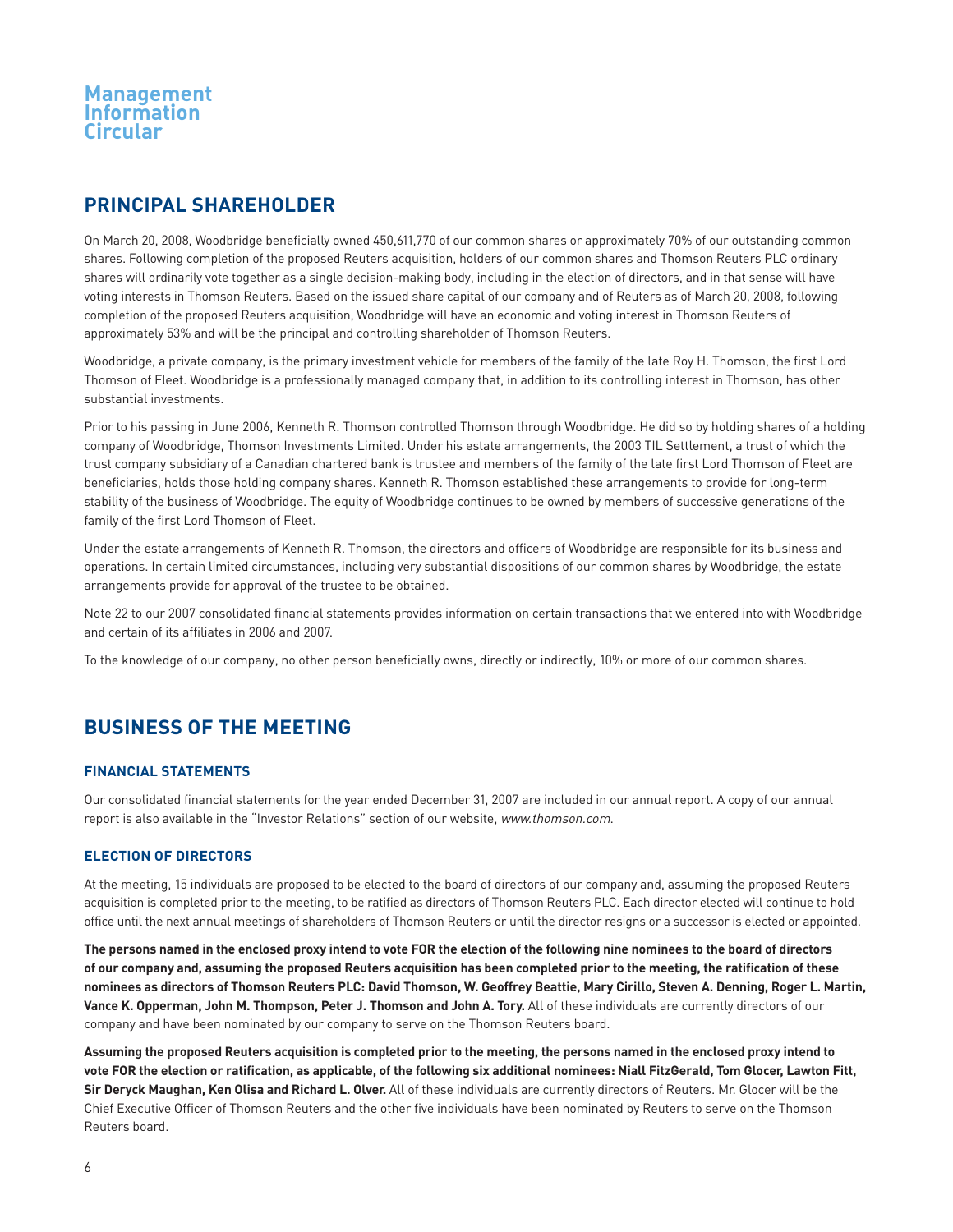## PRINCIPAL SHAREHOLDER

On March 20, 2008, Woodbridge beneficially owned 450,611,770 of our common shares or approximately 70% of our outstanding common shares. Following completion of the proposed Reuters acquisition, holders of our common shares and Thomson Reuters PLC ordinary shares will ordinarily vote together as a single decision-making body, including in the election of directors, and in that sense will have voting interests in Thomson Reuters. Based on the issued share capital of our company and of Reuters as of March 20, 2008, following completion of the proposed Reuters acquisition, Woodbridge will have an economic and voting interest in Thomson Reuters of approximately 53% and will be the principal and controlling shareholder of Thomson Reuters.

Woodbridge, a private company, is the primary investment vehicle for members of the family of the late Roy H. Thomson, the first Lord Thomson of Fleet. Woodbridge is a professionally managed company that, in addition to its controlling interest in Thomson, has other substantial investments.

Prior to his passing in June 2006, Kenneth R. Thomson controlled Thomson through Woodbridge. He did so by holding shares of a holding company of Woodbridge, Thomson Investments Limited. Under his estate arrangements, the 2003 TIL Settlement, a trust of which the trust company subsidiary of a Canadian chartered bank is trustee and members of the family of the late first Lord Thomson of Fleet are beneficiaries, holds those holding company shares. Kenneth R. Thomson established these arrangements to provide for long-term stability of the business of Woodbridge. The equity of Woodbridge continues to be owned by members of successive generations of the family of the first Lord Thomson of Fleet.

Under the estate arrangements of Kenneth R. Thomson, the directors and officers of Woodbridge are responsible for its business and operations. In certain limited circumstances, including very substantial dispositions of our common shares by Woodbridge, the estate arrangements provide for approval of the trustee to be obtained.

Note 22 to our 2007 consolidated financial statements provides information on certain transactions that we entered into with Woodbridge and certain of its affiliates in 2006 and 2007.

To the knowledge of our company, no other person beneficially owns, directly or indirectly, 10% or more of our common shares.

## BUSINESS OF THE MEETING

### FINANCIAL STATEMENTS

Our consolidated financial statements for the year ended December 31, 2007 are included in our annual report. A copy of our annual report is also available in the "Investor Relations" section of our website, *www.thomson.com*.

### ELECTION OF DIRECTORS

At the meeting, 15 individuals are proposed to be elected to the board of directors of our company and, assuming the proposed Reuters acquisition is completed prior to the meeting, to be ratified as directors of Thomson Reuters PLC. Each director elected will continue to hold office until the next annual meetings of shareholders of Thomson Reuters or until the director resigns or a successor is elected or appointed.

**The persons named in the enclosed proxy intend to vote FOR the election of the following nine nominees to the board of directors of our company and, assuming the proposed Reuters acquisition has been completed prior to the meeting, the ratification of these nominees as directors of Thomson Reuters PLC: David Thomson, W. Geoffrey Beattie, Mary Cirillo, Steven A. Denning, Roger L. Martin, Vance K. Opperman, John M. Thompson, Peter J. Thomson and John A. Tory.** All of these individuals are currently directors of our company and have been nominated by our company to serve on the Thomson Reuters board.

**Assuming the proposed Reuters acquisition is completed prior to the meeting, the persons named in the enclosed proxy intend to vote FOR the election or ratification, as applicable, of the following six additional nominees: Niall FitzGerald, Tom Glocer, Lawton Fitt, Sir Deryck Maughan, Ken Olisa and Richard L. Olver.** All of these individuals are currently directors of Reuters. Mr. Glocer will be the Chief Executive Officer of Thomson Reuters and the other five individuals have been nominated by Reuters to serve on the Thomson Reuters board.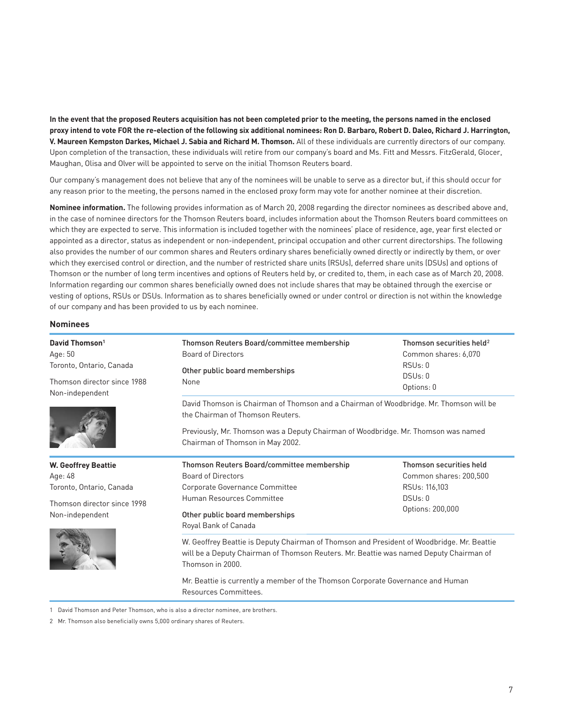**In the event that the proposed Reuters acquisition has not been completed prior to the meeting, the persons named in the enclosed proxy intend to vote FOR the re-election of the following six additional nominees: Ron D. Barbaro, Robert D. Daleo, Richard J. Harrington, V. Maureen Kempston Darkes, Michael J. Sabia and Richard M. Thomson.** All of these individuals are currently directors of our company. Upon completion of the transaction, these individuals will retire from our company's board and Ms. Fitt and Messrs. FitzGerald, Glocer, Maughan, Olisa and Olver will be appointed to serve on the initial Thomson Reuters board.

Our company's management does not believe that any of the nominees will be unable to serve as a director but, if this should occur for any reason prior to the meeting, the persons named in the enclosed proxy form may vote for another nominee at their discretion.

**Nominee information.** The following provides information as of March 20, 2008 regarding the director nominees as described above and, in the case of nominee directors for the Thomson Reuters board, includes information about the Thomson Reuters board committees on which they are expected to serve. This information is included together with the nominees' place of residence, age, year first elected or appointed as a director, status as independent or non-independent, principal occupation and other current directorships. The following also provides the number of our common shares and Reuters ordinary shares beneficially owned directly or indirectly by them, or over which they exercised control or direction, and the number of restricted share units (RSUs), deferred share units (DSUs) and options of Thomson or the number of long term incentives and options of Reuters held by, or credited to, them, in each case as of March 20, 2008. Information regarding our common shares beneficially owned does not include shares that may be obtained through the exercise or vesting of options, RSUs or DSUs. Information as to shares beneficially owned or under control or direction is not within the knowledge of our company and has been provided to us by each nominee.

## Nominees

**David Thomson**[1]
Age: 50
Toronto, Ontario, Canada

Thomson director since 1988
Non-independent

**Thomson Reuters Board/committee membership**
Board of Directors

**Other public board memberships**
None

**Thomson securities held**[2]
Common shares: 6,070
RSUs: 0
DSUs: 0
Options: 0

David Thomson is Chairman of Thomson and a Chairman of Woodbridge. Mr. Thomson will be the Chairman of Thomson Reuters.

Previously, Mr. Thomson was a Deputy Chairman of Woodbridge. Mr. Thomson was named Chairman of Thomson in May 2002.

**W. Geoffrey Beattie**
Age: 48
Toronto, Ontario, Canada

Thomson director since 1998
Non-independent

**Thomson Reuters Board/committee membership**
Board of Directors
Corporate Governance Committee
Human Resources Committee

**Other public board memberships**
Royal Bank of Canada

**Thomson securities held**
Common shares: 200,500
RSUs: 116,103
DSUs: 0
Options: 200,000

W. Geoffrey Beattie is Deputy Chairman of Thomson and President of Woodbridge. Mr. Beattie will be a Deputy Chairman of Thomson Reuters. Mr. Beattie was named Deputy Chairman of Thomson in 2000.

Mr. Beattie is currently a member of the Thomson Corporate Governance and Human Resources Committees.

1 David Thomson and Peter Thomson, who is also a director nominee, are brothers.

2 Mr. Thomson also beneficially owns 5,000 ordinary shares of Reuters.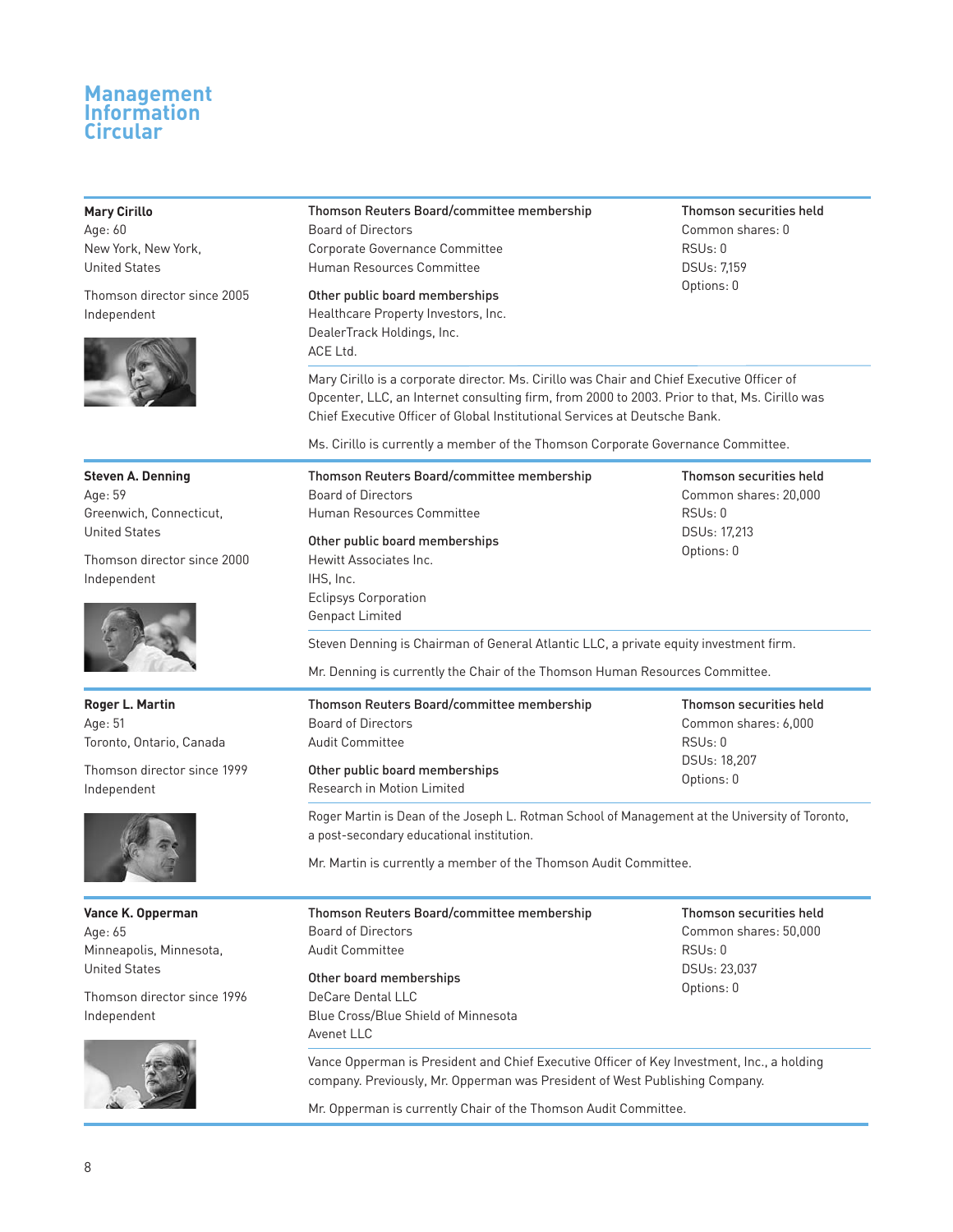**Mary Cirillo**
Age: 60
New York, New York,
United States

Thomson director since 2005
Independent

**Thomson Reuters Board/committee membership**
Board of Directors
Corporate Governance Committee
Human Resources Committee

**Other public board memberships**
Healthcare Property Investors, Inc.
DealerTrack Holdings, Inc.
ACE Ltd.

**Thomson securities held**
Common shares: 0
RSUs: 0
DSUs: 7,159
Options: 0

Mary Cirillo is a corporate director. Ms. Cirillo was Chair and Chief Executive Officer of Opcenter, LLC, an Internet consulting firm, from 2000 to 2003. Prior to that, Ms. Cirillo was Chief Executive Officer of Global Institutional Services at Deutsche Bank.

Ms. Cirillo is currently a member of the Thomson Corporate Governance Committee.

---

**Steven A. Denning**
Age: 59
Greenwich, Connecticut,
United States

Thomson director since 2000
Independent

**Thomson Reuters Board/committee membership**
Board of Directors
Human Resources Committee

**Other public board memberships**
Hewitt Associates Inc.
IHS, Inc.
Eclipsys Corporation
Genpact Limited

**Thomson securities held**
Common shares: 20,000
RSUs: 0
DSUs: 17,213
Options: 0

Steven Denning is Chairman of General Atlantic LLC, a private equity investment firm.

Mr. Denning is currently the Chair of the Thomson Human Resources Committee.

---

**Roger L. Martin**
Age: 51
Toronto, Ontario, Canada

Thomson director since 1999
Independent

**Thomson Reuters Board/committee membership**
Board of Directors
Audit Committee

**Other public board memberships**
Research in Motion Limited

**Thomson securities held**
Common shares: 6,000
RSUs: 0
DSUs: 18,207
Options: 0

Roger Martin is Dean of the Joseph L. Rotman School of Management at the University of Toronto, a post-secondary educational institution.

Mr. Martin is currently a member of the Thomson Audit Committee.

---

**Vance K. Opperman**
Age: 65
Minneapolis, Minnesota,
United States

Thomson director since 1996
Independent

**Thomson Reuters Board/committee membership**
Board of Directors
Audit Committee

**Other board memberships**
DeCare Dental LLC
Blue Cross/Blue Shield of Minnesota
Avenet LLC

**Thomson securities held**
Common shares: 50,000
RSUs: 0
DSUs: 23,037
Options: 0

Vance Opperman is President and Chief Executive Officer of Key Investment, Inc., a holding company. Previously, Mr. Opperman was President of West Publishing Company.

Mr. Opperman is currently Chair of the Thomson Audit Committee.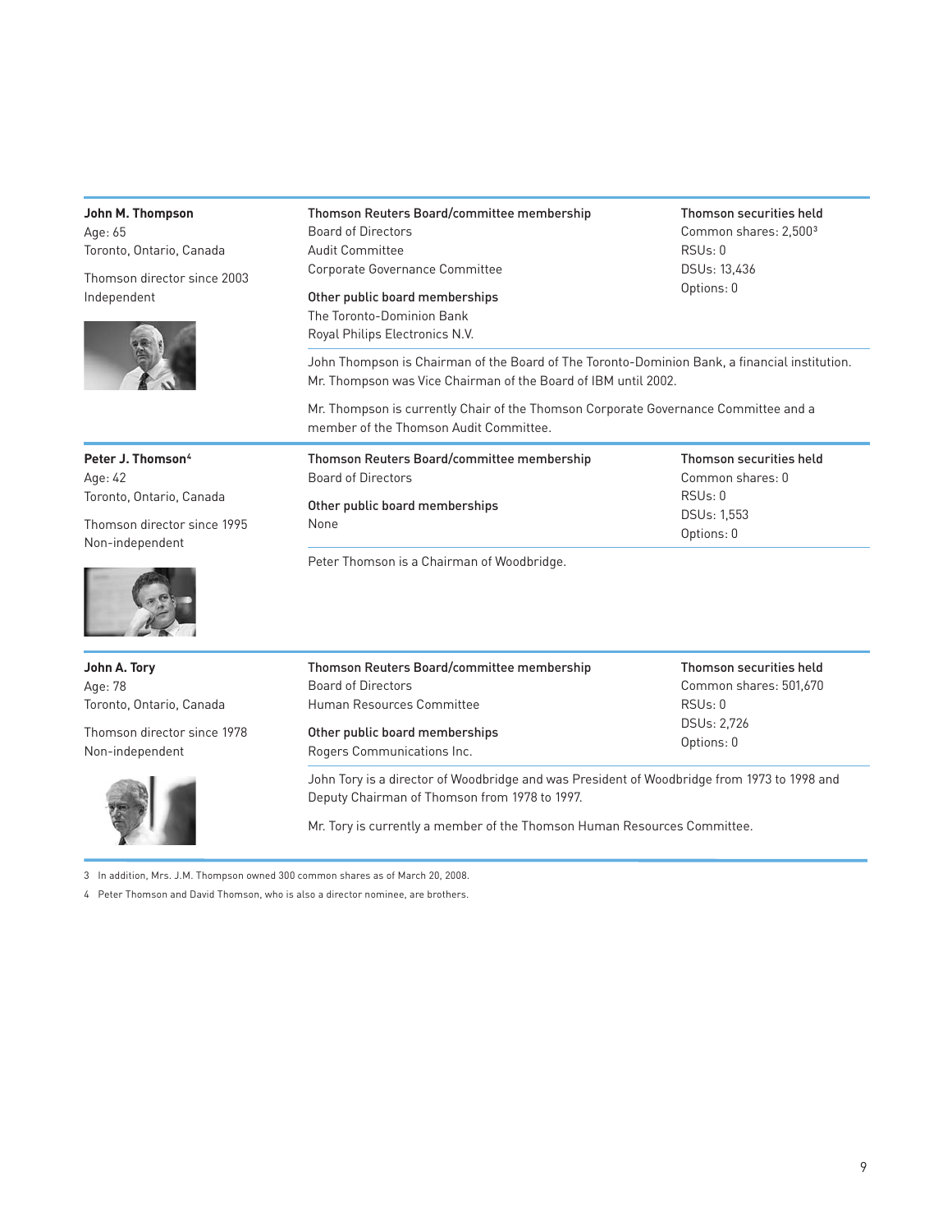**John M. Thompson**
Age: 65
Toronto, Ontario, Canada

Thomson director since 2003
Independent

**Thomson Reuters Board/committee membership**
Board of Directors
Audit Committee
Corporate Governance Committee

**Other public board memberships**
The Toronto-Dominion Bank
Royal Philips Electronics N.V.

**Thomson securities held**
Common shares: 2,500[3]
RSUs: 0
DSUs: 13,436
Options: 0

John Thompson is Chairman of the Board of The Toronto-Dominion Bank, a financial institution. Mr. Thompson was Vice Chairman of the Board of IBM until 2002.

Mr. Thompson is currently Chair of the Thomson Corporate Governance Committee and a member of the Thomson Audit Committee.

---

**Peter J. Thomson[4]**
Age: 42
Toronto, Ontario, Canada

Thomson director since 1995
Non-independent

**Thomson Reuters Board/committee membership**
Board of Directors

**Other public board memberships**
None

**Thomson securities held**
Common shares: 0
RSUs: 0
DSUs: 1,553
Options: 0

Peter Thomson is a Chairman of Woodbridge.

---

**John A. Tory**
Age: 78
Toronto, Ontario, Canada

Thomson director since 1978
Non-independent

**Thomson Reuters Board/committee membership**
Board of Directors
Human Resources Committee

**Other public board memberships**
Rogers Communications Inc.

**Thomson securities held**
Common shares: 501,670
RSUs: 0
DSUs: 2,726
Options: 0

John Tory is a director of Woodbridge and was President of Woodbridge from 1973 to 1998 and Deputy Chairman of Thomson from 1978 to 1997.

Mr. Tory is currently a member of the Thomson Human Resources Committee.

---

3 In addition, Mrs. J.M. Thompson owned 300 common shares as of March 20, 2008.

4 Peter Thomson and David Thomson, who is also a director nominee, are brothers.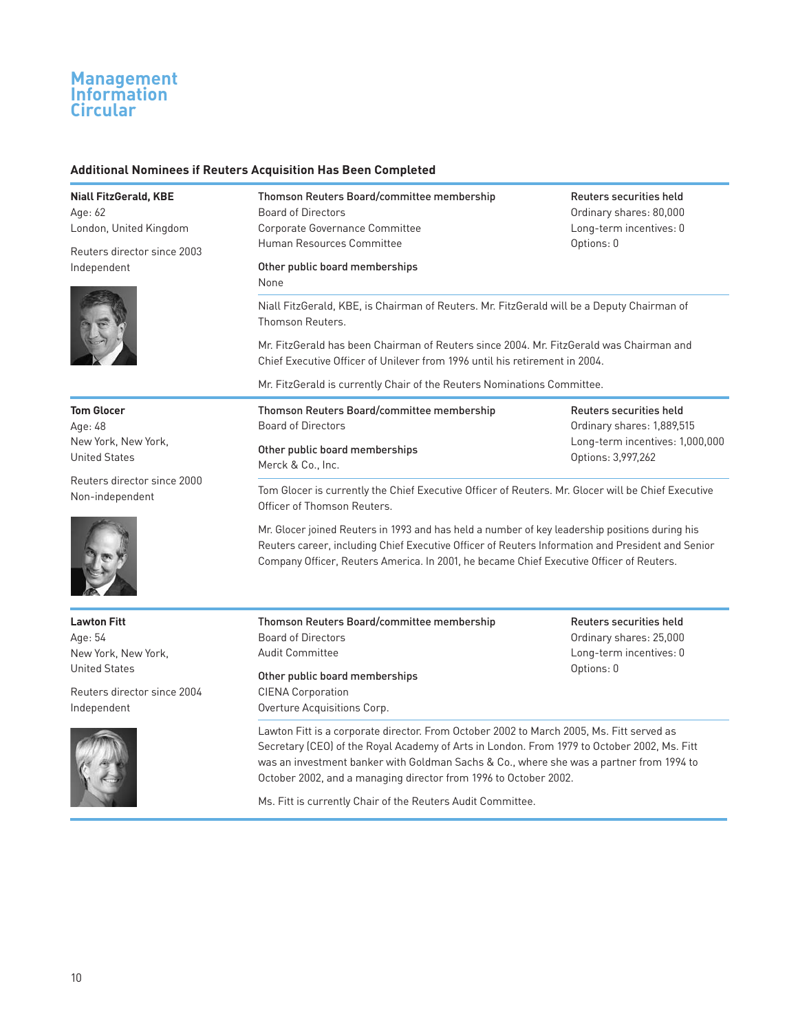## Additional Nominees if Reuters Acquisition Has Been Completed

**Niall FitzGerald, KBE**
Age: 62
London, United Kingdom

Reuters director since 2003
Independent

**Thomson Reuters Board/committee membership**
Board of Directors
Corporate Governance Committee
Human Resources Committee

**Other public board memberships**
None

**Reuters securities held**
Ordinary shares: 80,000
Long-term incentives: 0
Options: 0

Niall FitzGerald, KBE, is Chairman of Reuters. Mr. FitzGerald will be a Deputy Chairman of Thomson Reuters.

Mr. FitzGerald has been Chairman of Reuters since 2004. Mr. FitzGerald was Chairman and Chief Executive Officer of Unilever from 1996 until his retirement in 2004.

Mr. FitzGerald is currently Chair of the Reuters Nominations Committee.

---

**Tom Glocer**
Age: 48
New York, New York, United States

Reuters director since 2000
Non-independent

**Thomson Reuters Board/committee membership**
Board of Directors

**Other public board memberships**
Merck & Co., Inc.

**Reuters securities held**
Ordinary shares: 1,889,515
Long-term incentives: 1,000,000
Options: 3,997,262

Tom Glocer is currently the Chief Executive Officer of Reuters. Mr. Glocer will be Chief Executive Officer of Thomson Reuters.

Mr. Glocer joined Reuters in 1993 and has held a number of key leadership positions during his Reuters career, including Chief Executive Officer of Reuters Information and President and Senior Company Officer, Reuters America. In 2001, he became Chief Executive Officer of Reuters.

---

**Lawton Fitt**
Age: 54
New York, New York, United States

Reuters director since 2004
Independent

**Thomson Reuters Board/committee membership**
Board of Directors
Audit Committee

**Other public board memberships**
CIENA Corporation
Overture Acquisitions Corp.

**Reuters securities held**
Ordinary shares: 25,000
Long-term incentives: 0
Options: 0

Lawton Fitt is a corporate director. From October 2002 to March 2005, Ms. Fitt served as Secretary (CEO) of the Royal Academy of Arts in London. From 1979 to October 2002, Ms. Fitt was an investment banker with Goldman Sachs & Co., where she was a partner from 1994 to October 2002, and a managing director from 1996 to October 2002.

Ms. Fitt is currently Chair of the Reuters Audit Committee.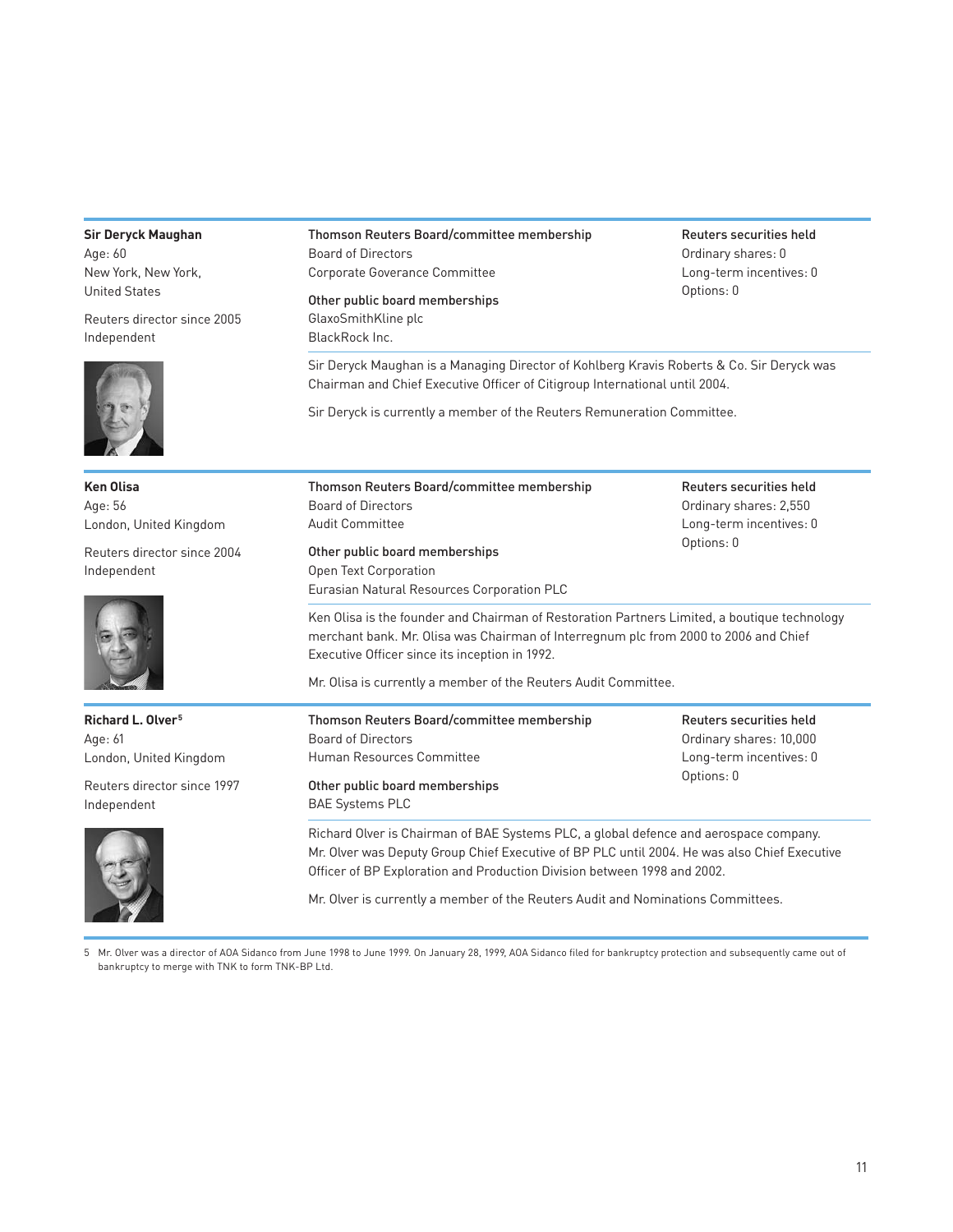**Sir Deryck Maughan**
Age: 60
New York, New York,
United States

Reuters director since 2005
Independent

**Thomson Reuters Board/committee membership**
Board of Directors
Corporate Goverance Committee

**Other public board memberships**
GlaxoSmithKline plc
BlackRock Inc.

**Reuters securities held**
Ordinary shares: 0
Long-term incentives: 0
Options: 0

Sir Deryck Maughan is a Managing Director of Kohlberg Kravis Roberts & Co. Sir Deryck was Chairman and Chief Executive Officer of Citigroup International until 2004.

Sir Deryck is currently a member of the Reuters Remuneration Committee.

---

**Ken Olisa**
Age: 56
London, United Kingdom

Reuters director since 2004
Independent

**Thomson Reuters Board/committee membership**
Board of Directors
Audit Committee

**Other public board memberships**
Open Text Corporation
Eurasian Natural Resources Corporation PLC

**Reuters securities held**
Ordinary shares: 2,550
Long-term incentives: 0
Options: 0

Ken Olisa is the founder and Chairman of Restoration Partners Limited, a boutique technology merchant bank. Mr. Olisa was Chairman of Interregnum plc from 2000 to 2006 and Chief Executive Officer since its inception in 1992.

Mr. Olisa is currently a member of the Reuters Audit Committee.

---

**Richard L. Olver**[5]
Age: 61
London, United Kingdom

Reuters director since 1997
Independent

**Thomson Reuters Board/committee membership**
Board of Directors
Human Resources Committee

**Other public board memberships**
BAE Systems PLC

**Reuters securities held**
Ordinary shares: 10,000
Long-term incentives: 0
Options: 0

Richard Olver is Chairman of BAE Systems PLC, a global defence and aerospace company. Mr. Olver was Deputy Group Chief Executive of BP PLC until 2004. He was also Chief Executive Officer of BP Exploration and Production Division between 1998 and 2002.

Mr. Olver is currently a member of the Reuters Audit and Nominations Committees.

---

5 Mr. Olver was a director of AOA Sidanco from June 1998 to June 1999. On January 28, 1999, AOA Sidanco filed for bankruptcy protection and subsequently came out of bankruptcy to merge with TNK to form TNK-BP Ltd.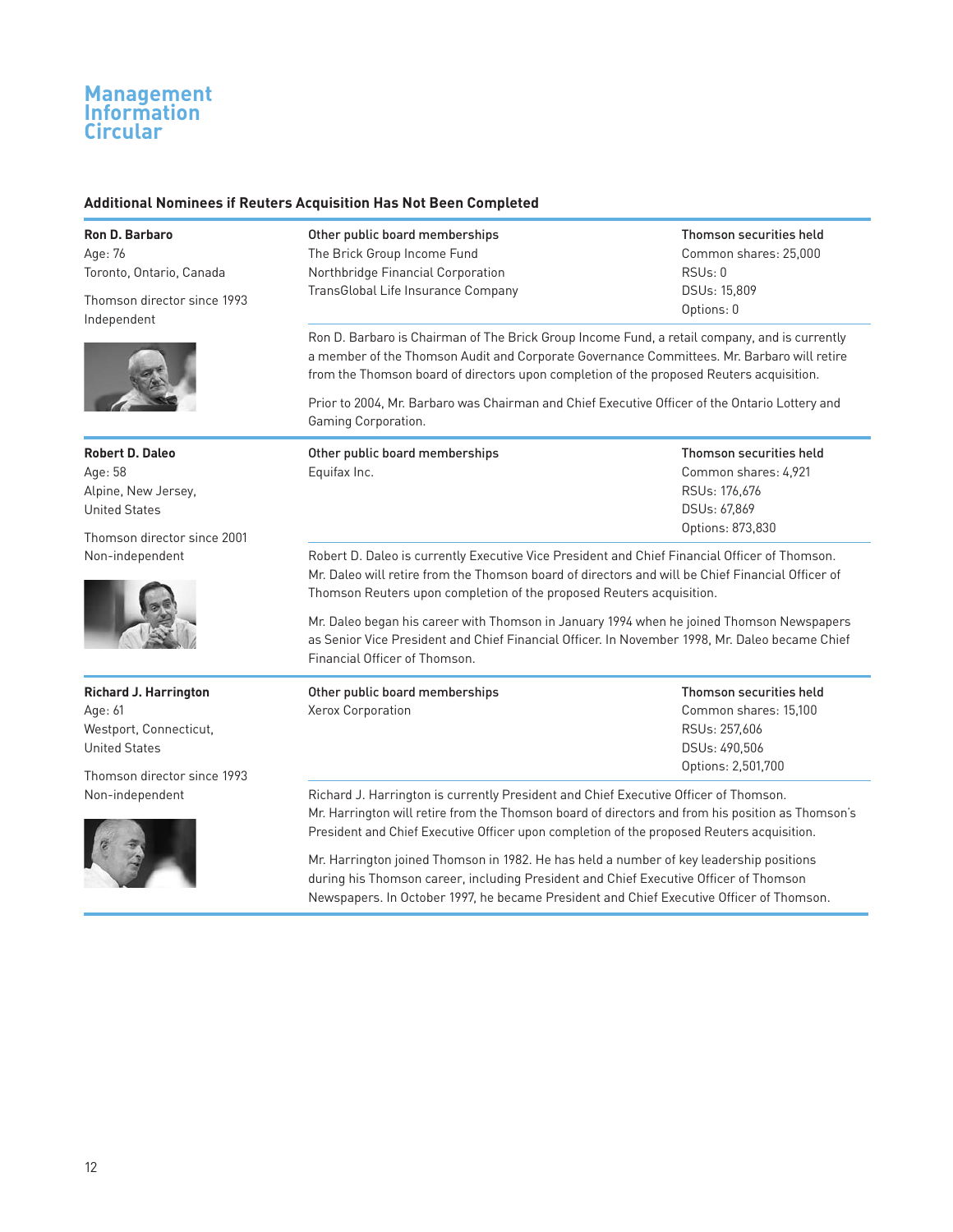## Additional Nominees if Reuters Acquisition Has Not Been Completed

**Ron D. Barbaro**
Age: 76
Toronto, Ontario, Canada

Thomson director since 1993
Independent

**Other public board memberships**
The Brick Group Income Fund
Northbridge Financial Corporation
TransGlobal Life Insurance Company

**Thomson securities held**
Common shares: 25,000
RSUs: 0
DSUs: 15,809
Options: 0

Ron D. Barbaro is Chairman of The Brick Group Income Fund, a retail company, and is currently a member of the Thomson Audit and Corporate Governance Committees. Mr. Barbaro will retire from the Thomson board of directors upon completion of the proposed Reuters acquisition.

Prior to 2004, Mr. Barbaro was Chairman and Chief Executive Officer of the Ontario Lottery and Gaming Corporation.

---

**Robert D. Daleo**
Age: 58
Alpine, New Jersey, United States

Thomson director since 2001
Non-independent

**Other public board memberships**
Equifax Inc.

**Thomson securities held**
Common shares: 4,921
RSUs: 176,676
DSUs: 67,869
Options: 873,830

Robert D. Daleo is currently Executive Vice President and Chief Financial Officer of Thomson. Mr. Daleo will retire from the Thomson board of directors and will be Chief Financial Officer of Thomson Reuters upon completion of the proposed Reuters acquisition.

Mr. Daleo began his career with Thomson in January 1994 when he joined Thomson Newspapers as Senior Vice President and Chief Financial Officer. In November 1998, Mr. Daleo became Chief Financial Officer of Thomson.

---

**Richard J. Harrington**
Age: 61
Westport, Connecticut, United States

Thomson director since 1993
Non-independent

**Other public board memberships**
Xerox Corporation

**Thomson securities held**
Common shares: 15,100
RSUs: 257,606
DSUs: 490,506
Options: 2,501,700

Richard J. Harrington is currently President and Chief Executive Officer of Thomson. Mr. Harrington will retire from the Thomson board of directors and from his position as Thomson's President and Chief Executive Officer upon completion of the proposed Reuters acquisition.

Mr. Harrington joined Thomson in 1982. He has held a number of key leadership positions during his Thomson career, including President and Chief Executive Officer of Thomson Newspapers. In October 1997, he became President and Chief Executive Officer of Thomson.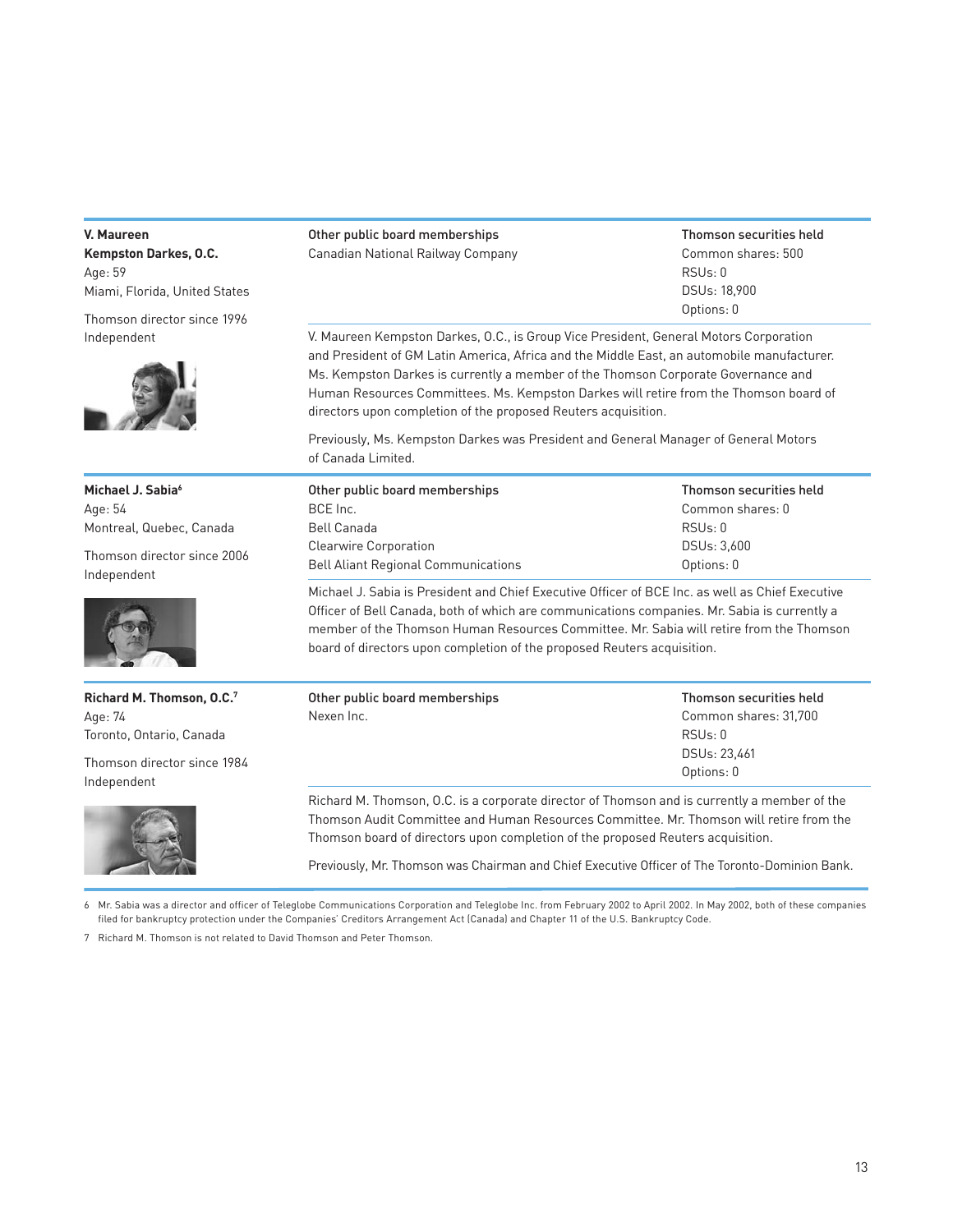**V. Maureen Kempston Darkes, O.C.**
Age: 59
Miami, Florida, United States

Thomson director since 1996
Independent

**Other public board memberships**
Canadian National Railway Company

**Thomson securities held**
Common shares: 500
RSUs: 0
DSUs: 18,900
Options: 0

V. Maureen Kempston Darkes, O.C., is Group Vice President, General Motors Corporation and President of GM Latin America, Africa and the Middle East, an automobile manufacturer. Ms. Kempston Darkes is currently a member of the Thomson Corporate Governance and Human Resources Committees. Ms. Kempston Darkes will retire from the Thomson board of directors upon completion of the proposed Reuters acquisition.

Previously, Ms. Kempston Darkes was President and General Manager of General Motors of Canada Limited.

---

**Michael J. Sabia[6]**
Age: 54
Montreal, Quebec, Canada

Thomson director since 2006
Independent

**Other public board memberships**
BCE Inc.
Bell Canada
Clearwire Corporation
Bell Aliant Regional Communications

**Thomson securities held**
Common shares: 0
RSUs: 0
DSUs: 3,600
Options: 0

Michael J. Sabia is President and Chief Executive Officer of BCE Inc. as well as Chief Executive Officer of Bell Canada, both of which are communications companies. Mr. Sabia is currently a member of the Thomson Human Resources Committee. Mr. Sabia will retire from the Thomson board of directors upon completion of the proposed Reuters acquisition.

---

**Richard M. Thomson, O.C.[7]**
Age: 74
Toronto, Ontario, Canada

Thomson director since 1984
Independent

**Other public board memberships**
Nexen Inc.

**Thomson securities held**
Common shares: 31,700
RSUs: 0
DSUs: 23,461
Options: 0

Richard M. Thomson, O.C. is a corporate director of Thomson and is currently a member of the Thomson Audit Committee and Human Resources Committee. Mr. Thomson will retire from the Thomson board of directors upon completion of the proposed Reuters acquisition.

Previously, Mr. Thomson was Chairman and Chief Executive Officer of The Toronto-Dominion Bank.

---

6 Mr. Sabia was a director and officer of Teleglobe Communications Corporation and Teleglobe Inc. from February 2002 to April 2002. In May 2002, both of these companies filed for bankruptcy protection under the Companies' Creditors Arrangement Act (Canada) and Chapter 11 of the U.S. Bankruptcy Code.

7 Richard M. Thomson is not related to David Thomson and Peter Thomson.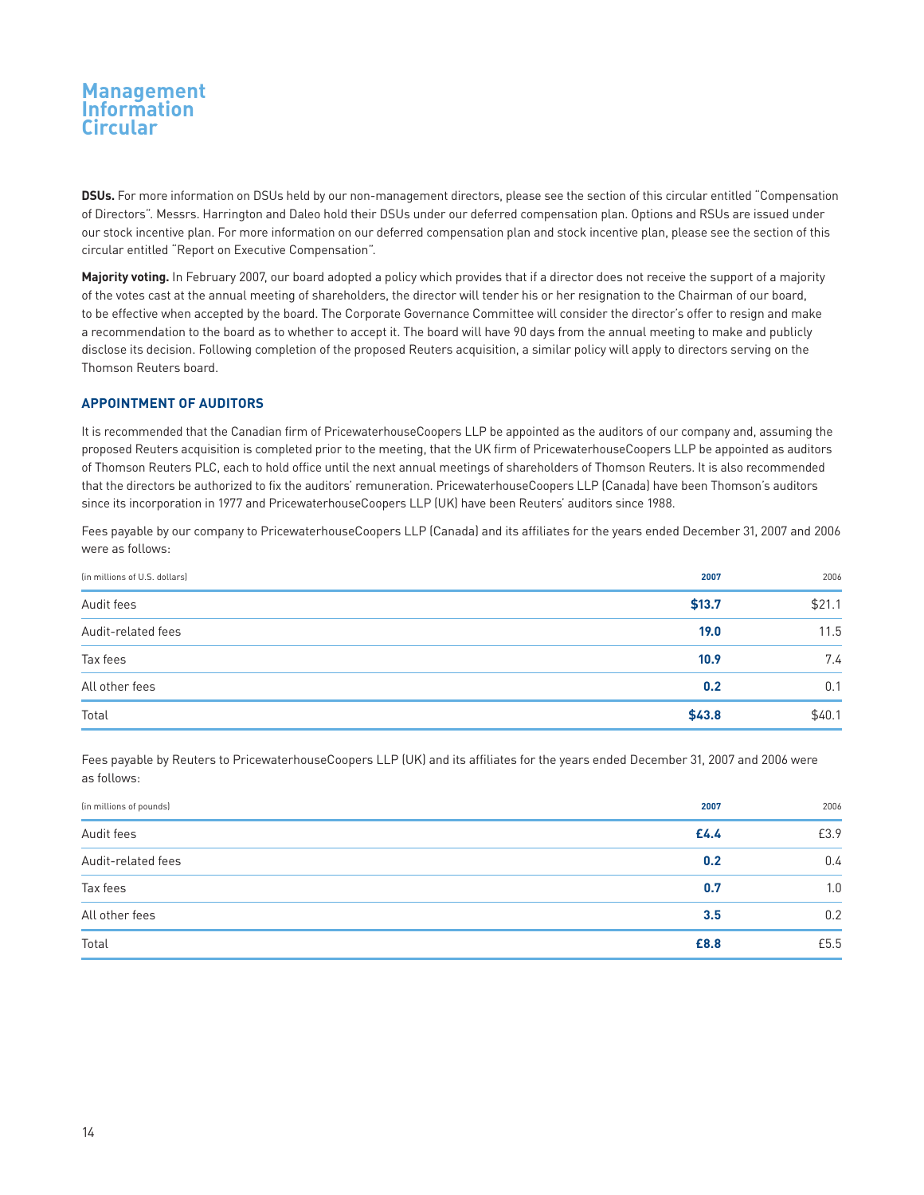**DSUs.** For more information on DSUs held by our non-management directors, please see the section of this circular entitled "Compensation of Directors". Messrs. Harrington and Daleo hold their DSUs under our deferred compensation plan. Options and RSUs are issued under our stock incentive plan. For more information on our deferred compensation plan and stock incentive plan, please see the section of this circular entitled "Report on Executive Compensation".

**Majority voting.** In February 2007, our board adopted a policy which provides that if a director does not receive the support of a majority of the votes cast at the annual meeting of shareholders, the director will tender his or her resignation to the Chairman of our board, to be effective when accepted by the board. The Corporate Governance Committee will consider the director's offer to resign and make a recommendation to the board as to whether to accept it. The board will have 90 days from the annual meeting to make and publicly disclose its decision. Following completion of the proposed Reuters acquisition, a similar policy will apply to directors serving on the Thomson Reuters board.

## APPOINTMENT OF AUDITORS

It is recommended that the Canadian firm of PricewaterhouseCoopers LLP be appointed as the auditors of our company and, assuming the proposed Reuters acquisition is completed prior to the meeting, that the UK firm of PricewaterhouseCoopers LLP be appointed as auditors of Thomson Reuters PLC, each to hold office until the next annual meetings of shareholders of Thomson Reuters. It is also recommended that the directors be authorized to fix the auditors' remuneration. PricewaterhouseCoopers LLP (Canada) have been Thomson's auditors since its incorporation in 1977 and PricewaterhouseCoopers LLP (UK) have been Reuters' auditors since 1988.

Fees payable by our company to PricewaterhouseCoopers LLP (Canada) and its affiliates for the years ended December 31, 2007 and 2006 were as follows:

| (in millions of U.S. dollars) | 2007 | 2006 |
|---|---|---|
| Audit fees | **$13.7** | $21.1 |
| Audit-related fees | **19.0** | 11.5 |
| Tax fees | **10.9** | 7.4 |
| All other fees | **0.2** | 0.1 |
| Total | **$43.8** | $40.1 |

Fees payable by Reuters to PricewaterhouseCoopers LLP (UK) and its affiliates for the years ended December 31, 2007 and 2006 were as follows:

| (in millions of pounds) | 2007 | 2006 |
|---|---|---|
| Audit fees | **£4.4** | £3.9 |
| Audit-related fees | **0.2** | 0.4 |
| Tax fees | **0.7** | 1.0 |
| All other fees | **3.5** | 0.2 |
| Total | **£8.8** | £5.5 |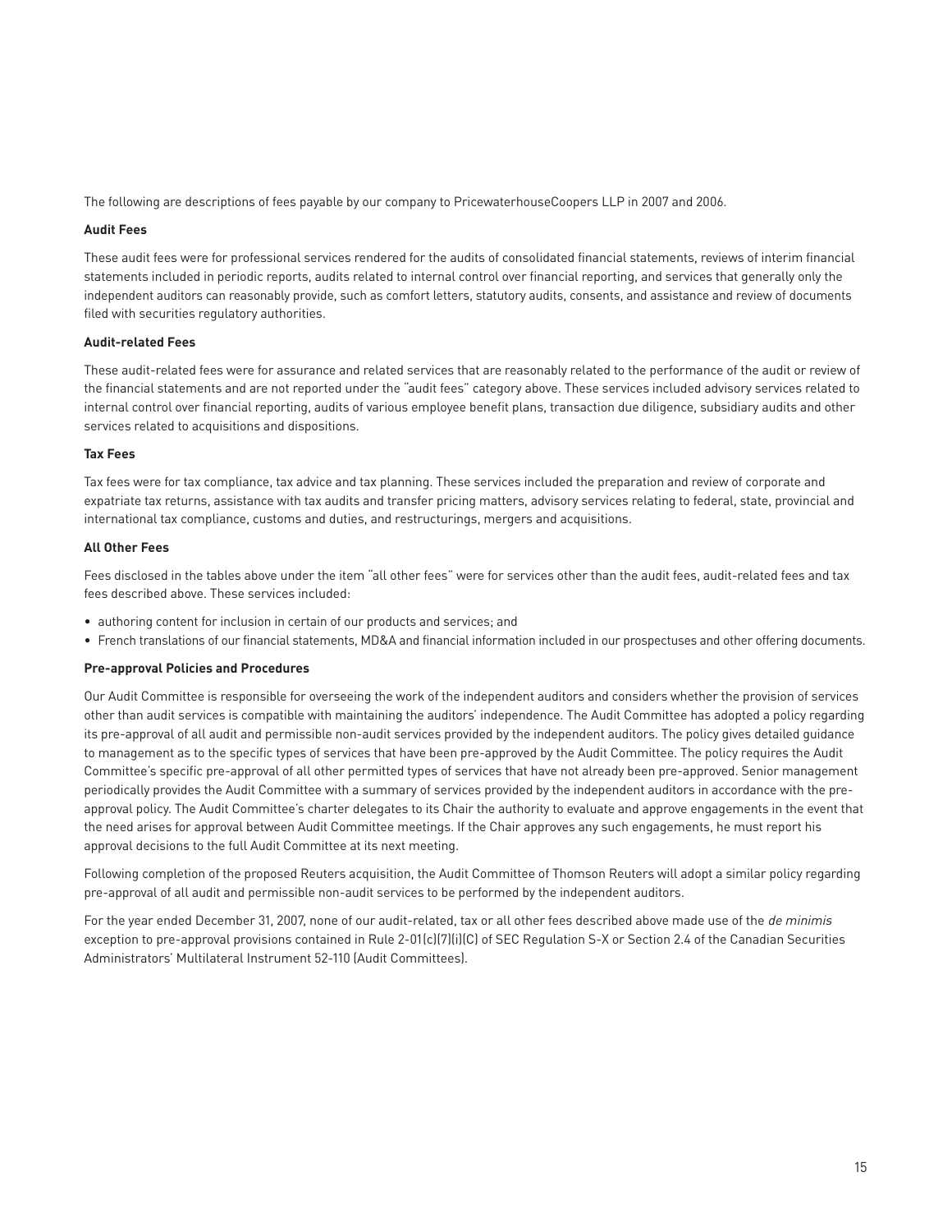The following are descriptions of fees payable by our company to PricewaterhouseCoopers LLP in 2007 and 2006.

**Audit Fees**

These audit fees were for professional services rendered for the audits of consolidated financial statements, reviews of interim financial statements included in periodic reports, audits related to internal control over financial reporting, and services that generally only the independent auditors can reasonably provide, such as comfort letters, statutory audits, consents, and assistance and review of documents filed with securities regulatory authorities.

**Audit-related Fees**

These audit-related fees were for assurance and related services that are reasonably related to the performance of the audit or review of the financial statements and are not reported under the "audit fees" category above. These services included advisory services related to internal control over financial reporting, audits of various employee benefit plans, transaction due diligence, subsidiary audits and other services related to acquisitions and dispositions.

**Tax Fees**

Tax fees were for tax compliance, tax advice and tax planning. These services included the preparation and review of corporate and expatriate tax returns, assistance with tax audits and transfer pricing matters, advisory services relating to federal, state, provincial and international tax compliance, customs and duties, and restructurings, mergers and acquisitions.

**All Other Fees**

Fees disclosed in the tables above under the item "all other fees" were for services other than the audit fees, audit-related fees and tax fees described above. These services included:

- authoring content for inclusion in certain of our products and services; and
- French translations of our financial statements, MD&A and financial information included in our prospectuses and other offering documents.

**Pre-approval Policies and Procedures**

Our Audit Committee is responsible for overseeing the work of the independent auditors and considers whether the provision of services other than audit services is compatible with maintaining the auditors' independence. The Audit Committee has adopted a policy regarding its pre-approval of all audit and permissible non-audit services provided by the independent auditors. The policy gives detailed guidance to management as to the specific types of services that have been pre-approved by the Audit Committee. The policy requires the Audit Committee's specific pre-approval of all other permitted types of services that have not already been pre-approved. Senior management periodically provides the Audit Committee with a summary of services provided by the independent auditors in accordance with the pre-approval policy. The Audit Committee's charter delegates to its Chair the authority to evaluate and approve engagements in the event that the need arises for approval between Audit Committee meetings. If the Chair approves any such engagements, he must report his approval decisions to the full Audit Committee at its next meeting.

Following completion of the proposed Reuters acquisition, the Audit Committee of Thomson Reuters will adopt a similar policy regarding pre-approval of all audit and permissible non-audit services to be performed by the independent auditors.

For the year ended December 31, 2007, none of our audit-related, tax or all other fees described above made use of the *de minimis* exception to pre-approval provisions contained in Rule 2-01(c)(7)(i)(C) of SEC Regulation S-X or Section 2.4 of the Canadian Securities Administrators' Multilateral Instrument 52-110 (Audit Committees).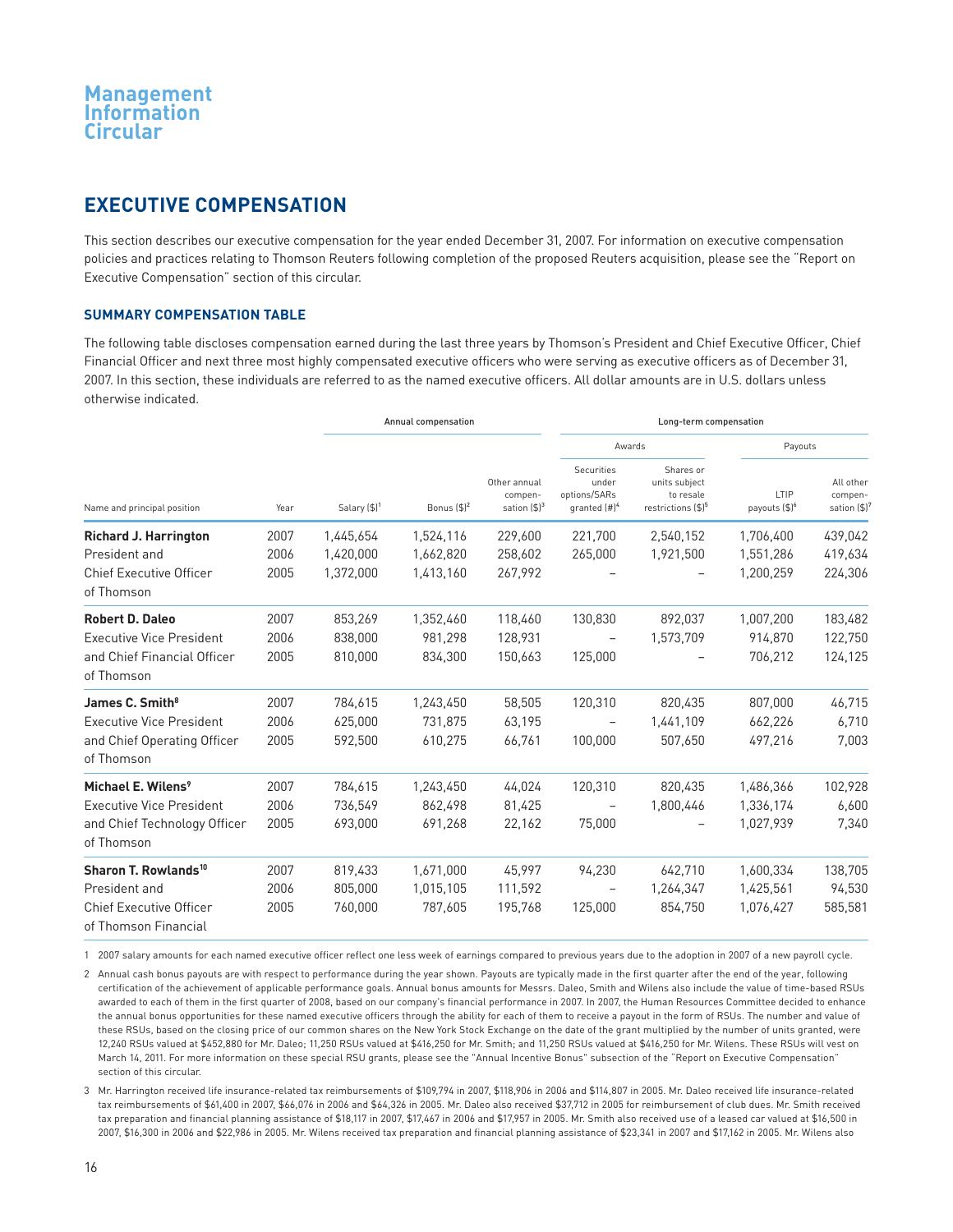## EXECUTIVE COMPENSATION

This section describes our executive compensation for the year ended December 31, 2007. For information on executive compensation policies and practices relating to Thomson Reuters following completion of the proposed Reuters acquisition, please see the "Report on Executive Compensation" section of this circular.

### SUMMARY COMPENSATION TABLE

The following table discloses compensation earned during the last three years by Thomson's President and Chief Executive Officer, Chief Financial Officer and next three most highly compensated executive officers who were serving as executive officers as of December 31, 2007. In this section, these individuals are referred to as the named executive officers. All dollar amounts are in U.S. dollars unless otherwise indicated.

| | | Annual compensation | | | Long-term compensation | | | |
|---|---|---|---|---|---|---|---|---|
| | | | | | Awards | | Payouts | |
| Name and principal position | Year | Salary ($)[1] | Bonus ($)[2] | Other annual compensation ($)[3] | Securities under options/SARs granted (#)[4] | Shares or units subject to resale restrictions ($)[5] | LTIP payouts ($)[6] | All other compensation ($)[7] |
| **Richard J. Harrington** | 2007 | 1,445,654 | 1,524,116 | 229,600 | 221,700 | 2,540,152 | 1,706,400 | 439,042 |
| President and | 2006 | 1,420,000 | 1,662,820 | 258,602 | 265,000 | 1,921,500 | 1,551,286 | 419,634 |
| Chief Executive Officer of Thomson | 2005 | 1,372,000 | 1,413,160 | 267,992 | – | – | 1,200,259 | 224,306 |
| **Robert D. Daleo** | 2007 | 853,269 | 1,352,460 | 118,460 | 130,830 | 892,037 | 1,007,200 | 183,482 |
| Executive Vice President | 2006 | 838,000 | 981,298 | 128,931 | – | 1,573,709 | 914,870 | 122,750 |
| and Chief Financial Officer of Thomson | 2005 | 810,000 | 834,300 | 150,663 | 125,000 | – | 706,212 | 124,125 |
| **James C. Smith[8]** | 2007 | 784,615 | 1,243,450 | 58,505 | 120,310 | 820,435 | 807,000 | 46,715 |
| Executive Vice President | 2006 | 625,000 | 731,875 | 63,195 | – | 1,441,109 | 662,226 | 6,710 |
| and Chief Operating Officer of Thomson | 2005 | 592,500 | 610,275 | 66,761 | 100,000 | 507,650 | 497,216 | 7,003 |
| **Michael E. Wilens[9]** | 2007 | 784,615 | 1,243,450 | 44,024 | 120,310 | 820,435 | 1,486,366 | 102,928 |
| Executive Vice President | 2006 | 736,549 | 862,498 | 81,425 | – | 1,800,446 | 1,336,174 | 6,600 |
| and Chief Technology Officer of Thomson | 2005 | 693,000 | 691,268 | 22,162 | 75,000 | – | 1,027,939 | 7,340 |
| **Sharon T. Rowlands[10]** | 2007 | 819,433 | 1,671,000 | 45,997 | 94,230 | 642,710 | 1,600,334 | 138,705 |
| President and | 2006 | 805,000 | 1,015,105 | 111,592 | – | 1,264,347 | 1,425,561 | 94,530 |
| Chief Executive Officer of Thomson Financial | 2005 | 760,000 | 787,605 | 195,768 | 125,000 | 854,750 | 1,076,427 | 585,581 |

1 2007 salary amounts for each named executive officer reflect one less week of earnings compared to previous years due to the adoption in 2007 of a new payroll cycle.

2 Annual cash bonus payouts are with respect to performance during the year shown. Payouts are typically made in the first quarter after the end of the year, following certification of the achievement of applicable performance goals. Annual bonus amounts for Messrs. Daleo, Smith and Wilens also include the value of time-based RSUs awarded to each of them in the first quarter of 2008, based on our company's financial performance in 2007. In 2007, the Human Resources Committee decided to enhance the annual bonus opportunities for these named executive officers through the ability for each of them to receive a payout in the form of RSUs. The number and value of these RSUs, based on the closing price of our common shares on the New York Stock Exchange on the date of the grant multiplied by the number of units granted, were 12,240 RSUs valued at $452,880 for Mr. Daleo; 11,250 RSUs valued at $416,250 for Mr. Smith; and 11,250 RSUs valued at $416,250 for Mr. Wilens. These RSUs will vest on March 14, 2011. For more information on these special RSU grants, please see the "Annual Incentive Bonus" subsection of the "Report on Executive Compensation" section of this circular.

3 Mr. Harrington received life insurance-related tax reimbursements of $109,794 in 2007, $118,906 in 2006 and $114,807 in 2005. Mr. Daleo received life insurance-related tax reimbursements of $61,400 in 2007, $66,076 in 2006 and $64,326 in 2005. Mr. Daleo also received $37,712 in 2005 for reimbursement of club dues. Mr. Smith received tax preparation and financial planning assistance of $18,117 in 2007, $17,467 in 2006 and $17,957 in 2005. Mr. Smith also received use of a leased car valued at $16,500 in 2007, $16,300 in 2006 and $22,986 in 2005. Mr. Wilens received tax preparation and financial planning assistance of $23,341 in 2007 and $17,162 in 2005. Mr. Wilens also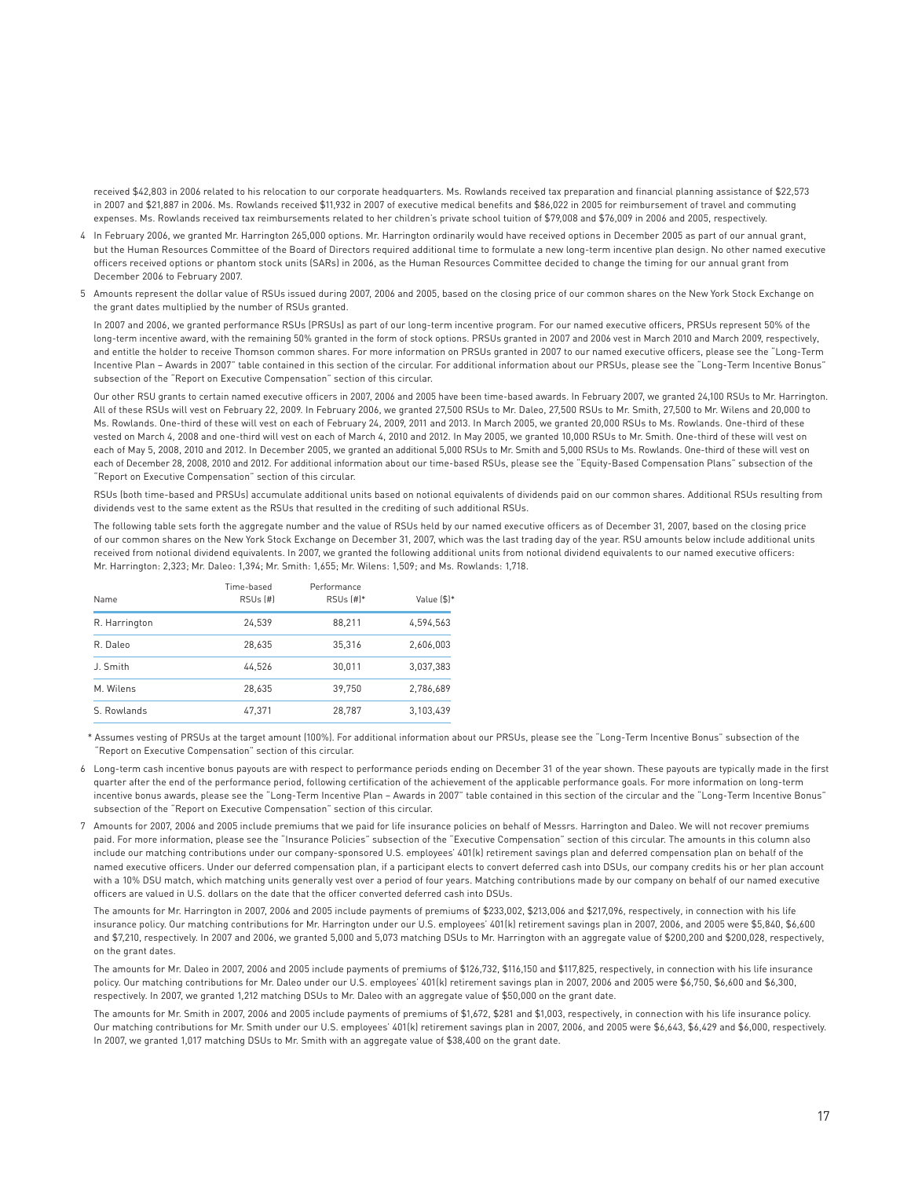received $42,803 in 2006 related to his relocation to our corporate headquarters. Ms. Rowlands received tax preparation and financial planning assistance of $22,573 in 2007 and $21,887 in 2006. Ms. Rowlands received $11,932 in 2007 of executive medical benefits and $86,022 in 2005 for reimbursement of travel and commuting expenses. Ms. Rowlands received tax reimbursements related to her children's private school tuition of $79,008 and $76,009 in 2006 and 2005, respectively.

4 In February 2006, we granted Mr. Harrington 265,000 options. Mr. Harrington ordinarily would have received options in December 2005 as part of our annual grant, but the Human Resources Committee of the Board of Directors required additional time to formulate a new long-term incentive plan design. No other named executive officers received options or phantom stock units (SARs) in 2006, as the Human Resources Committee decided to change the timing for our annual grant from December 2006 to February 2007.

5 Amounts represent the dollar value of RSUs issued during 2007, 2006 and 2005, based on the closing price of our common shares on the New York Stock Exchange on the grant dates multiplied by the number of RSUs granted.

In 2007 and 2006, we granted performance RSUs (PRSUs) as part of our long-term incentive program. For our named executive officers, PRSUs represent 50% of the long-term incentive award, with the remaining 50% granted in the form of stock options. PRSUs granted in 2007 and 2006 vest in March 2010 and March 2009, respectively, and entitle the holder to receive Thomson common shares. For more information on PRSUs granted in 2007 to our named executive officers, please see the "Long-Term Incentive Plan – Awards in 2007" table contained in this section of the circular. For additional information about our PRSUs, please see the "Long-Term Incentive Bonus" subsection of the "Report on Executive Compensation" section of this circular.

Our other RSU grants to certain named executive officers in 2007, 2006 and 2005 have been time-based awards. In February 2007, we granted 24,100 RSUs to Mr. Harrington. All of these RSUs will vest on February 22, 2009. In February 2006, we granted 27,500 RSUs to Mr. Daleo, 27,500 RSUs to Mr. Smith, 27,500 to Mr. Wilens and 20,000 to Ms. Rowlands. One-third of these will vest on each of February 24, 2009, 2011 and 2013. In March 2005, we granted 20,000 RSUs to Ms. Rowlands. One-third of these vested on March 4, 2008 and one-third will vest on each of March 4, 2010 and 2012. In May 2005, we granted 10,000 RSUs to Mr. Smith. One-third of these will vest on each of May 5, 2008, 2010 and 2012. In December 2005, we granted an additional 5,000 RSUs to Mr. Smith and 5,000 RSUs to Ms. Rowlands. One-third of these will vest on each of December 28, 2008, 2010 and 2012. For additional information about our time-based RSUs, please see the "Equity-Based Compensation Plans" subsection of the "Report on Executive Compensation" section of this circular.

RSUs (both time-based and PRSUs) accumulate additional units based on notional equivalents of dividends paid on our common shares. Additional RSUs resulting from dividends vest to the same extent as the RSUs that resulted in the crediting of such additional RSUs.

The following table sets forth the aggregate number and the value of RSUs held by our named executive officers as of December 31, 2007, based on the closing price of our common shares on the New York Stock Exchange on December 31, 2007, which was the last trading day of the year. RSU amounts below include additional units received from notional dividend equivalents. In 2007, we granted the following additional units from notional dividend equivalents to our named executive officers: Mr. Harrington: 2,323; Mr. Daleo: 1,394; Mr. Smith: 1,655; Mr. Wilens: 1,509; and Ms. Rowlands: 1,718.

| Name | Time-based RSUs (#) | Performance RSUs (#)* | Value ($)* |
|---|---|---|---|
| R. Harrington | 24,539 | 88,211 | 4,594,563 |
| R. Daleo | 28,635 | 35,316 | 2,606,003 |
| J. Smith | 44,526 | 30,011 | 3,037,383 |
| M. Wilens | 28,635 | 39,750 | 2,786,689 |
| S. Rowlands | 47,371 | 28,787 | 3,103,439 |

\* Assumes vesting of PRSUs at the target amount (100%). For additional information about our PRSUs, please see the "Long-Term Incentive Bonus" subsection of the "Report on Executive Compensation" section of this circular.

6 Long-term cash incentive bonus payouts are with respect to performance periods ending on December 31 of the year shown. These payouts are typically made in the first quarter after the end of the performance period, following certification of the achievement of the applicable performance goals. For more information on long-term incentive bonus awards, please see the "Long-Term Incentive Plan – Awards in 2007" table contained in this section of the circular and the "Long-Term Incentive Bonus" subsection of the "Report on Executive Compensation" section of this circular.

7 Amounts for 2007, 2006 and 2005 include premiums that we paid for life insurance policies on behalf of Messrs. Harrington and Daleo. We will not recover premiums paid. For more information, please see the "Insurance Policies" subsection of the "Executive Compensation" section of this circular. The amounts in this column also include our matching contributions under our company-sponsored U.S. employees' 401(k) retirement savings plan and deferred compensation plan on behalf of the named executive officers. Under our deferred compensation plan, if a participant elects to convert deferred cash into DSUs, our company credits his or her plan account with a 10% DSU match, which matching units generally vest over a period of four years. Matching contributions made by our company on behalf of our named executive officers are valued in U.S. dollars on the date that the officer converted deferred cash into DSUs.

The amounts for Mr. Harrington in 2007, 2006 and 2005 include payments of premiums of $233,002, $213,006 and $217,096, respectively, in connection with his life insurance policy. Our matching contributions for Mr. Harrington under our U.S. employees' 401(k) retirement savings plan in 2007, 2006, and 2005 were $5,840, $6,600 and $7,210, respectively. In 2007 and 2006, we granted 5,000 and 5,073 matching DSUs to Mr. Harrington with an aggregate value of $200,200 and $200,028, respectively, on the grant dates.

The amounts for Mr. Daleo in 2007, 2006 and 2005 include payments of premiums of $126,732, $116,150 and $117,825, respectively, in connection with his life insurance policy. Our matching contributions for Mr. Daleo under our U.S. employees' 401(k) retirement savings plan in 2007, 2006 and 2005 were $6,750, $6,600 and $6,300, respectively. In 2007, we granted 1,212 matching DSUs to Mr. Daleo with an aggregate value of $50,000 on the grant date.

The amounts for Mr. Smith in 2007, 2006 and 2005 include payments of premiums of $1,672, $281 and $1,003, respectively, in connection with his life insurance policy. Our matching contributions for Mr. Smith under our U.S. employees' 401(k) retirement savings plan in 2007, 2006, and 2005 were $6,643, $6,429 and $6,000, respectively. In 2007, we granted 1,017 matching DSUs to Mr. Smith with an aggregate value of $38,400 on the grant date.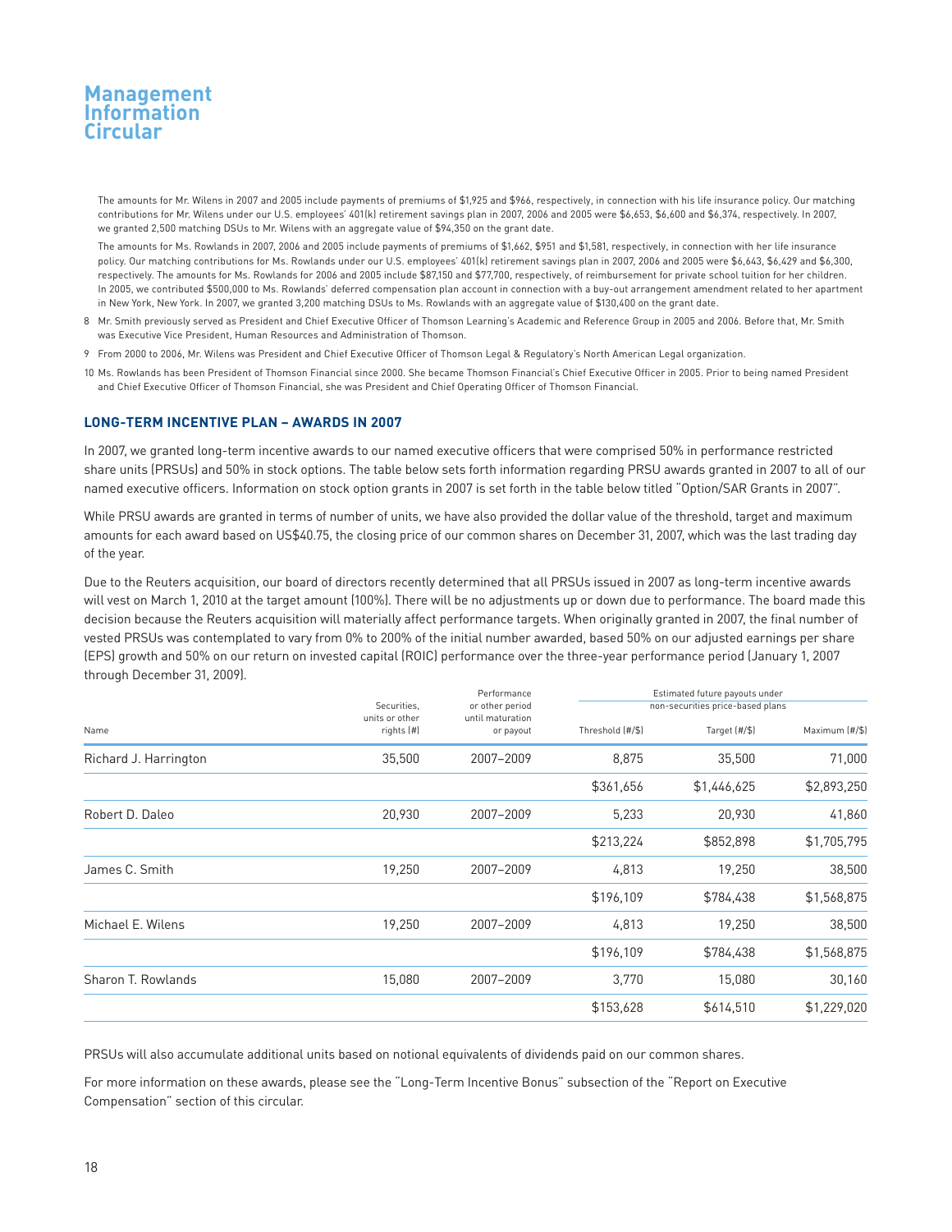The amounts for Mr. Wilens in 2007 and 2005 include payments of premiums of $1,925 and $966, respectively, in connection with his life insurance policy. Our matching contributions for Mr. Wilens under our U.S. employees' 401(k) retirement savings plan in 2007, 2006 and 2005 were $6,653, $6,600 and $6,374, respectively. In 2007, we granted 2,500 matching DSUs to Mr. Wilens with an aggregate value of $94,350 on the grant date.

The amounts for Ms. Rowlands in 2007, 2006 and 2005 include payments of premiums of $1,662, $951 and $1,581, respectively, in connection with her life insurance policy. Our matching contributions for Ms. Rowlands under our U.S. employees' 401(k) retirement savings plan in 2007, 2006 and 2005 were $6,643, $6,429 and $6,300, respectively. The amounts for Ms. Rowlands for 2006 and 2005 include $87,150 and $77,700, respectively, of reimbursement for private school tuition for her children. In 2005, we contributed $500,000 to Ms. Rowlands' deferred compensation plan account in connection with a buy-out arrangement amendment related to her apartment in New York, New York. In 2007, we granted 3,200 matching DSUs to Ms. Rowlands with an aggregate value of $130,400 on the grant date.

8 Mr. Smith previously served as President and Chief Executive Officer of Thomson Learning's Academic and Reference Group in 2005 and 2006. Before that, Mr. Smith was Executive Vice President, Human Resources and Administration of Thomson.

9 From 2000 to 2006, Mr. Wilens was President and Chief Executive Officer of Thomson Legal & Regulatory's North American Legal organization.

10 Ms. Rowlands has been President of Thomson Financial since 2000. She became Thomson Financial's Chief Executive Officer in 2005. Prior to being named President and Chief Executive Officer of Thomson Financial, she was President and Chief Operating Officer of Thomson Financial.

## LONG-TERM INCENTIVE PLAN – AWARDS IN 2007

In 2007, we granted long-term incentive awards to our named executive officers that were comprised 50% in performance restricted share units (PRSUs) and 50% in stock options. The table below sets forth information regarding PRSU awards granted in 2007 to all of our named executive officers. Information on stock option grants in 2007 is set forth in the table below titled "Option/SAR Grants in 2007".

While PRSU awards are granted in terms of number of units, we have also provided the dollar value of the threshold, target and maximum amounts for each award based on US$40.75, the closing price of our common shares on December 31, 2007, which was the last trading day of the year.

Due to the Reuters acquisition, our board of directors recently determined that all PRSUs issued in 2007 as long-term incentive awards will vest on March 1, 2010 at the target amount (100%). There will be no adjustments up or down due to performance. The board made this decision because the Reuters acquisition will materially affect performance targets. When originally granted in 2007, the final number of vested PRSUs was contemplated to vary from 0% to 200% of the initial number awarded, based 50% on our adjusted earnings per share (EPS) growth and 50% on our return on invested capital (ROIC) performance over the three-year performance period (January 1, 2007 through December 31, 2009).

| Name | Securities, units or other rights (#) | Performance or other period until maturation or payout | Estimated future payouts under non-securities price-based plans | | |
|---|---|---|---|---|---|
| | | | Threshold (#/$) | Target (#/$) | Maximum (#/$) |
| Richard J. Harrington | 35,500 | 2007–2009 | 8,875 | 35,500 | 71,000 |
| | | | $361,656 | $1,446,625 | $2,893,250 |
| Robert D. Daleo | 20,930 | 2007–2009 | 5,233 | 20,930 | 41,860 |
| | | | $213,224 | $852,898 | $1,705,795 |
| James C. Smith | 19,250 | 2007–2009 | 4,813 | 19,250 | 38,500 |
| | | | $196,109 | $784,438 | $1,568,875 |
| Michael E. Wilens | 19,250 | 2007–2009 | 4,813 | 19,250 | 38,500 |
| | | | $196,109 | $784,438 | $1,568,875 |
| Sharon T. Rowlands | 15,080 | 2007–2009 | 3,770 | 15,080 | 30,160 |
| | | | $153,628 | $614,510 | $1,229,020 |

PRSUs will also accumulate additional units based on notional equivalents of dividends paid on our common shares.

For more information on these awards, please see the "Long-Term Incentive Bonus" subsection of the "Report on Executive Compensation" section of this circular.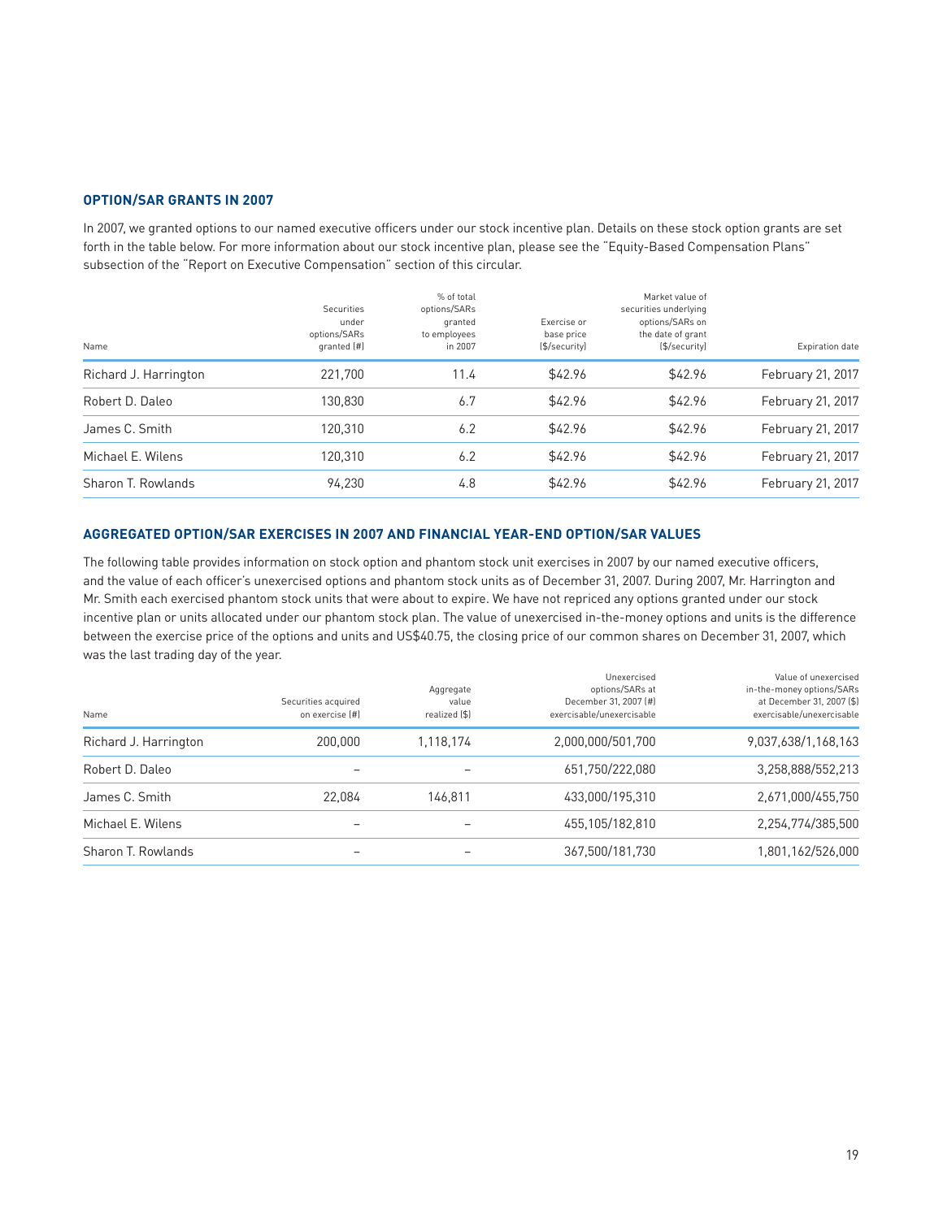## OPTION/SAR GRANTS IN 2007

In 2007, we granted options to our named executive officers under our stock incentive plan. Details on these stock option grants are set forth in the table below. For more information about our stock incentive plan, please see the "Equity-Based Compensation Plans" subsection of the "Report on Executive Compensation" section of this circular.

| Name | Securities under options/SARs granted (#) | % of total options/SARs granted to employees in 2007 | Exercise or base price ($/security) | Market value of securities underlying options/SARs on the date of grant ($/security) | Expiration date |
|---|---|---|---|---|---|
| Richard J. Harrington | 221,700 | 11.4 | $42.96 | $42.96 | February 21, 2017 |
| Robert D. Daleo | 130,830 | 6.7 | $42.96 | $42.96 | February 21, 2017 |
| James C. Smith | 120,310 | 6.2 | $42.96 | $42.96 | February 21, 2017 |
| Michael E. Wilens | 120,310 | 6.2 | $42.96 | $42.96 | February 21, 2017 |
| Sharon T. Rowlands | 94,230 | 4.8 | $42.96 | $42.96 | February 21, 2017 |

## AGGREGATED OPTION/SAR EXERCISES IN 2007 AND FINANCIAL YEAR-END OPTION/SAR VALUES

The following table provides information on stock option and phantom stock unit exercises in 2007 by our named executive officers, and the value of each officer's unexercised options and phantom stock units as of December 31, 2007. During 2007, Mr. Harrington and Mr. Smith each exercised phantom stock units that were about to expire. We have not repriced any options granted under our stock incentive plan or units allocated under our phantom stock plan. The value of unexercised in-the-money options and units is the difference between the exercise price of the options and units and US$40.75, the closing price of our common shares on December 31, 2007, which was the last trading day of the year.

| Name | Securities acquired on exercise (#) | Aggregate value realized ($) | Unexercised options/SARs at December 31, 2007 (#) exercisable/unexercisable | Value of unexercised in-the-money options/SARs at December 31, 2007 ($) exercisable/unexercisable |
|---|---|---|---|---|
| Richard J. Harrington | 200,000 | 1,118,174 | 2,000,000/501,700 | 9,037,638/1,168,163 |
| Robert D. Daleo | – | – | 651,750/222,080 | 3,258,888/552,213 |
| James C. Smith | 22,084 | 146,811 | 433,000/195,310 | 2,671,000/455,750 |
| Michael E. Wilens | – | – | 455,105/182,810 | 2,254,774/385,500 |
| Sharon T. Rowlands | – | – | 367,500/181,730 | 1,801,162/526,000 |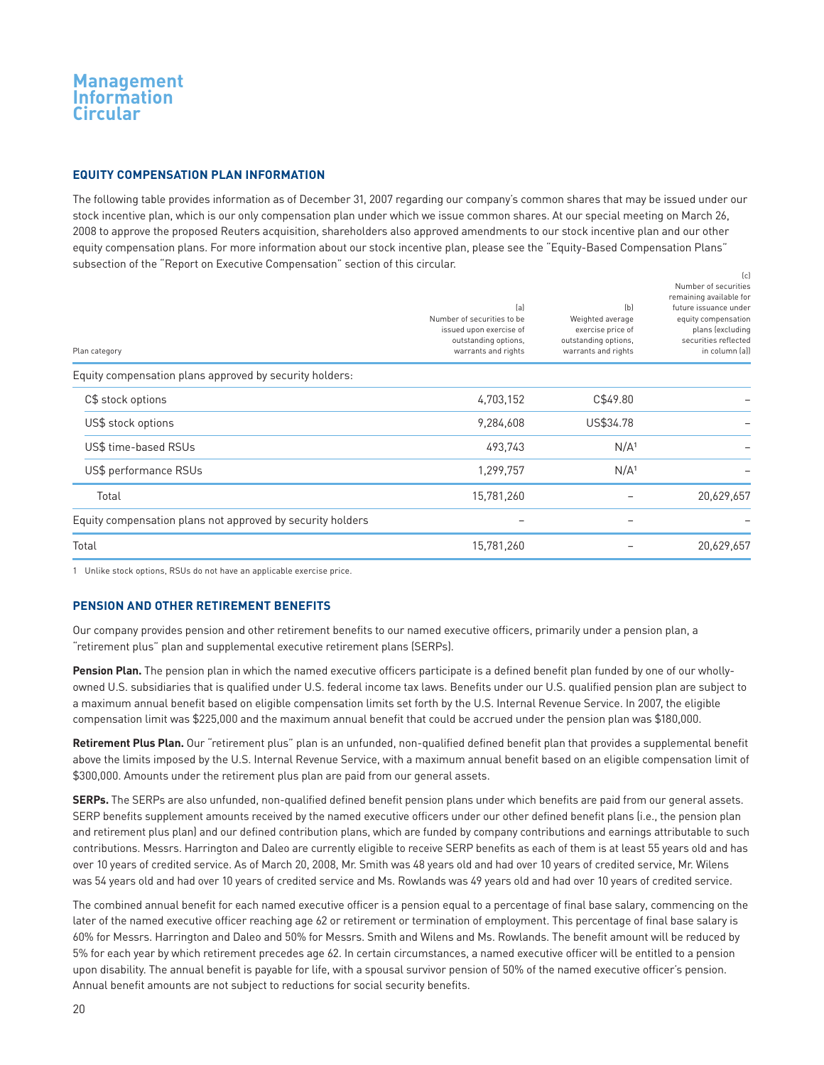## EQUITY COMPENSATION PLAN INFORMATION

The following table provides information as of December 31, 2007 regarding our company's common shares that may be issued under our stock incentive plan, which is our only compensation plan under which we issue common shares. At our special meeting on March 26, 2008 to approve the proposed Reuters acquisition, shareholders also approved amendments to our stock incentive plan and our other equity compensation plans. For more information about our stock incentive plan, please see the "Equity-Based Compensation Plans" subsection of the "Report on Executive Compensation" section of this circular.

| Plan category | (a) Number of securities to be issued upon exercise of outstanding options, warrants and rights | (b) Weighted average exercise price of outstanding options, warrants and rights | (c) Number of securities remaining available for future issuance under equity compensation plans (excluding securities reflected in column (a)) |
|---|---|---|---|
| Equity compensation plans approved by security holders: | | | |
| C$ stock options | 4,703,152 | C$49.80 | – |
| US$ stock options | 9,284,608 | US$34.78 | – |
| US$ time-based RSUs | 493,743 | N/A[1] | – |
| US$ performance RSUs | 1,299,757 | N/A[1] | – |
| Total | 15,781,260 | – | 20,629,657 |
| Equity compensation plans not approved by security holders | – | – | – |
| Total | 15,781,260 | – | 20,629,657 |

1 Unlike stock options, RSUs do not have an applicable exercise price.

## PENSION AND OTHER RETIREMENT BENEFITS

Our company provides pension and other retirement benefits to our named executive officers, primarily under a pension plan, a "retirement plus" plan and supplemental executive retirement plans (SERPs).

**Pension Plan.** The pension plan in which the named executive officers participate is a defined benefit plan funded by one of our wholly-owned U.S. subsidiaries that is qualified under U.S. federal income tax laws. Benefits under our U.S. qualified pension plan are subject to a maximum annual benefit based on eligible compensation limits set forth by the U.S. Internal Revenue Service. In 2007, the eligible compensation limit was $225,000 and the maximum annual benefit that could be accrued under the pension plan was $180,000.

**Retirement Plus Plan.** Our "retirement plus" plan is an unfunded, non-qualified defined benefit plan that provides a supplemental benefit above the limits imposed by the U.S. Internal Revenue Service, with a maximum annual benefit based on an eligible compensation limit of $300,000. Amounts under the retirement plus plan are paid from our general assets.

**SERPs.** The SERPs are also unfunded, non-qualified defined benefit pension plans under which benefits are paid from our general assets. SERP benefits supplement amounts received by the named executive officers under our other defined benefit plans (i.e., the pension plan and retirement plus plan) and our defined contribution plans, which are funded by company contributions and earnings attributable to such contributions. Messrs. Harrington and Daleo are currently eligible to receive SERP benefits as each of them is at least 55 years old and has over 10 years of credited service. As of March 20, 2008, Mr. Smith was 48 years old and had over 10 years of credited service, Mr. Wilens was 54 years old and had over 10 years of credited service and Ms. Rowlands was 49 years old and had over 10 years of credited service.

The combined annual benefit for each named executive officer is a pension equal to a percentage of final base salary, commencing on the later of the named executive officer reaching age 62 or retirement or termination of employment. This percentage of final base salary is 60% for Messrs. Harrington and Daleo and 50% for Messrs. Smith and Wilens and Ms. Rowlands. The benefit amount will be reduced by 5% for each year by which retirement precedes age 62. In certain circumstances, a named executive officer will be entitled to a pension upon disability. The annual benefit is payable for life, with a spousal survivor pension of 50% of the named executive officer's pension. Annual benefit amounts are not subject to reductions for social security benefits.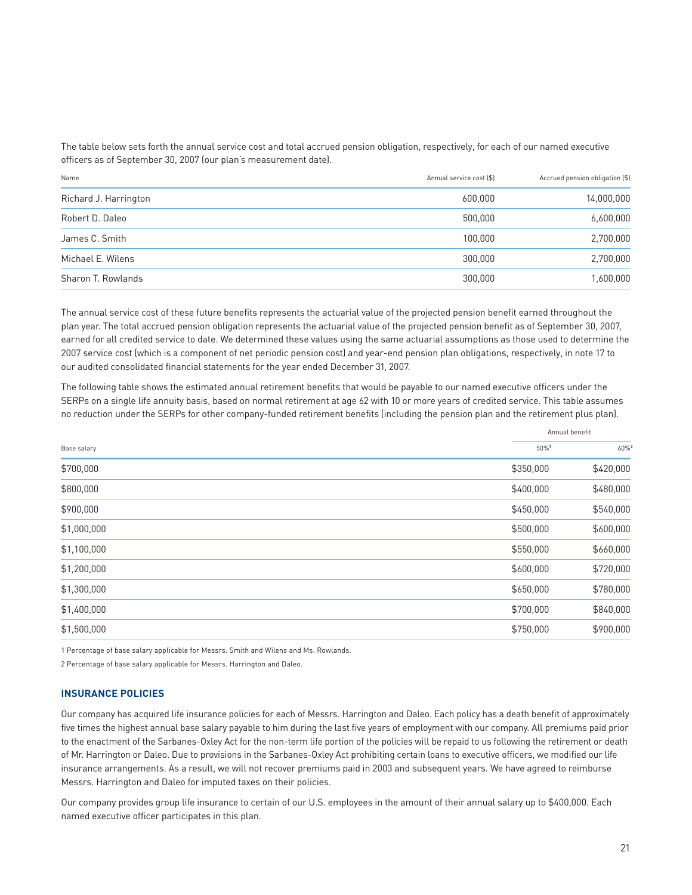The table below sets forth the annual service cost and total accrued pension obligation, respectively, for each of our named executive officers as of September 30, 2007 (our plan's measurement date).

| Name | Annual service cost ($) | Accrued pension obligation ($) |
| --- | --- | --- |
| Richard J. Harrington | 600,000 | 14,000,000 |
| Robert D. Daleo | 500,000 | 6,600,000 |
| James C. Smith | 100,000 | 2,700,000 |
| Michael E. Wilens | 300,000 | 2,700,000 |
| Sharon T. Rowlands | 300,000 | 1,600,000 |

The annual service cost of these future benefits represents the actuarial value of the projected pension benefit earned throughout the plan year. The total accrued pension obligation represents the actuarial value of the projected pension benefit as of September 30, 2007, earned for all credited service to date. We determined these values using the same actuarial assumptions as those used to determine the 2007 service cost (which is a component of net periodic pension cost) and year-end pension plan obligations, respectively, in note 17 to our audited consolidated financial statements for the year ended December 31, 2007.

The following table shows the estimated annual retirement benefits that would be payable to our named executive officers under the SERPs on a single life annuity basis, based on normal retirement at age 62 with 10 or more years of credited service. This table assumes no reduction under the SERPs for other company-funded retirement benefits (including the pension plan and the retirement plus plan).

| | Annual benefit | |
| --- | --- | --- |
| Base salary | 50%[1] | 60%[2] |
| $700,000 | $350,000 | $420,000 |
| $800,000 | $400,000 | $480,000 |
| $900,000 | $450,000 | $540,000 |
| $1,000,000 | $500,000 | $600,000 |
| $1,100,000 | $550,000 | $660,000 |
| $1,200,000 | $600,000 | $720,000 |
| $1,300,000 | $650,000 | $780,000 |
| $1,400,000 | $700,000 | $840,000 |
| $1,500,000 | $750,000 | $900,000 |

1 Percentage of base salary applicable for Messrs. Smith and Wilens and Ms. Rowlands.

2 Percentage of base salary applicable for Messrs. Harrington and Daleo.

## INSURANCE POLICIES

Our company has acquired life insurance policies for each of Messrs. Harrington and Daleo. Each policy has a death benefit of approximately five times the highest annual base salary payable to him during the last five years of employment with our company. All premiums paid prior to the enactment of the Sarbanes-Oxley Act for the non-term life portion of the policies will be repaid to us following the retirement or death of Mr. Harrington or Daleo. Due to provisions in the Sarbanes-Oxley Act prohibiting certain loans to executive officers, we modified our life insurance arrangements. As a result, we will not recover premiums paid in 2003 and subsequent years. We have agreed to reimburse Messrs. Harrington and Daleo for imputed taxes on their policies.

Our company provides group life insurance to certain of our U.S. employees in the amount of their annual salary up to $400,000. Each named executive officer participates in this plan.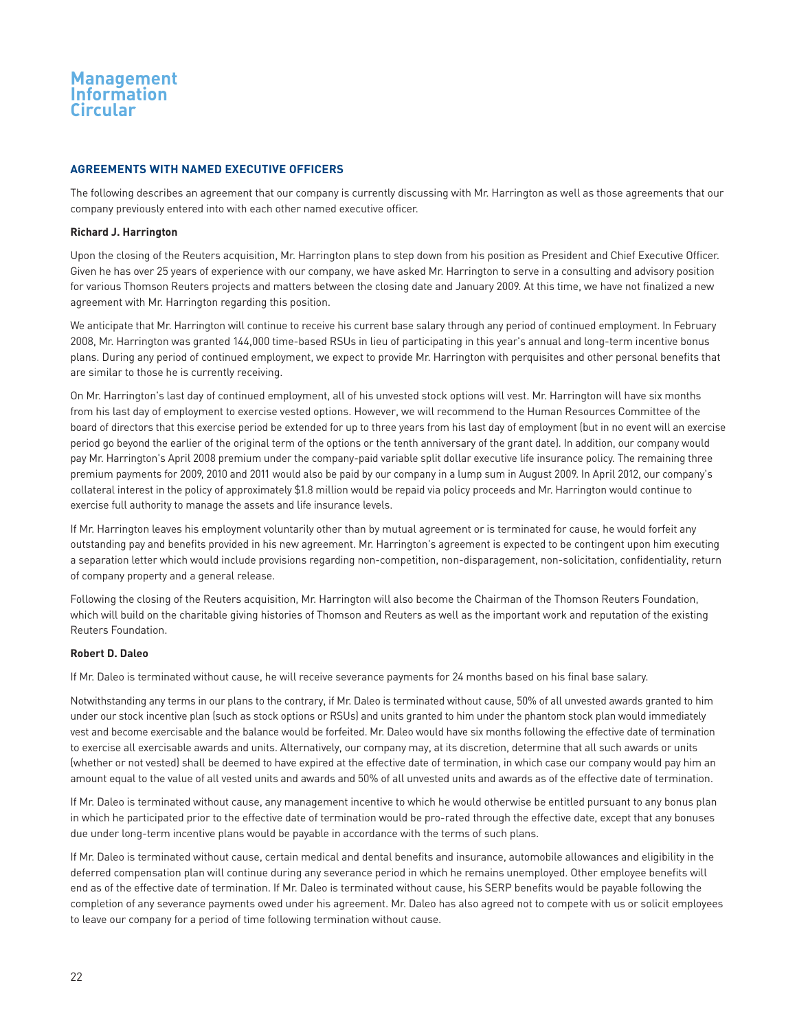## AGREEMENTS WITH NAMED EXECUTIVE OFFICERS

The following describes an agreement that our company is currently discussing with Mr. Harrington as well as those agreements that our company previously entered into with each other named executive officer.

### Richard J. Harrington

Upon the closing of the Reuters acquisition, Mr. Harrington plans to step down from his position as President and Chief Executive Officer. Given he has over 25 years of experience with our company, we have asked Mr. Harrington to serve in a consulting and advisory position for various Thomson Reuters projects and matters between the closing date and January 2009. At this time, we have not finalized a new agreement with Mr. Harrington regarding this position.

We anticipate that Mr. Harrington will continue to receive his current base salary through any period of continued employment. In February 2008, Mr. Harrington was granted 144,000 time-based RSUs in lieu of participating in this year's annual and long-term incentive bonus plans. During any period of continued employment, we expect to provide Mr. Harrington with perquisites and other personal benefits that are similar to those he is currently receiving.

On Mr. Harrington's last day of continued employment, all of his unvested stock options will vest. Mr. Harrington will have six months from his last day of employment to exercise vested options. However, we will recommend to the Human Resources Committee of the board of directors that this exercise period be extended for up to three years from his last day of employment (but in no event will an exercise period go beyond the earlier of the original term of the options or the tenth anniversary of the grant date). In addition, our company would pay Mr. Harrington's April 2008 premium under the company-paid variable split dollar executive life insurance policy. The remaining three premium payments for 2009, 2010 and 2011 would also be paid by our company in a lump sum in August 2009. In April 2012, our company's collateral interest in the policy of approximately $1.8 million would be repaid via policy proceeds and Mr. Harrington would continue to exercise full authority to manage the assets and life insurance levels.

If Mr. Harrington leaves his employment voluntarily other than by mutual agreement or is terminated for cause, he would forfeit any outstanding pay and benefits provided in his new agreement. Mr. Harrington's agreement is expected to be contingent upon him executing a separation letter which would include provisions regarding non-competition, non-disparagement, non-solicitation, confidentiality, return of company property and a general release.

Following the closing of the Reuters acquisition, Mr. Harrington will also become the Chairman of the Thomson Reuters Foundation, which will build on the charitable giving histories of Thomson and Reuters as well as the important work and reputation of the existing Reuters Foundation.

### Robert D. Daleo

If Mr. Daleo is terminated without cause, he will receive severance payments for 24 months based on his final base salary.

Notwithstanding any terms in our plans to the contrary, if Mr. Daleo is terminated without cause, 50% of all unvested awards granted to him under our stock incentive plan (such as stock options or RSUs) and units granted to him under the phantom stock plan would immediately vest and become exercisable and the balance would be forfeited. Mr. Daleo would have six months following the effective date of termination to exercise all exercisable awards and units. Alternatively, our company may, at its discretion, determine that all such awards or units (whether or not vested) shall be deemed to have expired at the effective date of termination, in which case our company would pay him an amount equal to the value of all vested units and awards and 50% of all unvested units and awards as of the effective date of termination.

If Mr. Daleo is terminated without cause, any management incentive to which he would otherwise be entitled pursuant to any bonus plan in which he participated prior to the effective date of termination would be pro-rated through the effective date, except that any bonuses due under long-term incentive plans would be payable in accordance with the terms of such plans.

If Mr. Daleo is terminated without cause, certain medical and dental benefits and insurance, automobile allowances and eligibility in the deferred compensation plan will continue during any severance period in which he remains unemployed. Other employee benefits will end as of the effective date of termination. If Mr. Daleo is terminated without cause, his SERP benefits would be payable following the completion of any severance payments owed under his agreement. Mr. Daleo has also agreed not to compete with us or solicit employees to leave our company for a period of time following termination without cause.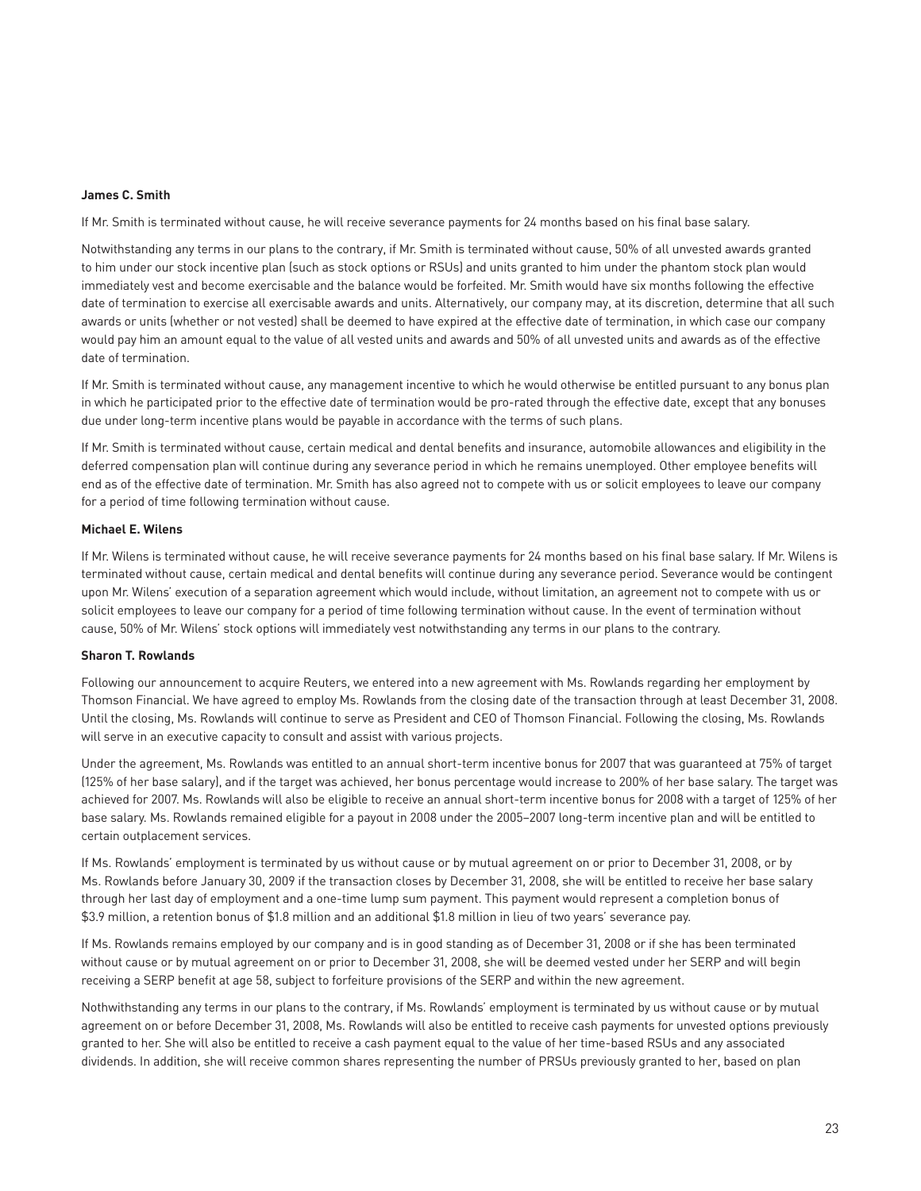**James C. Smith**

If Mr. Smith is terminated without cause, he will receive severance payments for 24 months based on his final base salary.

Notwithstanding any terms in our plans to the contrary, if Mr. Smith is terminated without cause, 50% of all unvested awards granted to him under our stock incentive plan (such as stock options or RSUs) and units granted to him under the phantom stock plan would immediately vest and become exercisable and the balance would be forfeited. Mr. Smith would have six months following the effective date of termination to exercise all exercisable awards and units. Alternatively, our company may, at its discretion, determine that all such awards or units (whether or not vested) shall be deemed to have expired at the effective date of termination, in which case our company would pay him an amount equal to the value of all vested units and awards and 50% of all unvested units and awards as of the effective date of termination.

If Mr. Smith is terminated without cause, any management incentive to which he would otherwise be entitled pursuant to any bonus plan in which he participated prior to the effective date of termination would be pro-rated through the effective date, except that any bonuses due under long-term incentive plans would be payable in accordance with the terms of such plans.

If Mr. Smith is terminated without cause, certain medical and dental benefits and insurance, automobile allowances and eligibility in the deferred compensation plan will continue during any severance period in which he remains unemployed. Other employee benefits will end as of the effective date of termination. Mr. Smith has also agreed not to compete with us or solicit employees to leave our company for a period of time following termination without cause.

**Michael E. Wilens**

If Mr. Wilens is terminated without cause, he will receive severance payments for 24 months based on his final base salary. If Mr. Wilens is terminated without cause, certain medical and dental benefits will continue during any severance period. Severance would be contingent upon Mr. Wilens' execution of a separation agreement which would include, without limitation, an agreement not to compete with us or solicit employees to leave our company for a period of time following termination without cause. In the event of termination without cause, 50% of Mr. Wilens' stock options will immediately vest notwithstanding any terms in our plans to the contrary.

**Sharon T. Rowlands**

Following our announcement to acquire Reuters, we entered into a new agreement with Ms. Rowlands regarding her employment by Thomson Financial. We have agreed to employ Ms. Rowlands from the closing date of the transaction through at least December 31, 2008. Until the closing, Ms. Rowlands will continue to serve as President and CEO of Thomson Financial. Following the closing, Ms. Rowlands will serve in an executive capacity to consult and assist with various projects.

Under the agreement, Ms. Rowlands was entitled to an annual short-term incentive bonus for 2007 that was guaranteed at 75% of target (125% of her base salary), and if the target was achieved, her bonus percentage would increase to 200% of her base salary. The target was achieved for 2007. Ms. Rowlands will also be eligible to receive an annual short-term incentive bonus for 2008 with a target of 125% of her base salary. Ms. Rowlands remained eligible for a payout in 2008 under the 2005–2007 long-term incentive plan and will be entitled to certain outplacement services.

If Ms. Rowlands' employment is terminated by us without cause or by mutual agreement on or prior to December 31, 2008, or by Ms. Rowlands before January 30, 2009 if the transaction closes by December 31, 2008, she will be entitled to receive her base salary through her last day of employment and a one-time lump sum payment. This payment would represent a completion bonus of $3.9 million, a retention bonus of $1.8 million and an additional $1.8 million in lieu of two years' severance pay.

If Ms. Rowlands remains employed by our company and is in good standing as of December 31, 2008 or if she has been terminated without cause or by mutual agreement on or prior to December 31, 2008, she will be deemed vested under her SERP and will begin receiving a SERP benefit at age 58, subject to forfeiture provisions of the SERP and within the new agreement.

Nothwithstanding any terms in our plans to the contrary, if Ms. Rowlands' employment is terminated by us without cause or by mutual agreement on or before December 31, 2008, Ms. Rowlands will also be entitled to receive cash payments for unvested options previously granted to her. She will also be entitled to receive a cash payment equal to the value of her time-based RSUs and any associated dividends. In addition, she will receive common shares representing the number of PRSUs previously granted to her, based on plan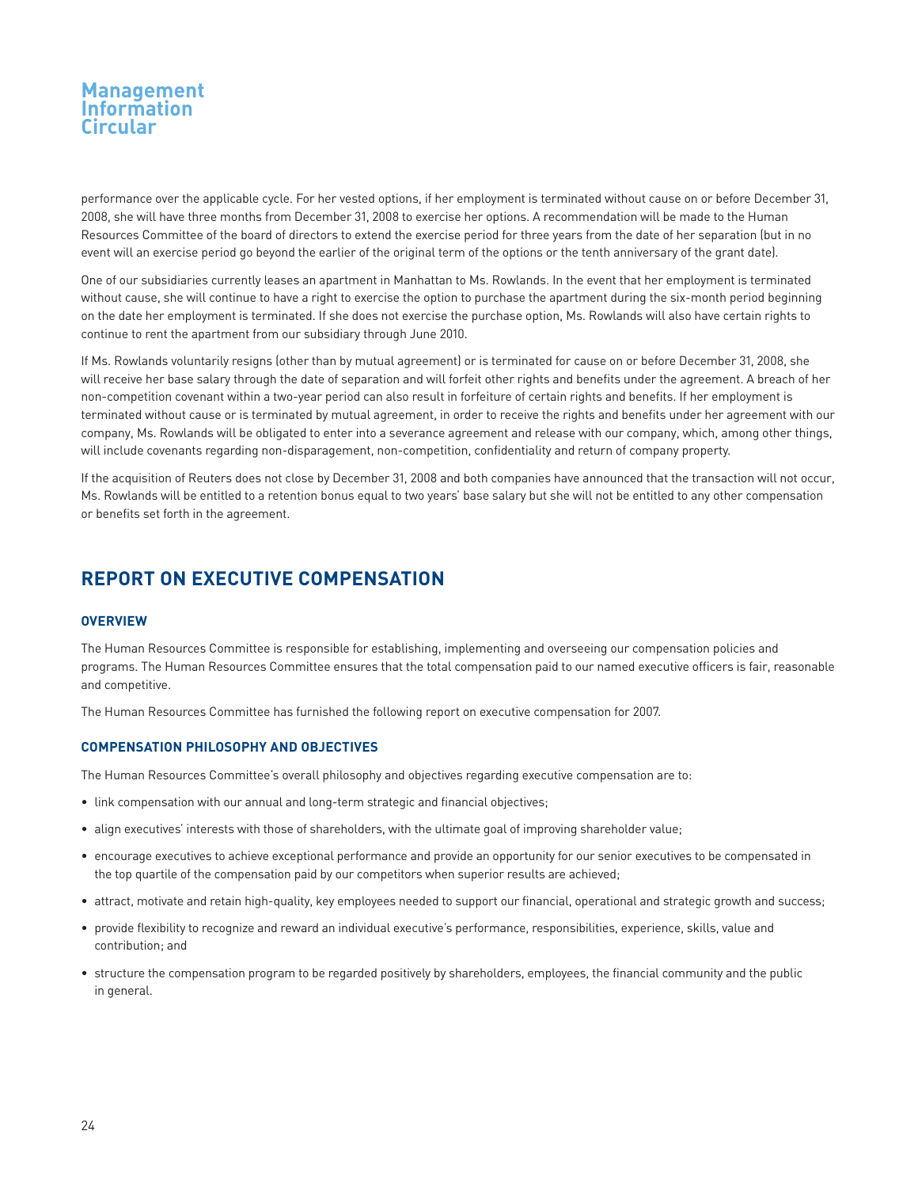performance over the applicable cycle. For her vested options, if her employment is terminated without cause on or before December 31, 2008, she will have three months from December 31, 2008 to exercise her options. A recommendation will be made to the Human Resources Committee of the board of directors to extend the exercise period for three years from the date of her separation (but in no event will an exercise period go beyond the earlier of the original term of the options or the tenth anniversary of the grant date).

One of our subsidiaries currently leases an apartment in Manhattan to Ms. Rowlands. In the event that her employment is terminated without cause, she will continue to have a right to exercise the option to purchase the apartment during the six-month period beginning on the date her employment is terminated. If she does not exercise the purchase option, Ms. Rowlands will also have certain rights to continue to rent the apartment from our subsidiary through June 2010.

If Ms. Rowlands voluntarily resigns (other than by mutual agreement) or is terminated for cause on or before December 31, 2008, she will receive her base salary through the date of separation and will forfeit other rights and benefits under the agreement. A breach of her non-competition covenant within a two-year period can also result in forfeiture of certain rights and benefits. If her employment is terminated without cause or is terminated by mutual agreement, in order to receive the rights and benefits under her agreement with our company, Ms. Rowlands will be obligated to enter into a severance agreement and release with our company, which, among other things, will include covenants regarding non-disparagement, non-competition, confidentiality and return of company property.

If the acquisition of Reuters does not close by December 31, 2008 and both companies have announced that the transaction will not occur, Ms. Rowlands will be entitled to a retention bonus equal to two years' base salary but she will not be entitled to any other compensation or benefits set forth in the agreement.

## REPORT ON EXECUTIVE COMPENSATION

### OVERVIEW

The Human Resources Committee is responsible for establishing, implementing and overseeing our compensation policies and programs. The Human Resources Committee ensures that the total compensation paid to our named executive officers is fair, reasonable and competitive.

The Human Resources Committee has furnished the following report on executive compensation for 2007.

### COMPENSATION PHILOSOPHY AND OBJECTIVES

The Human Resources Committee's overall philosophy and objectives regarding executive compensation are to:

- link compensation with our annual and long-term strategic and financial objectives;
- align executives' interests with those of shareholders, with the ultimate goal of improving shareholder value;
- encourage executives to achieve exceptional performance and provide an opportunity for our senior executives to be compensated in the top quartile of the compensation paid by our competitors when superior results are achieved;
- attract, motivate and retain high-quality, key employees needed to support our financial, operational and strategic growth and success;
- provide flexibility to recognize and reward an individual executive's performance, responsibilities, experience, skills, value and contribution; and
- structure the compensation program to be regarded positively by shareholders, employees, the financial community and the public in general.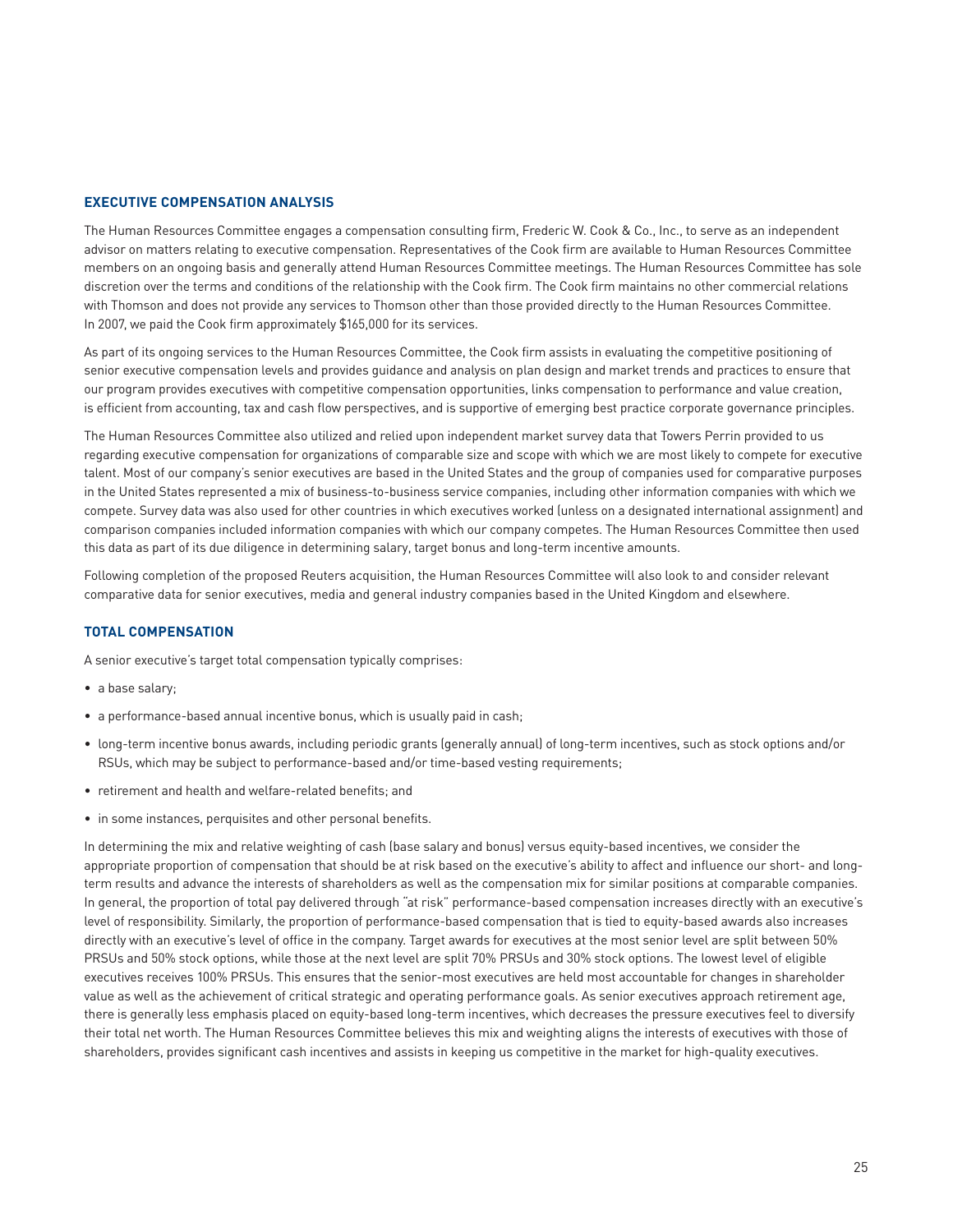## EXECUTIVE COMPENSATION ANALYSIS

The Human Resources Committee engages a compensation consulting firm, Frederic W. Cook & Co., Inc., to serve as an independent advisor on matters relating to executive compensation. Representatives of the Cook firm are available to Human Resources Committee members on an ongoing basis and generally attend Human Resources Committee meetings. The Human Resources Committee has sole discretion over the terms and conditions of the relationship with the Cook firm. The Cook firm maintains no other commercial relations with Thomson and does not provide any services to Thomson other than those provided directly to the Human Resources Committee. In 2007, we paid the Cook firm approximately $165,000 for its services.

As part of its ongoing services to the Human Resources Committee, the Cook firm assists in evaluating the competitive positioning of senior executive compensation levels and provides guidance and analysis on plan design and market trends and practices to ensure that our program provides executives with competitive compensation opportunities, links compensation to performance and value creation, is efficient from accounting, tax and cash flow perspectives, and is supportive of emerging best practice corporate governance principles.

The Human Resources Committee also utilized and relied upon independent market survey data that Towers Perrin provided to us regarding executive compensation for organizations of comparable size and scope with which we are most likely to compete for executive talent. Most of our company's senior executives are based in the United States and the group of companies used for comparative purposes in the United States represented a mix of business-to-business service companies, including other information companies with which we compete. Survey data was also used for other countries in which executives worked (unless on a designated international assignment) and comparison companies included information companies with which our company competes. The Human Resources Committee then used this data as part of its due diligence in determining salary, target bonus and long-term incentive amounts.

Following completion of the proposed Reuters acquisition, the Human Resources Committee will also look to and consider relevant comparative data for senior executives, media and general industry companies based in the United Kingdom and elsewhere.

## TOTAL COMPENSATION

A senior executive's target total compensation typically comprises:

- a base salary;
- a performance-based annual incentive bonus, which is usually paid in cash;
- long-term incentive bonus awards, including periodic grants (generally annual) of long-term incentives, such as stock options and/or RSUs, which may be subject to performance-based and/or time-based vesting requirements;
- retirement and health and welfare-related benefits; and
- in some instances, perquisites and other personal benefits.

In determining the mix and relative weighting of cash (base salary and bonus) versus equity-based incentives, we consider the appropriate proportion of compensation that should be at risk based on the executive's ability to affect and influence our short- and long-term results and advance the interests of shareholders as well as the compensation mix for similar positions at comparable companies. In general, the proportion of total pay delivered through "at risk" performance-based compensation increases directly with an executive's level of responsibility. Similarly, the proportion of performance-based compensation that is tied to equity-based awards also increases directly with an executive's level of office in the company. Target awards for executives at the most senior level are split between 50% PRSUs and 50% stock options, while those at the next level are split 70% PRSUs and 30% stock options. The lowest level of eligible executives receives 100% PRSUs. This ensures that the senior-most executives are held most accountable for changes in shareholder value as well as the achievement of critical strategic and operating performance goals. As senior executives approach retirement age, there is generally less emphasis placed on equity-based long-term incentives, which decreases the pressure executives feel to diversify their total net worth. The Human Resources Committee believes this mix and weighting aligns the interests of executives with those of shareholders, provides significant cash incentives and assists in keeping us competitive in the market for high-quality executives.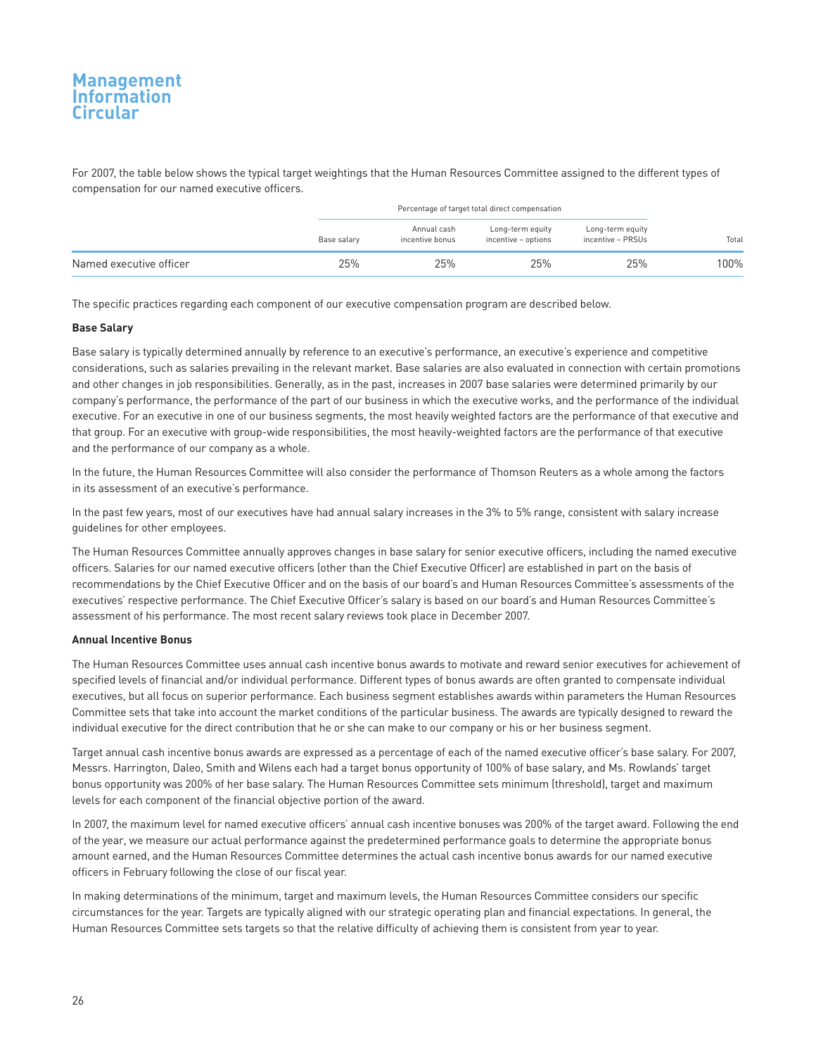For 2007, the table below shows the typical target weightings that the Human Resources Committee assigned to the different types of compensation for our named executive officers.

| | Percentage of target total direct compensation | | | | |
|---|---|---|---|---|---|
| | Base salary | Annual cash incentive bonus | Long-term equity incentive – options | Long-term equity incentive – PRSUs | Total |
| Named executive officer | 25% | 25% | 25% | 25% | 100% |

The specific practices regarding each component of our executive compensation program are described below.

**Base Salary**

Base salary is typically determined annually by reference to an executive's performance, an executive's experience and competitive considerations, such as salaries prevailing in the relevant market. Base salaries are also evaluated in connection with certain promotions and other changes in job responsibilities. Generally, as in the past, increases in 2007 base salaries were determined primarily by our company's performance, the performance of the part of our business in which the executive works, and the performance of the individual executive. For an executive in one of our business segments, the most heavily weighted factors are the performance of that executive and that group. For an executive with group-wide responsibilities, the most heavily-weighted factors are the performance of that executive and the performance of our company as a whole.

In the future, the Human Resources Committee will also consider the performance of Thomson Reuters as a whole among the factors in its assessment of an executive's performance.

In the past few years, most of our executives have had annual salary increases in the 3% to 5% range, consistent with salary increase guidelines for other employees.

The Human Resources Committee annually approves changes in base salary for senior executive officers, including the named executive officers. Salaries for our named executive officers (other than the Chief Executive Officer) are established in part on the basis of recommendations by the Chief Executive Officer and on the basis of our board's and Human Resources Committee's assessments of the executives' respective performance. The Chief Executive Officer's salary is based on our board's and Human Resources Committee's assessment of his performance. The most recent salary reviews took place in December 2007.

**Annual Incentive Bonus**

The Human Resources Committee uses annual cash incentive bonus awards to motivate and reward senior executives for achievement of specified levels of financial and/or individual performance. Different types of bonus awards are often granted to compensate individual executives, but all focus on superior performance. Each business segment establishes awards within parameters the Human Resources Committee sets that take into account the market conditions of the particular business. The awards are typically designed to reward the individual executive for the direct contribution that he or she can make to our company or his or her business segment.

Target annual cash incentive bonus awards are expressed as a percentage of each of the named executive officer's base salary. For 2007, Messrs. Harrington, Daleo, Smith and Wilens each had a target bonus opportunity of 100% of base salary, and Ms. Rowlands' target bonus opportunity was 200% of her base salary. The Human Resources Committee sets minimum (threshold), target and maximum levels for each component of the financial objective portion of the award.

In 2007, the maximum level for named executive officers' annual cash incentive bonuses was 200% of the target award. Following the end of the year, we measure our actual performance against the predetermined performance goals to determine the appropriate bonus amount earned, and the Human Resources Committee determines the actual cash incentive bonus awards for our named executive officers in February following the close of our fiscal year.

In making determinations of the minimum, target and maximum levels, the Human Resources Committee considers our specific circumstances for the year. Targets are typically aligned with our strategic operating plan and financial expectations. In general, the Human Resources Committee sets targets so that the relative difficulty of achieving them is consistent from year to year.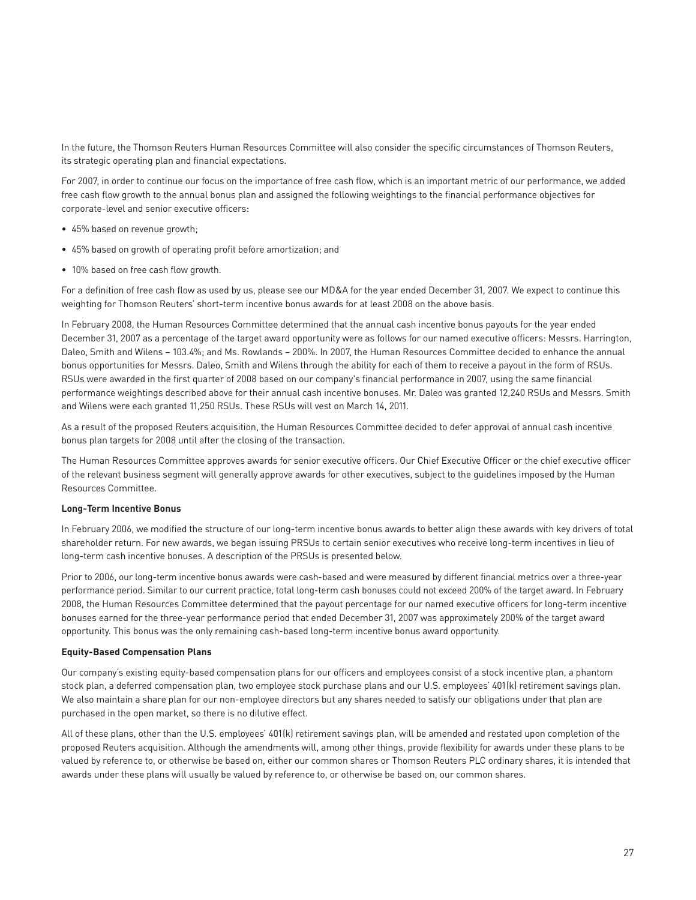In the future, the Thomson Reuters Human Resources Committee will also consider the specific circumstances of Thomson Reuters, its strategic operating plan and financial expectations.

For 2007, in order to continue our focus on the importance of free cash flow, which is an important metric of our performance, we added free cash flow growth to the annual bonus plan and assigned the following weightings to the financial performance objectives for corporate-level and senior executive officers:

- 45% based on revenue growth;
- 45% based on growth of operating profit before amortization; and
- 10% based on free cash flow growth.

For a definition of free cash flow as used by us, please see our MD&A for the year ended December 31, 2007. We expect to continue this weighting for Thomson Reuters' short-term incentive bonus awards for at least 2008 on the above basis.

In February 2008, the Human Resources Committee determined that the annual cash incentive bonus payouts for the year ended December 31, 2007 as a percentage of the target award opportunity were as follows for our named executive officers: Messrs. Harrington, Daleo, Smith and Wilens – 103.4%; and Ms. Rowlands – 200%. In 2007, the Human Resources Committee decided to enhance the annual bonus opportunities for Messrs. Daleo, Smith and Wilens through the ability for each of them to receive a payout in the form of RSUs. RSUs were awarded in the first quarter of 2008 based on our company's financial performance in 2007, using the same financial performance weightings described above for their annual cash incentive bonuses. Mr. Daleo was granted 12,240 RSUs and Messrs. Smith and Wilens were each granted 11,250 RSUs. These RSUs will vest on March 14, 2011.

As a result of the proposed Reuters acquisition, the Human Resources Committee decided to defer approval of annual cash incentive bonus plan targets for 2008 until after the closing of the transaction.

The Human Resources Committee approves awards for senior executive officers. Our Chief Executive Officer or the chief executive officer of the relevant business segment will generally approve awards for other executives, subject to the guidelines imposed by the Human Resources Committee.

**Long-Term Incentive Bonus**

In February 2006, we modified the structure of our long-term incentive bonus awards to better align these awards with key drivers of total shareholder return. For new awards, we began issuing PRSUs to certain senior executives who receive long-term incentives in lieu of long-term cash incentive bonuses. A description of the PRSUs is presented below.

Prior to 2006, our long-term incentive bonus awards were cash-based and were measured by different financial metrics over a three-year performance period. Similar to our current practice, total long-term cash bonuses could not exceed 200% of the target award. In February 2008, the Human Resources Committee determined that the payout percentage for our named executive officers for long-term incentive bonuses earned for the three-year performance period that ended December 31, 2007 was approximately 200% of the target award opportunity. This bonus was the only remaining cash-based long-term incentive bonus award opportunity.

**Equity-Based Compensation Plans**

Our company's existing equity-based compensation plans for our officers and employees consist of a stock incentive plan, a phantom stock plan, a deferred compensation plan, two employee stock purchase plans and our U.S. employees' 401(k) retirement savings plan. We also maintain a share plan for our non-employee directors but any shares needed to satisfy our obligations under that plan are purchased in the open market, so there is no dilutive effect.

All of these plans, other than the U.S. employees' 401(k) retirement savings plan, will be amended and restated upon completion of the proposed Reuters acquisition. Although the amendments will, among other things, provide flexibility for awards under these plans to be valued by reference to, or otherwise be based on, either our common shares or Thomson Reuters PLC ordinary shares, it is intended that awards under these plans will usually be valued by reference to, or otherwise be based on, our common shares.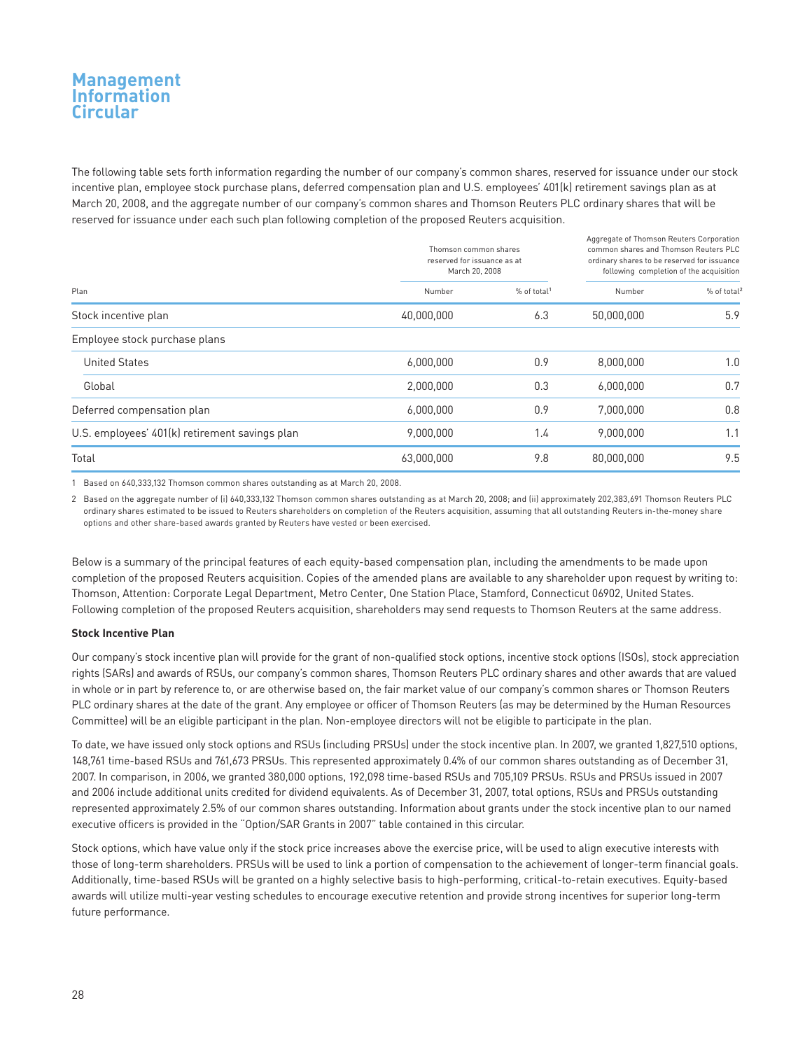The following table sets forth information regarding the number of our company's common shares, reserved for issuance under our stock incentive plan, employee stock purchase plans, deferred compensation plan and U.S. employees' 401(k) retirement savings plan as at March 20, 2008, and the aggregate number of our company's common shares and Thomson Reuters PLC ordinary shares that will be reserved for issuance under each such plan following completion of the proposed Reuters acquisition.

| Plan | Thomson common shares reserved for issuance as at March 20, 2008 | | Aggregate of Thomson Reuters Corporation common shares and Thomson Reuters PLC ordinary shares to be reserved for issuance following completion of the acquisition | |
|---|---|---|---|---|
| | Number | % of total[1] | Number | % of total[2] |
| Stock incentive plan | 40,000,000 | 6.3 | 50,000,000 | 5.9 |
| Employee stock purchase plans | | | | |
| United States | 6,000,000 | 0.9 | 8,000,000 | 1.0 |
| Global | 2,000,000 | 0.3 | 6,000,000 | 0.7 |
| Deferred compensation plan | 6,000,000 | 0.9 | 7,000,000 | 0.8 |
| U.S. employees' 401(k) retirement savings plan | 9,000,000 | 1.4 | 9,000,000 | 1.1 |
| Total | 63,000,000 | 9.8 | 80,000,000 | 9.5 |

1 Based on 640,333,132 Thomson common shares outstanding as at March 20, 2008.

2 Based on the aggregate number of (i) 640,333,132 Thomson common shares outstanding as at March 20, 2008; and (ii) approximately 202,383,691 Thomson Reuters PLC ordinary shares estimated to be issued to Reuters shareholders on completion of the Reuters acquisition, assuming that all outstanding Reuters in-the-money share options and other share-based awards granted by Reuters have vested or been exercised.

Below is a summary of the principal features of each equity-based compensation plan, including the amendments to be made upon completion of the proposed Reuters acquisition. Copies of the amended plans are available to any shareholder upon request by writing to: Thomson, Attention: Corporate Legal Department, Metro Center, One Station Place, Stamford, Connecticut 06902, United States. Following completion of the proposed Reuters acquisition, shareholders may send requests to Thomson Reuters at the same address.

**Stock Incentive Plan**

Our company's stock incentive plan will provide for the grant of non-qualified stock options, incentive stock options (ISOs), stock appreciation rights (SARs) and awards of RSUs, our company's common shares, Thomson Reuters PLC ordinary shares and other awards that are valued in whole or in part by reference to, or are otherwise based on, the fair market value of our company's common shares or Thomson Reuters PLC ordinary shares at the date of the grant. Any employee or officer of Thomson Reuters (as may be determined by the Human Resources Committee) will be an eligible participant in the plan. Non-employee directors will not be eligible to participate in the plan.

To date, we have issued only stock options and RSUs (including PRSUs) under the stock incentive plan. In 2007, we granted 1,827,510 options, 148,761 time-based RSUs and 761,673 PRSUs. This represented approximately 0.4% of our common shares outstanding as of December 31, 2007. In comparison, in 2006, we granted 380,000 options, 192,098 time-based RSUs and 705,109 PRSUs. RSUs and PRSUs issued in 2007 and 2006 include additional units credited for dividend equivalents. As of December 31, 2007, total options, RSUs and PRSUs outstanding represented approximately 2.5% of our common shares outstanding. Information about grants under the stock incentive plan to our named executive officers is provided in the "Option/SAR Grants in 2007" table contained in this circular.

Stock options, which have value only if the stock price increases above the exercise price, will be used to align executive interests with those of long-term shareholders. PRSUs will be used to link a portion of compensation to the achievement of longer-term financial goals. Additionally, time-based RSUs will be granted on a highly selective basis to high-performing, critical-to-retain executives. Equity-based awards will utilize multi-year vesting schedules to encourage executive retention and provide strong incentives for superior long-term future performance.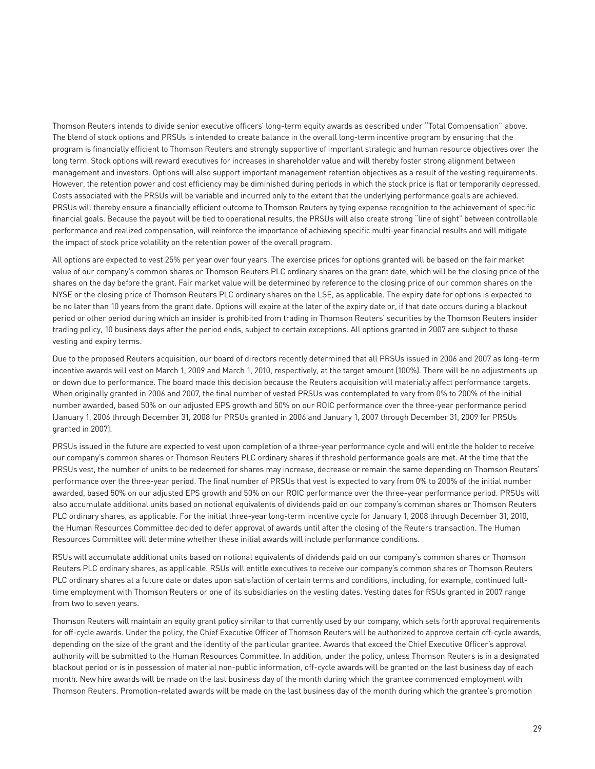Thomson Reuters intends to divide senior executive officers' long-term equity awards as described under ''Total Compensation'' above. The blend of stock options and PRSUs is intended to create balance in the overall long-term incentive program by ensuring that the program is financially efficient to Thomson Reuters and strongly supportive of important strategic and human resource objectives over the long term. Stock options will reward executives for increases in shareholder value and will thereby foster strong alignment between management and investors. Options will also support important management retention objectives as a result of the vesting requirements. However, the retention power and cost efficiency may be diminished during periods in which the stock price is flat or temporarily depressed. Costs associated with the PRSUs will be variable and incurred only to the extent that the underlying performance goals are achieved. PRSUs will thereby ensure a financially efficient outcome to Thomson Reuters by tying expense recognition to the achievement of specific financial goals. Because the payout will be tied to operational results, the PRSUs will also create strong "line of sight" between controllable performance and realized compensation, will reinforce the importance of achieving specific multi-year financial results and will mitigate the impact of stock price volatility on the retention power of the overall program.

All options are expected to vest 25% per year over four years. The exercise prices for options granted will be based on the fair market value of our company's common shares or Thomson Reuters PLC ordinary shares on the grant date, which will be the closing price of the shares on the day before the grant. Fair market value will be determined by reference to the closing price of our common shares on the NYSE or the closing price of Thomson Reuters PLC ordinary shares on the LSE, as applicable. The expiry date for options is expected to be no later than 10 years from the grant date. Options will expire at the later of the expiry date or, if that date occurs during a blackout period or other period during which an insider is prohibited from trading in Thomson Reuters' securities by the Thomson Reuters insider trading policy, 10 business days after the period ends, subject to certain exceptions. All options granted in 2007 are subject to these vesting and expiry terms.

Due to the proposed Reuters acquisition, our board of directors recently determined that all PRSUs issued in 2006 and 2007 as long-term incentive awards will vest on March 1, 2009 and March 1, 2010, respectively, at the target amount (100%). There will be no adjustments up or down due to performance. The board made this decision because the Reuters acquisition will materially affect performance targets. When originally granted in 2006 and 2007, the final number of vested PRSUs was contemplated to vary from 0% to 200% of the initial number awarded, based 50% on our adjusted EPS growth and 50% on our ROIC performance over the three-year performance period (January 1, 2006 through December 31, 2008 for PRSUs granted in 2006 and January 1, 2007 through December 31, 2009 for PRSUs granted in 2007).

PRSUs issued in the future are expected to vest upon completion of a three-year performance cycle and will entitle the holder to receive our company's common shares or Thomson Reuters PLC ordinary shares if threshold performance goals are met. At the time that the PRSUs vest, the number of units to be redeemed for shares may increase, decrease or remain the same depending on Thomson Reuters' performance over the three-year period. The final number of PRSUs that vest is expected to vary from 0% to 200% of the initial number awarded, based 50% on our adjusted EPS growth and 50% on our ROIC performance over the three-year performance period. PRSUs will also accumulate additional units based on notional equivalents of dividends paid on our company's common shares or Thomson Reuters PLC ordinary shares, as applicable. For the initial three-year long-term incentive cycle for January 1, 2008 through December 31, 2010, the Human Resources Committee decided to defer approval of awards until after the closing of the Reuters transaction. The Human Resources Committee will determine whether these initial awards will include performance conditions.

RSUs will accumulate additional units based on notional equivalents of dividends paid on our company's common shares or Thomson Reuters PLC ordinary shares, as applicable. RSUs will entitle executives to receive our company's common shares or Thomson Reuters PLC ordinary shares at a future date or dates upon satisfaction of certain terms and conditions, including, for example, continued full-time employment with Thomson Reuters or one of its subsidiaries on the vesting dates. Vesting dates for RSUs granted in 2007 range from two to seven years.

Thomson Reuters will maintain an equity grant policy similar to that currently used by our company, which sets forth approval requirements for off-cycle awards. Under the policy, the Chief Executive Officer of Thomson Reuters will be authorized to approve certain off-cycle awards, depending on the size of the grant and the identity of the particular grantee. Awards that exceed the Chief Executive Officer's approval authority will be submitted to the Human Resources Committee. In addition, under the policy, unless Thomson Reuters is in a designated blackout period or is in possession of material non-public information, off-cycle awards will be granted on the last business day of each month. New hire awards will be made on the last business day of the month during which the grantee commenced employment with Thomson Reuters. Promotion-related awards will be made on the last business day of the month during which the grantee's promotion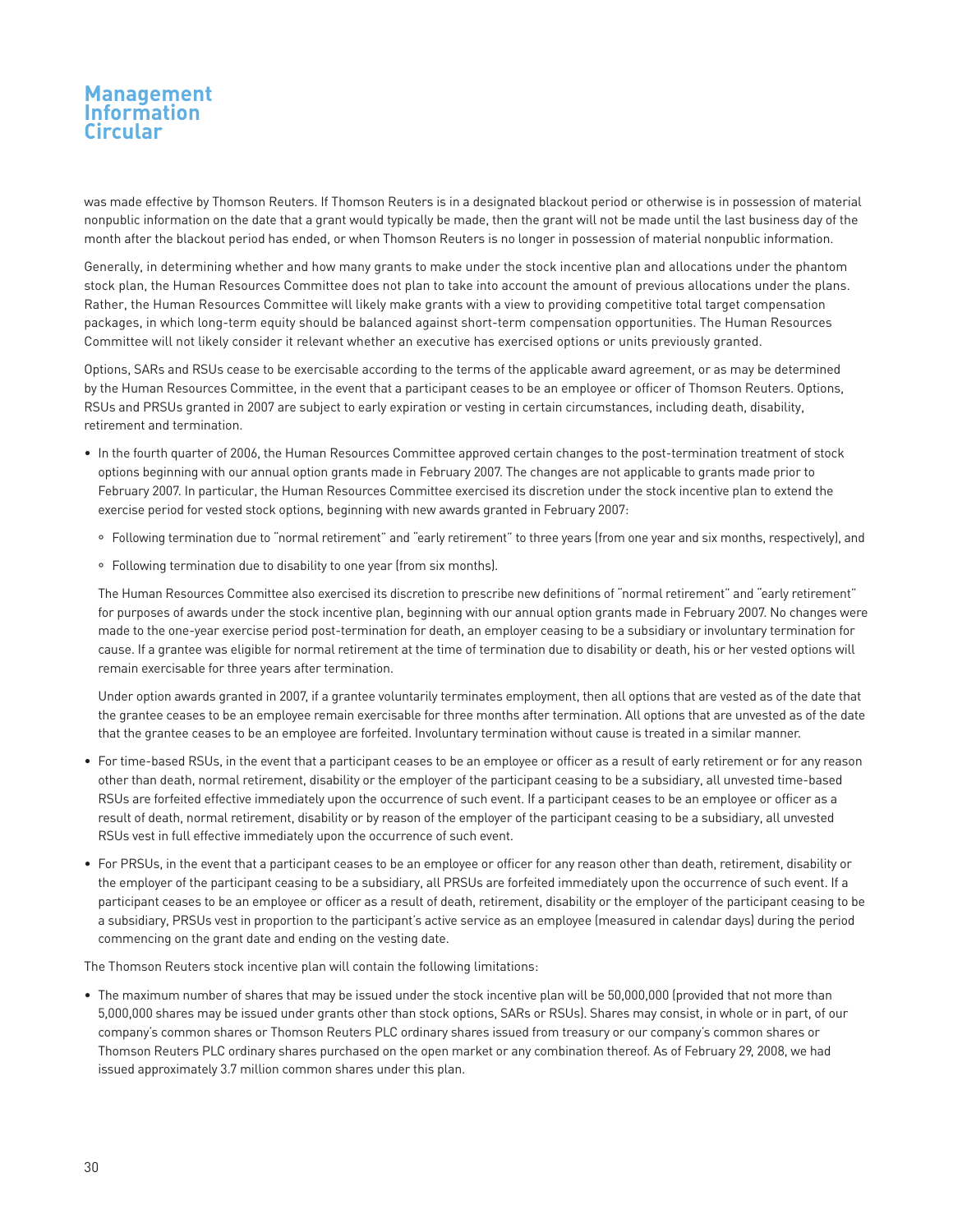was made effective by Thomson Reuters. If Thomson Reuters is in a designated blackout period or otherwise is in possession of material nonpublic information on the date that a grant would typically be made, then the grant will not be made until the last business day of the month after the blackout period has ended, or when Thomson Reuters is no longer in possession of material nonpublic information.

Generally, in determining whether and how many grants to make under the stock incentive plan and allocations under the phantom stock plan, the Human Resources Committee does not plan to take into account the amount of previous allocations under the plans. Rather, the Human Resources Committee will likely make grants with a view to providing competitive total target compensation packages, in which long-term equity should be balanced against short-term compensation opportunities. The Human Resources Committee will not likely consider it relevant whether an executive has exercised options or units previously granted.

Options, SARs and RSUs cease to be exercisable according to the terms of the applicable award agreement, or as may be determined by the Human Resources Committee, in the event that a participant ceases to be an employee or officer of Thomson Reuters. Options, RSUs and PRSUs granted in 2007 are subject to early expiration or vesting in certain circumstances, including death, disability, retirement and termination.

- In the fourth quarter of 2006, the Human Resources Committee approved certain changes to the post-termination treatment of stock options beginning with our annual option grants made in February 2007. The changes are not applicable to grants made prior to February 2007. In particular, the Human Resources Committee exercised its discretion under the stock incentive plan to extend the exercise period for vested stock options, beginning with new awards granted in February 2007:
  - Following termination due to "normal retirement" and "early retirement" to three years (from one year and six months, respectively), and
  - Following termination due to disability to one year (from six months).

  The Human Resources Committee also exercised its discretion to prescribe new definitions of "normal retirement" and "early retirement" for purposes of awards under the stock incentive plan, beginning with our annual option grants made in February 2007. No changes were made to the one-year exercise period post-termination for death, an employer ceasing to be a subsidiary or involuntary termination for cause. If a grantee was eligible for normal retirement at the time of termination due to disability or death, his or her vested options will remain exercisable for three years after termination.

  Under option awards granted in 2007, if a grantee voluntarily terminates employment, then all options that are vested as of the date that the grantee ceases to be an employee remain exercisable for three months after termination. All options that are unvested as of the date that the grantee ceases to be an employee are forfeited. Involuntary termination without cause is treated in a similar manner.

- For time-based RSUs, in the event that a participant ceases to be an employee or officer as a result of early retirement or for any reason other than death, normal retirement, disability or the employer of the participant ceasing to be a subsidiary, all unvested time-based RSUs are forfeited effective immediately upon the occurrence of such event. If a participant ceases to be an employee or officer as a result of death, normal retirement, disability or by reason of the employer of the participant ceasing to be a subsidiary, all unvested RSUs vest in full effective immediately upon the occurrence of such event.

- For PRSUs, in the event that a participant ceases to be an employee or officer for any reason other than death, retirement, disability or the employer of the participant ceasing to be a subsidiary, all PRSUs are forfeited immediately upon the occurrence of such event. If a participant ceases to be an employee or officer as a result of death, retirement, disability or the employer of the participant ceasing to be a subsidiary, PRSUs vest in proportion to the participant's active service as an employee (measured in calendar days) during the period commencing on the grant date and ending on the vesting date.

The Thomson Reuters stock incentive plan will contain the following limitations:

- The maximum number of shares that may be issued under the stock incentive plan will be 50,000,000 (provided that not more than 5,000,000 shares may be issued under grants other than stock options, SARs or RSUs). Shares may consist, in whole or in part, of our company's common shares or Thomson Reuters PLC ordinary shares issued from treasury or our company's common shares or Thomson Reuters PLC ordinary shares purchased on the open market or any combination thereof. As of February 29, 2008, we had issued approximately 3.7 million common shares under this plan.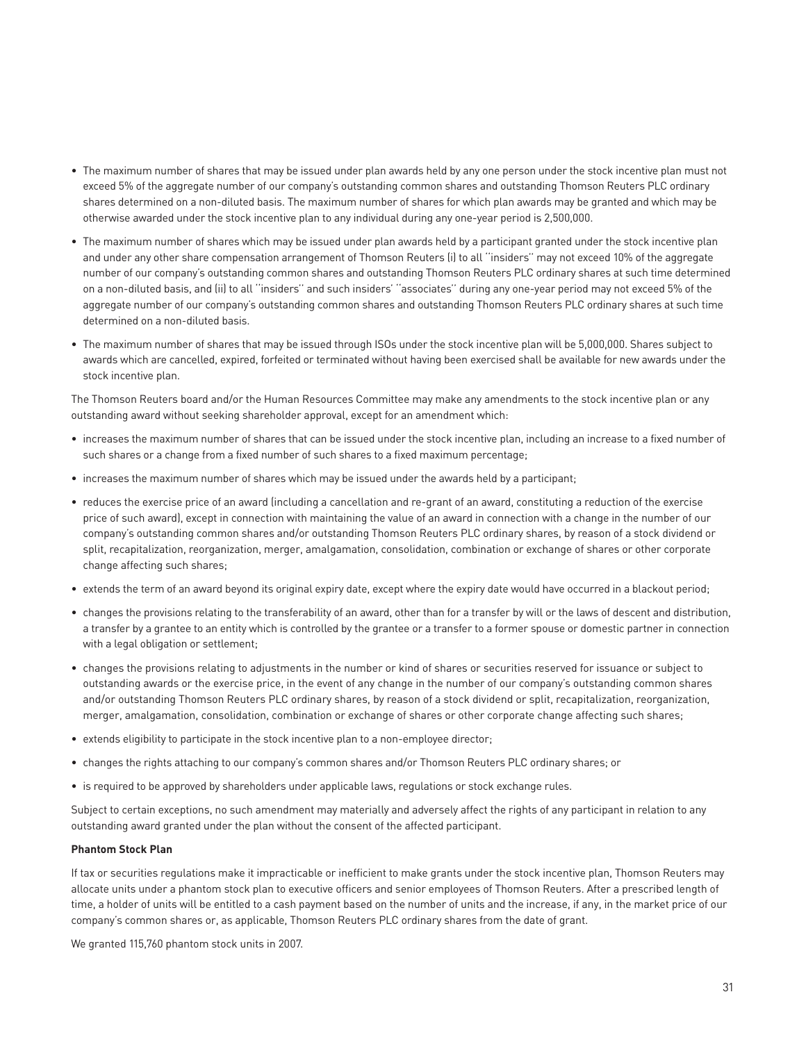- The maximum number of shares that may be issued under plan awards held by any one person under the stock incentive plan must not exceed 5% of the aggregate number of our company's outstanding common shares and outstanding Thomson Reuters PLC ordinary shares determined on a non-diluted basis. The maximum number of shares for which plan awards may be granted and which may be otherwise awarded under the stock incentive plan to any individual during any one-year period is 2,500,000.
- The maximum number of shares which may be issued under plan awards held by a participant granted under the stock incentive plan and under any other share compensation arrangement of Thomson Reuters (i) to all ''insiders'' may not exceed 10% of the aggregate number of our company's outstanding common shares and outstanding Thomson Reuters PLC ordinary shares at such time determined on a non-diluted basis, and (ii) to all ''insiders'' and such insiders' ''associates'' during any one-year period may not exceed 5% of the aggregate number of our company's outstanding common shares and outstanding Thomson Reuters PLC ordinary shares at such time determined on a non-diluted basis.
- The maximum number of shares that may be issued through ISOs under the stock incentive plan will be 5,000,000. Shares subject to awards which are cancelled, expired, forfeited or terminated without having been exercised shall be available for new awards under the stock incentive plan.

The Thomson Reuters board and/or the Human Resources Committee may make any amendments to the stock incentive plan or any outstanding award without seeking shareholder approval, except for an amendment which:

- increases the maximum number of shares that can be issued under the stock incentive plan, including an increase to a fixed number of such shares or a change from a fixed number of such shares to a fixed maximum percentage;
- increases the maximum number of shares which may be issued under the awards held by a participant;
- reduces the exercise price of an award (including a cancellation and re-grant of an award, constituting a reduction of the exercise price of such award), except in connection with maintaining the value of an award in connection with a change in the number of our company's outstanding common shares and/or outstanding Thomson Reuters PLC ordinary shares, by reason of a stock dividend or split, recapitalization, reorganization, merger, amalgamation, consolidation, combination or exchange of shares or other corporate change affecting such shares;
- extends the term of an award beyond its original expiry date, except where the expiry date would have occurred in a blackout period;
- changes the provisions relating to the transferability of an award, other than for a transfer by will or the laws of descent and distribution, a transfer by a grantee to an entity which is controlled by the grantee or a transfer to a former spouse or domestic partner in connection with a legal obligation or settlement;
- changes the provisions relating to adjustments in the number or kind of shares or securities reserved for issuance or subject to outstanding awards or the exercise price, in the event of any change in the number of our company's outstanding common shares and/or outstanding Thomson Reuters PLC ordinary shares, by reason of a stock dividend or split, recapitalization, reorganization, merger, amalgamation, consolidation, combination or exchange of shares or other corporate change affecting such shares;
- extends eligibility to participate in the stock incentive plan to a non-employee director;
- changes the rights attaching to our company's common shares and/or Thomson Reuters PLC ordinary shares; or
- is required to be approved by shareholders under applicable laws, regulations or stock exchange rules.

Subject to certain exceptions, no such amendment may materially and adversely affect the rights of any participant in relation to any outstanding award granted under the plan without the consent of the affected participant.

**Phantom Stock Plan**

If tax or securities regulations make it impracticable or inefficient to make grants under the stock incentive plan, Thomson Reuters may allocate units under a phantom stock plan to executive officers and senior employees of Thomson Reuters. After a prescribed length of time, a holder of units will be entitled to a cash payment based on the number of units and the increase, if any, in the market price of our company's common shares or, as applicable, Thomson Reuters PLC ordinary shares from the date of grant.

We granted 115,760 phantom stock units in 2007.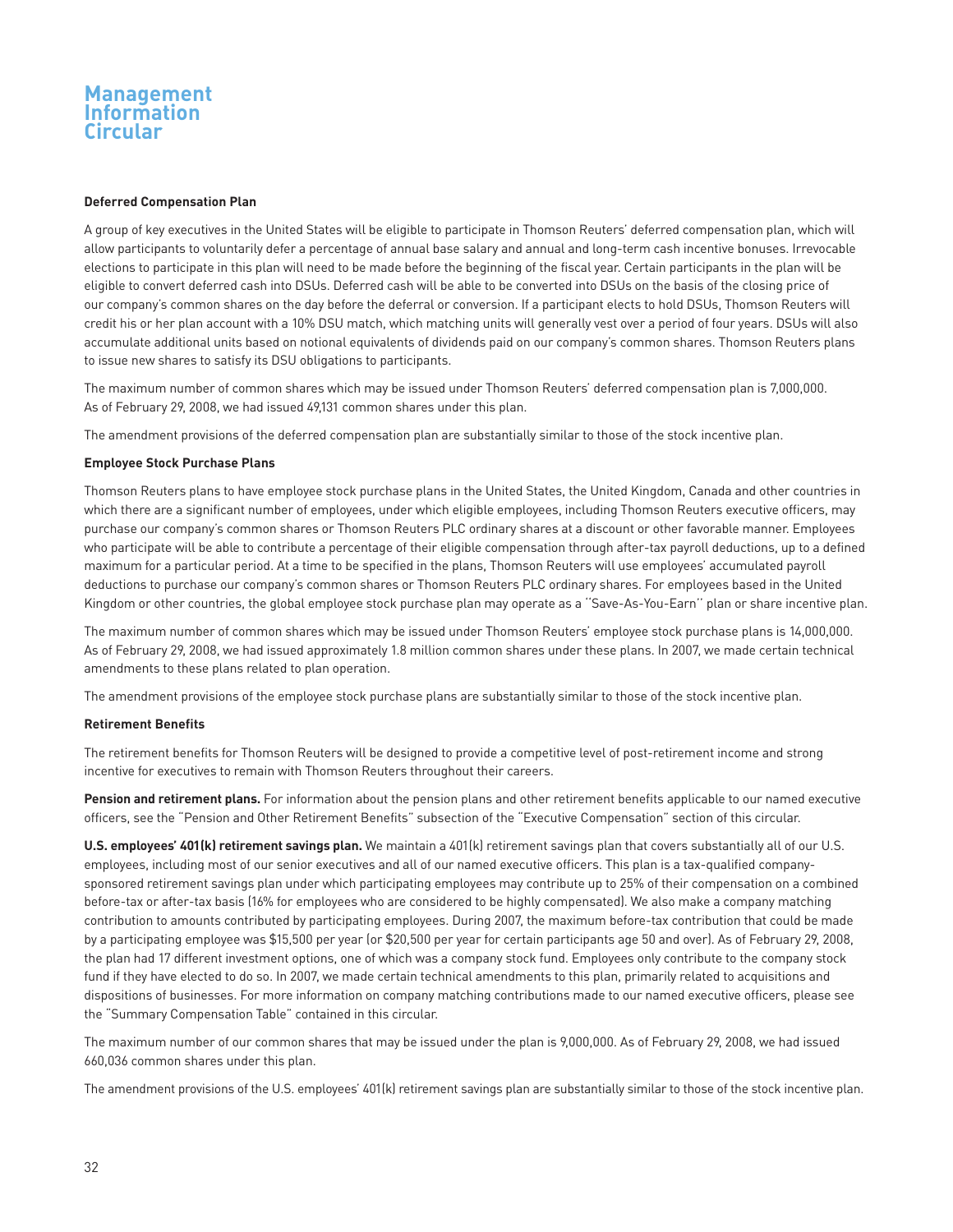### Deferred Compensation Plan

A group of key executives in the United States will be eligible to participate in Thomson Reuters' deferred compensation plan, which will allow participants to voluntarily defer a percentage of annual base salary and annual and long-term cash incentive bonuses. Irrevocable elections to participate in this plan will need to be made before the beginning of the fiscal year. Certain participants in the plan will be eligible to convert deferred cash into DSUs. Deferred cash will be able to be converted into DSUs on the basis of the closing price of our company's common shares on the day before the deferral or conversion. If a participant elects to hold DSUs, Thomson Reuters will credit his or her plan account with a 10% DSU match, which matching units will generally vest over a period of four years. DSUs will also accumulate additional units based on notional equivalents of dividends paid on our company's common shares. Thomson Reuters plans to issue new shares to satisfy its DSU obligations to participants.

The maximum number of common shares which may be issued under Thomson Reuters' deferred compensation plan is 7,000,000. As of February 29, 2008, we had issued 49,131 common shares under this plan.

The amendment provisions of the deferred compensation plan are substantially similar to those of the stock incentive plan.

### Employee Stock Purchase Plans

Thomson Reuters plans to have employee stock purchase plans in the United States, the United Kingdom, Canada and other countries in which there are a significant number of employees, under which eligible employees, including Thomson Reuters executive officers, may purchase our company's common shares or Thomson Reuters PLC ordinary shares at a discount or other favorable manner. Employees who participate will be able to contribute a percentage of their eligible compensation through after-tax payroll deductions, up to a defined maximum for a particular period. At a time to be specified in the plans, Thomson Reuters will use employees' accumulated payroll deductions to purchase our company's common shares or Thomson Reuters PLC ordinary shares. For employees based in the United Kingdom or other countries, the global employee stock purchase plan may operate as a ''Save-As-You-Earn'' plan or share incentive plan.

The maximum number of common shares which may be issued under Thomson Reuters' employee stock purchase plans is 14,000,000. As of February 29, 2008, we had issued approximately 1.8 million common shares under these plans. In 2007, we made certain technical amendments to these plans related to plan operation.

The amendment provisions of the employee stock purchase plans are substantially similar to those of the stock incentive plan.

### Retirement Benefits

The retirement benefits for Thomson Reuters will be designed to provide a competitive level of post-retirement income and strong incentive for executives to remain with Thomson Reuters throughout their careers.

**Pension and retirement plans.** For information about the pension plans and other retirement benefits applicable to our named executive officers, see the "Pension and Other Retirement Benefits" subsection of the "Executive Compensation" section of this circular.

**U.S. employees' 401(k) retirement savings plan.** We maintain a 401(k) retirement savings plan that covers substantially all of our U.S. employees, including most of our senior executives and all of our named executive officers. This plan is a tax-qualified company-sponsored retirement savings plan under which participating employees may contribute up to 25% of their compensation on a combined before-tax or after-tax basis (16% for employees who are considered to be highly compensated). We also make a company matching contribution to amounts contributed by participating employees. During 2007, the maximum before-tax contribution that could be made by a participating employee was $15,500 per year (or $20,500 per year for certain participants age 50 and over). As of February 29, 2008, the plan had 17 different investment options, one of which was a company stock fund. Employees only contribute to the company stock fund if they have elected to do so. In 2007, we made certain technical amendments to this plan, primarily related to acquisitions and dispositions of businesses. For more information on company matching contributions made to our named executive officers, please see the "Summary Compensation Table" contained in this circular.

The maximum number of our common shares that may be issued under the plan is 9,000,000. As of February 29, 2008, we had issued 660,036 common shares under this plan.

The amendment provisions of the U.S. employees' 401(k) retirement savings plan are substantially similar to those of the stock incentive plan.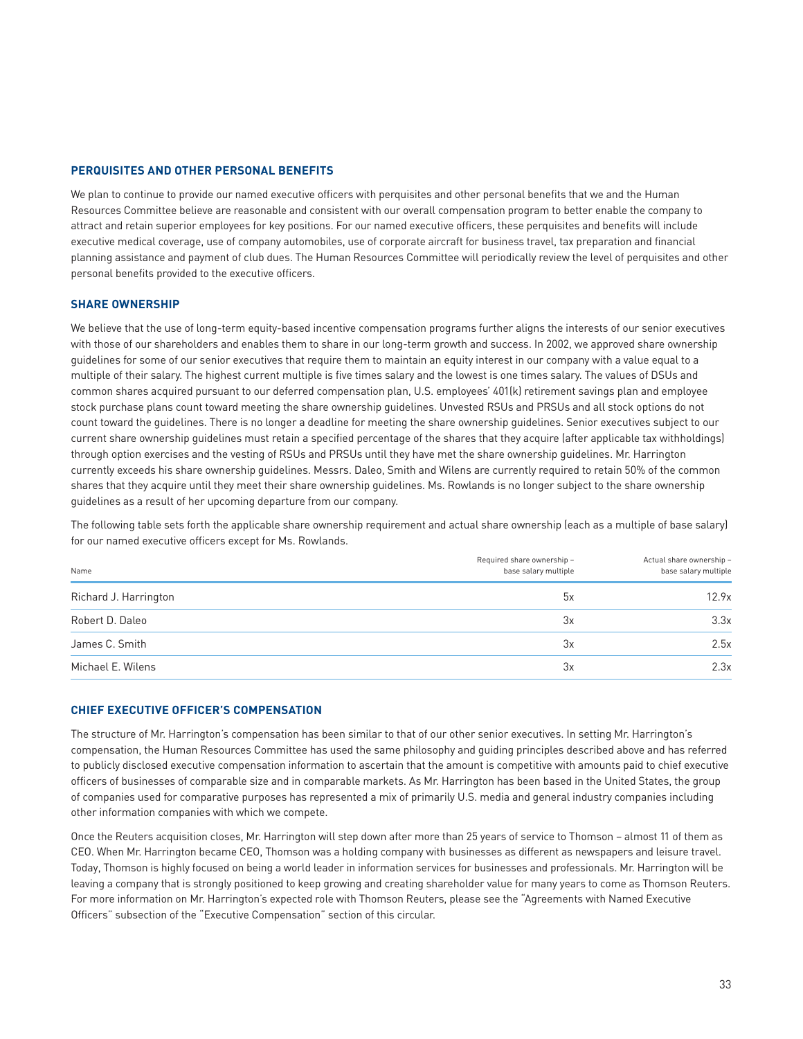## PERQUISITES AND OTHER PERSONAL BENEFITS

We plan to continue to provide our named executive officers with perquisites and other personal benefits that we and the Human Resources Committee believe are reasonable and consistent with our overall compensation program to better enable the company to attract and retain superior employees for key positions. For our named executive officers, these perquisites and benefits will include executive medical coverage, use of company automobiles, use of corporate aircraft for business travel, tax preparation and financial planning assistance and payment of club dues. The Human Resources Committee will periodically review the level of perquisites and other personal benefits provided to the executive officers.

## SHARE OWNERSHIP

We believe that the use of long-term equity-based incentive compensation programs further aligns the interests of our senior executives with those of our shareholders and enables them to share in our long-term growth and success. In 2002, we approved share ownership guidelines for some of our senior executives that require them to maintain an equity interest in our company with a value equal to a multiple of their salary. The highest current multiple is five times salary and the lowest is one times salary. The values of DSUs and common shares acquired pursuant to our deferred compensation plan, U.S. employees' 401(k) retirement savings plan and employee stock purchase plans count toward meeting the share ownership guidelines. Unvested RSUs and PRSUs and all stock options do not count toward the guidelines. There is no longer a deadline for meeting the share ownership guidelines. Senior executives subject to our current share ownership guidelines must retain a specified percentage of the shares that they acquire (after applicable tax withholdings) through option exercises and the vesting of RSUs and PRSUs until they have met the share ownership guidelines. Mr. Harrington currently exceeds his share ownership guidelines. Messrs. Daleo, Smith and Wilens are currently required to retain 50% of the common shares that they acquire until they meet their share ownership guidelines. Ms. Rowlands is no longer subject to the share ownership guidelines as a result of her upcoming departure from our company.

The following table sets forth the applicable share ownership requirement and actual share ownership (each as a multiple of base salary) for our named executive officers except for Ms. Rowlands.

| Name | Required share ownership – base salary multiple | Actual share ownership – base salary multiple |
|---|---|---|
| Richard J. Harrington | 5x | 12.9x |
| Robert D. Daleo | 3x | 3.3x |
| James C. Smith | 3x | 2.5x |
| Michael E. Wilens | 3x | 2.3x |

## CHIEF EXECUTIVE OFFICER'S COMPENSATION

The structure of Mr. Harrington's compensation has been similar to that of our other senior executives. In setting Mr. Harrington's compensation, the Human Resources Committee has used the same philosophy and guiding principles described above and has referred to publicly disclosed executive compensation information to ascertain that the amount is competitive with amounts paid to chief executive officers of businesses of comparable size and in comparable markets. As Mr. Harrington has been based in the United States, the group of companies used for comparative purposes has represented a mix of primarily U.S. media and general industry companies including other information companies with which we compete.

Once the Reuters acquisition closes, Mr. Harrington will step down after more than 25 years of service to Thomson – almost 11 of them as CEO. When Mr. Harrington became CEO, Thomson was a holding company with businesses as different as newspapers and leisure travel. Today, Thomson is highly focused on being a world leader in information services for businesses and professionals. Mr. Harrington will be leaving a company that is strongly positioned to keep growing and creating shareholder value for many years to come as Thomson Reuters. For more information on Mr. Harrington's expected role with Thomson Reuters, please see the "Agreements with Named Executive Officers" subsection of the "Executive Compensation" section of this circular.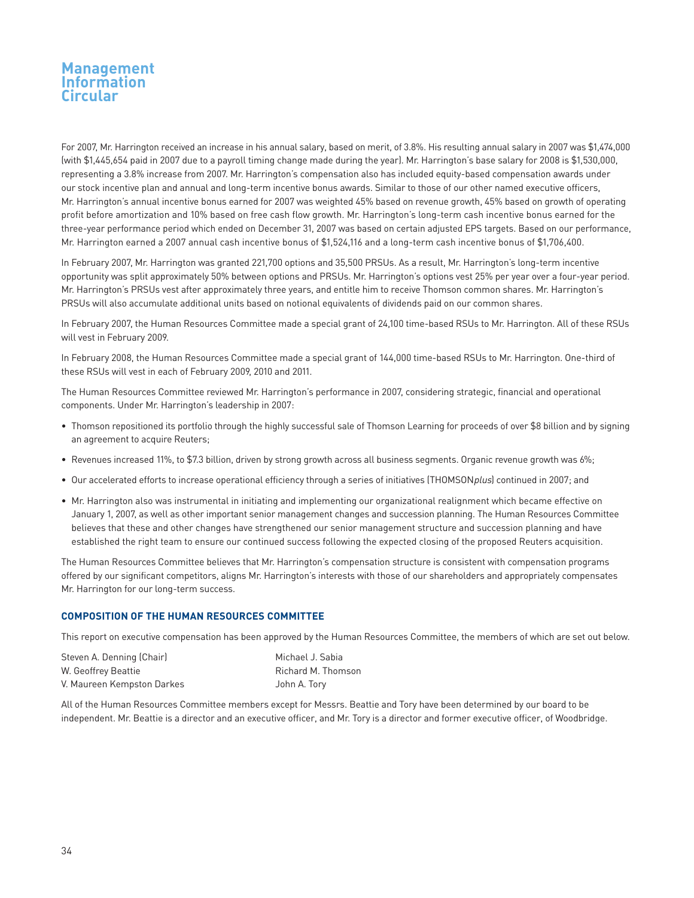For 2007, Mr. Harrington received an increase in his annual salary, based on merit, of 3.8%. His resulting annual salary in 2007 was $1,474,000 (with $1,445,654 paid in 2007 due to a payroll timing change made during the year). Mr. Harrington's base salary for 2008 is $1,530,000, representing a 3.8% increase from 2007. Mr. Harrington's compensation also has included equity-based compensation awards under our stock incentive plan and annual and long-term incentive bonus awards. Similar to those of our other named executive officers, Mr. Harrington's annual incentive bonus earned for 2007 was weighted 45% based on revenue growth, 45% based on growth of operating profit before amortization and 10% based on free cash flow growth. Mr. Harrington's long-term cash incentive bonus earned for the three-year performance period which ended on December 31, 2007 was based on certain adjusted EPS targets. Based on our performance, Mr. Harrington earned a 2007 annual cash incentive bonus of $1,524,116 and a long-term cash incentive bonus of $1,706,400.

In February 2007, Mr. Harrington was granted 221,700 options and 35,500 PRSUs. As a result, Mr. Harrington's long-term incentive opportunity was split approximately 50% between options and PRSUs. Mr. Harrington's options vest 25% per year over a four-year period. Mr. Harrington's PRSUs vest after approximately three years, and entitle him to receive Thomson common shares. Mr. Harrington's PRSUs will also accumulate additional units based on notional equivalents of dividends paid on our common shares.

In February 2007, the Human Resources Committee made a special grant of 24,100 time-based RSUs to Mr. Harrington. All of these RSUs will vest in February 2009.

In February 2008, the Human Resources Committee made a special grant of 144,000 time-based RSUs to Mr. Harrington. One-third of these RSUs will vest in each of February 2009, 2010 and 2011.

The Human Resources Committee reviewed Mr. Harrington's performance in 2007, considering strategic, financial and operational components. Under Mr. Harrington's leadership in 2007:

- Thomson repositioned its portfolio through the highly successful sale of Thomson Learning for proceeds of over $8 billion and by signing an agreement to acquire Reuters;
- Revenues increased 11%, to $7.3 billion, driven by strong growth across all business segments. Organic revenue growth was 6%;
- Our accelerated efforts to increase operational efficiency through a series of initiatives (THOMSON*plus*) continued in 2007; and
- Mr. Harrington also was instrumental in initiating and implementing our organizational realignment which became effective on January 1, 2007, as well as other important senior management changes and succession planning. The Human Resources Committee believes that these and other changes have strengthened our senior management structure and succession planning and have established the right team to ensure our continued success following the expected closing of the proposed Reuters acquisition.

The Human Resources Committee believes that Mr. Harrington's compensation structure is consistent with compensation programs offered by our significant competitors, aligns Mr. Harrington's interests with those of our shareholders and appropriately compensates Mr. Harrington for our long-term success.

### COMPOSITION OF THE HUMAN RESOURCES COMMITTEE

This report on executive compensation has been approved by the Human Resources Committee, the members of which are set out below.

Steven A. Denning (Chair)
W. Geoffrey Beattie
V. Maureen Kempston Darkes
Michael J. Sabia
Richard M. Thomson
John A. Tory

All of the Human Resources Committee members except for Messrs. Beattie and Tory have been determined by our board to be independent. Mr. Beattie is a director and an executive officer, and Mr. Tory is a director and former executive officer, of Woodbridge.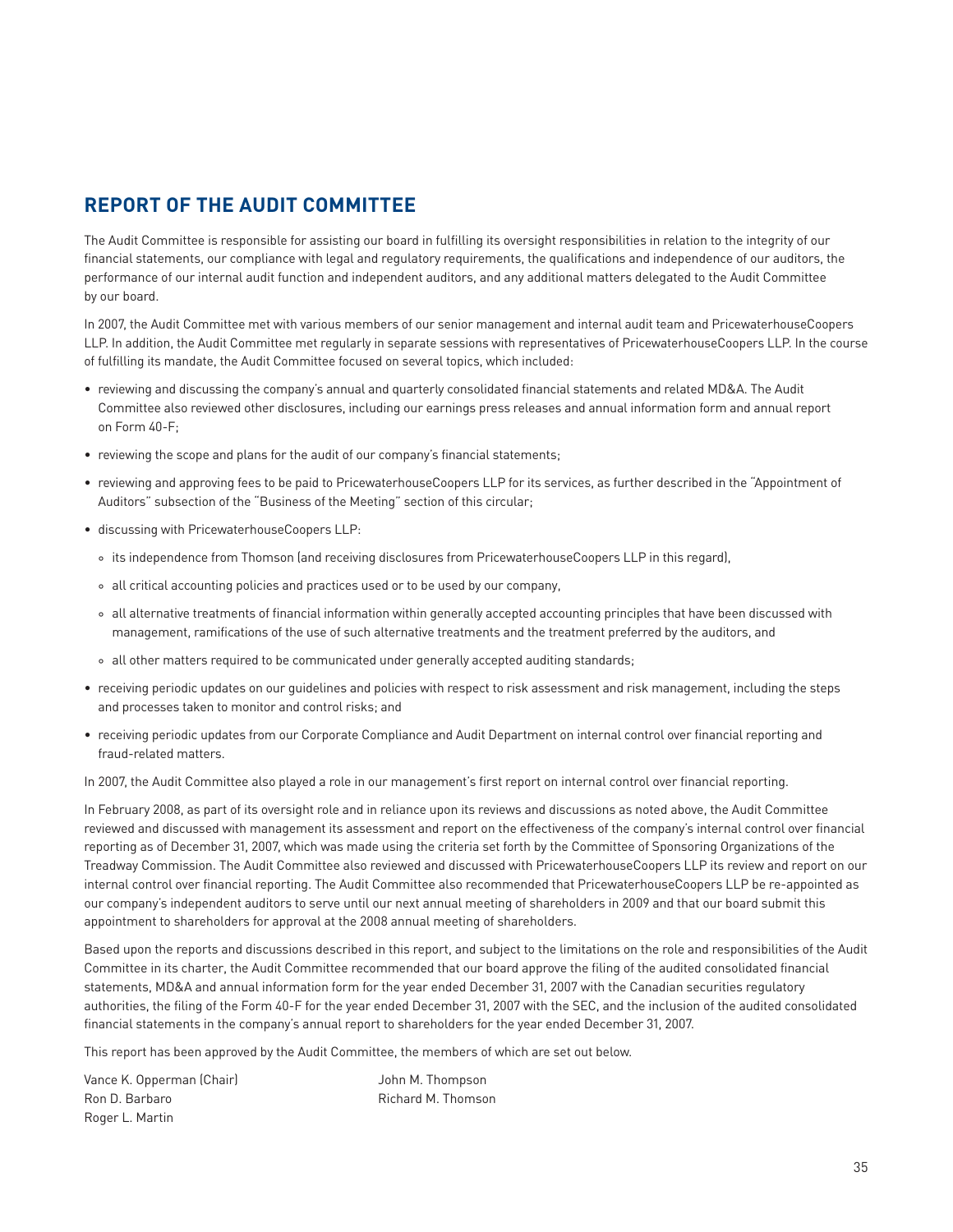## REPORT OF THE AUDIT COMMITTEE

The Audit Committee is responsible for assisting our board in fulfilling its oversight responsibilities in relation to the integrity of our financial statements, our compliance with legal and regulatory requirements, the qualifications and independence of our auditors, the performance of our internal audit function and independent auditors, and any additional matters delegated to the Audit Committee by our board.

In 2007, the Audit Committee met with various members of our senior management and internal audit team and PricewaterhouseCoopers LLP. In addition, the Audit Committee met regularly in separate sessions with representatives of PricewaterhouseCoopers LLP. In the course of fulfilling its mandate, the Audit Committee focused on several topics, which included:

- reviewing and discussing the company's annual and quarterly consolidated financial statements and related MD&A. The Audit Committee also reviewed other disclosures, including our earnings press releases and annual information form and annual report on Form 40-F;
- reviewing the scope and plans for the audit of our company's financial statements;
- reviewing and approving fees to be paid to PricewaterhouseCoopers LLP for its services, as further described in the "Appointment of Auditors" subsection of the "Business of the Meeting" section of this circular;
- discussing with PricewaterhouseCoopers LLP:
  - its independence from Thomson (and receiving disclosures from PricewaterhouseCoopers LLP in this regard),
  - all critical accounting policies and practices used or to be used by our company,
  - all alternative treatments of financial information within generally accepted accounting principles that have been discussed with management, ramifications of the use of such alternative treatments and the treatment preferred by the auditors, and
  - all other matters required to be communicated under generally accepted auditing standards;
- receiving periodic updates on our guidelines and policies with respect to risk assessment and risk management, including the steps and processes taken to monitor and control risks; and
- receiving periodic updates from our Corporate Compliance and Audit Department on internal control over financial reporting and fraud-related matters.

In 2007, the Audit Committee also played a role in our management's first report on internal control over financial reporting.

In February 2008, as part of its oversight role and in reliance upon its reviews and discussions as noted above, the Audit Committee reviewed and discussed with management its assessment and report on the effectiveness of the company's internal control over financial reporting as of December 31, 2007, which was made using the criteria set forth by the Committee of Sponsoring Organizations of the Treadway Commission. The Audit Committee also reviewed and discussed with PricewaterhouseCoopers LLP its review and report on our internal control over financial reporting. The Audit Committee also recommended that PricewaterhouseCoopers LLP be re-appointed as our company's independent auditors to serve until our next annual meeting of shareholders in 2009 and that our board submit this appointment to shareholders for approval at the 2008 annual meeting of shareholders.

Based upon the reports and discussions described in this report, and subject to the limitations on the role and responsibilities of the Audit Committee in its charter, the Audit Committee recommended that our board approve the filing of the audited consolidated financial statements, MD&A and annual information form for the year ended December 31, 2007 with the Canadian securities regulatory authorities, the filing of the Form 40-F for the year ended December 31, 2007 with the SEC, and the inclusion of the audited consolidated financial statements in the company's annual report to shareholders for the year ended December 31, 2007.

This report has been approved by the Audit Committee, the members of which are set out below.

Vance K. Opperman (Chair)
Ron D. Barbaro
Roger L. Martin
John M. Thompson
Richard M. Thomson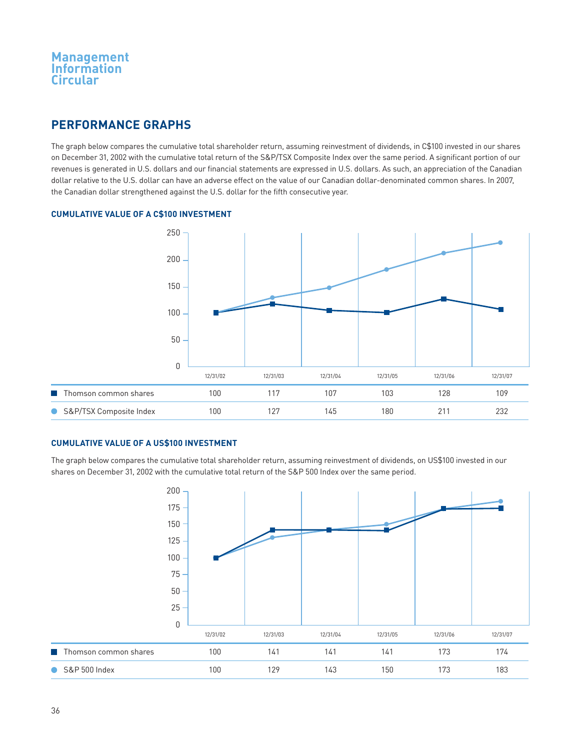## PERFORMANCE GRAPHS

The graph below compares the cumulative total shareholder return, assuming reinvestment of dividends, in C$100 invested in our shares on December 31, 2002 with the cumulative total return of the S&P/TSX Composite Index over the same period. A significant portion of our revenues is generated in U.S. dollars and our financial statements are expressed in U.S. dollars. As such, an appreciation of the Canadian dollar relative to the U.S. dollar can have an adverse effect on the value of our Canadian dollar-denominated common shares. In 2007, the Canadian dollar strengthened against the U.S. dollar for the fifth consecutive year.

### CUMULATIVE VALUE OF A C$100 INVESTMENT

| | 12/31/02 | 12/31/03 | 12/31/04 | 12/31/05 | 12/31/06 | 12/31/07 |
|---|---|---|---|---|---|---|
| Thomson common shares | 100 | 117 | 107 | 103 | 128 | 109 |
| S&P/TSX Composite Index | 100 | 127 | 145 | 180 | 211 | 232 |

### CUMULATIVE VALUE OF A US$100 INVESTMENT

The graph below compares the cumulative total shareholder return, assuming reinvestment of dividends, on US$100 invested in our shares on December 31, 2002 with the cumulative total return of the S&P 500 Index over the same period.

| | 12/31/02 | 12/31/03 | 12/31/04 | 12/31/05 | 12/31/06 | 12/31/07 |
|---|---|---|---|---|---|---|
| Thomson common shares | 100 | 141 | 141 | 141 | 173 | 174 |
| S&P 500 Index | 100 | 129 | 143 | 150 | 173 | 183 |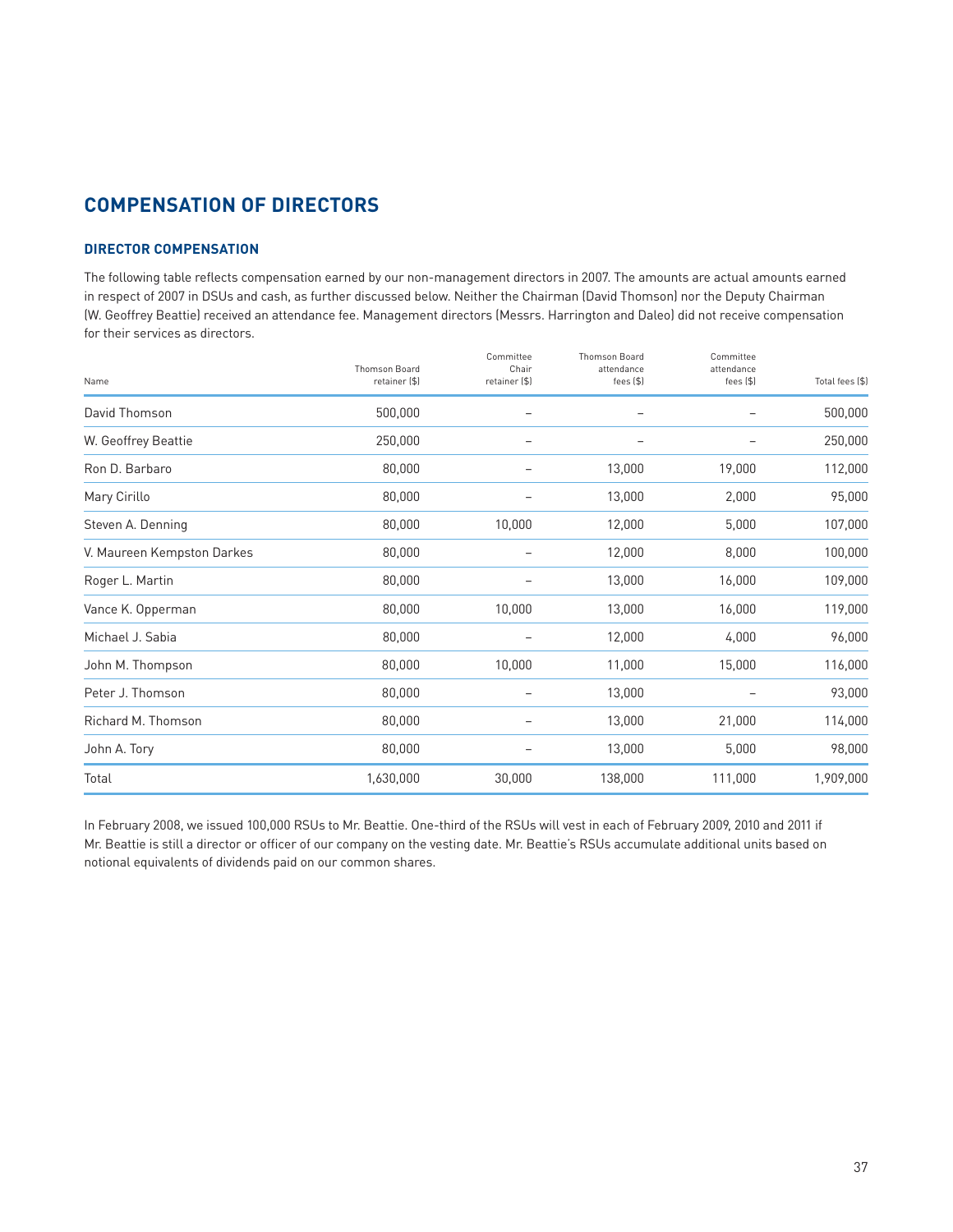# COMPENSATION OF DIRECTORS

## DIRECTOR COMPENSATION

The following table reflects compensation earned by our non-management directors in 2007. The amounts are actual amounts earned in respect of 2007 in DSUs and cash, as further discussed below. Neither the Chairman (David Thomson) nor the Deputy Chairman (W. Geoffrey Beattie) received an attendance fee. Management directors (Messrs. Harrington and Daleo) did not receive compensation for their services as directors.

| Name | Thomson Board retainer ($) | Committee Chair retainer ($) | Thomson Board attendance fees ($) | Committee attendance fees ($) | Total fees ($) |
|---|---|---|---|---|---|
| David Thomson | 500,000 | – | – | – | 500,000 |
| W. Geoffrey Beattie | 250,000 | – | – | – | 250,000 |
| Ron D. Barbaro | 80,000 | – | 13,000 | 19,000 | 112,000 |
| Mary Cirillo | 80,000 | – | 13,000 | 2,000 | 95,000 |
| Steven A. Denning | 80,000 | 10,000 | 12,000 | 5,000 | 107,000 |
| V. Maureen Kempston Darkes | 80,000 | – | 12,000 | 8,000 | 100,000 |
| Roger L. Martin | 80,000 | – | 13,000 | 16,000 | 109,000 |
| Vance K. Opperman | 80,000 | 10,000 | 13,000 | 16,000 | 119,000 |
| Michael J. Sabia | 80,000 | – | 12,000 | 4,000 | 96,000 |
| John M. Thompson | 80,000 | 10,000 | 11,000 | 15,000 | 116,000 |
| Peter J. Thomson | 80,000 | – | 13,000 | – | 93,000 |
| Richard M. Thomson | 80,000 | – | 13,000 | 21,000 | 114,000 |
| John A. Tory | 80,000 | – | 13,000 | 5,000 | 98,000 |
| Total | 1,630,000 | 30,000 | 138,000 | 111,000 | 1,909,000 |

In February 2008, we issued 100,000 RSUs to Mr. Beattie. One-third of the RSUs will vest in each of February 2009, 2010 and 2011 if Mr. Beattie is still a director or officer of our company on the vesting date. Mr. Beattie's RSUs accumulate additional units based on notional equivalents of dividends paid on our common shares.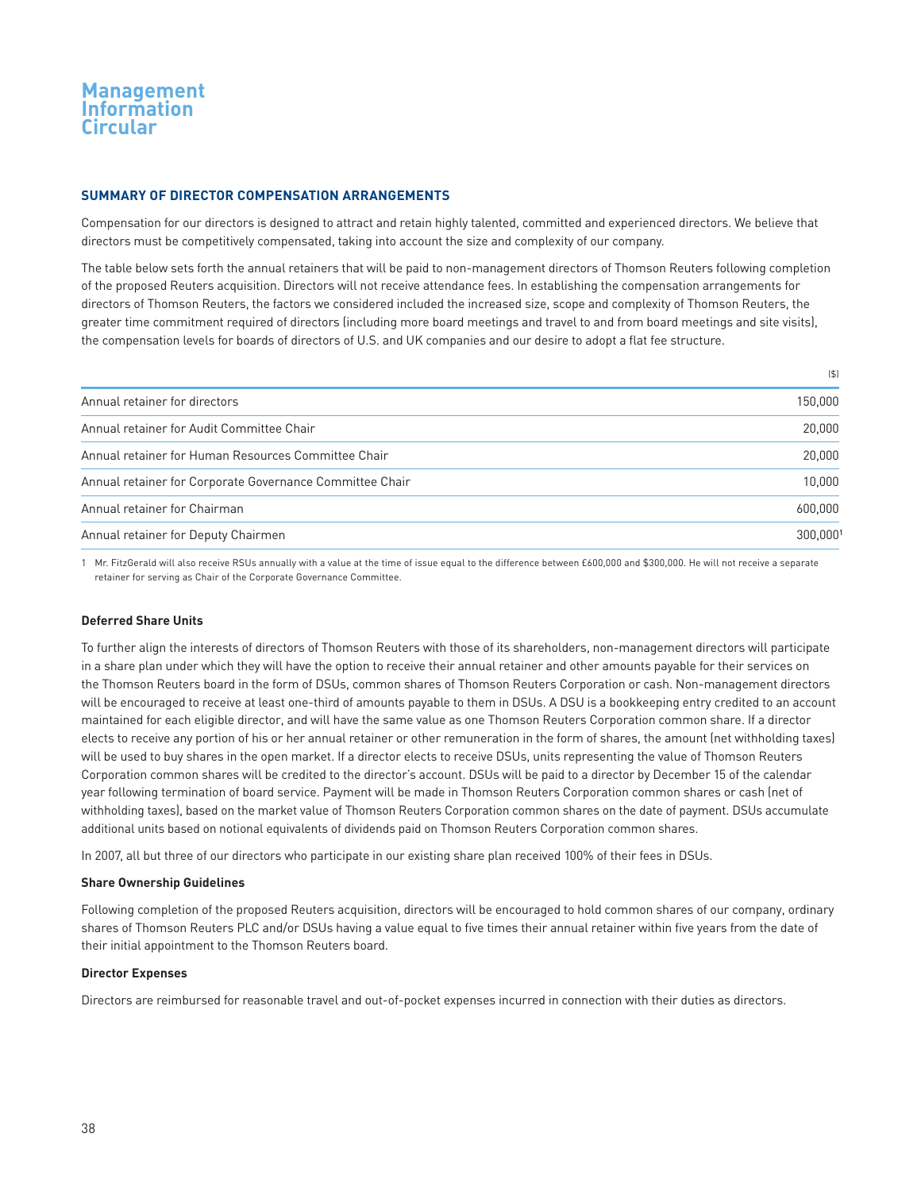## SUMMARY OF DIRECTOR COMPENSATION ARRANGEMENTS

Compensation for our directors is designed to attract and retain highly talented, committed and experienced directors. We believe that directors must be competitively compensated, taking into account the size and complexity of our company.

The table below sets forth the annual retainers that will be paid to non-management directors of Thomson Reuters following completion of the proposed Reuters acquisition. Directors will not receive attendance fees. In establishing the compensation arrangements for directors of Thomson Reuters, the factors we considered included the increased size, scope and complexity of Thomson Reuters, the greater time commitment required of directors (including more board meetings and travel to and from board meetings and site visits), the compensation levels for boards of directors of U.S. and UK companies and our desire to adopt a flat fee structure.

| | ($) |
|---|---|
| Annual retainer for directors | 150,000 |
| Annual retainer for Audit Committee Chair | 20,000 |
| Annual retainer for Human Resources Committee Chair | 20,000 |
| Annual retainer for Corporate Governance Committee Chair | 10,000 |
| Annual retainer for Chairman | 600,000 |
| Annual retainer for Deputy Chairmen | 300,000[1] |

1 Mr. FitzGerald will also receive RSUs annually with a value at the time of issue equal to the difference between £600,000 and $300,000. He will not receive a separate retainer for serving as Chair of the Corporate Governance Committee.

**Deferred Share Units**

To further align the interests of directors of Thomson Reuters with those of its shareholders, non-management directors will participate in a share plan under which they will have the option to receive their annual retainer and other amounts payable for their services on the Thomson Reuters board in the form of DSUs, common shares of Thomson Reuters Corporation or cash. Non-management directors will be encouraged to receive at least one-third of amounts payable to them in DSUs. A DSU is a bookkeeping entry credited to an account maintained for each eligible director, and will have the same value as one Thomson Reuters Corporation common share. If a director elects to receive any portion of his or her annual retainer or other remuneration in the form of shares, the amount (net withholding taxes) will be used to buy shares in the open market. If a director elects to receive DSUs, units representing the value of Thomson Reuters Corporation common shares will be credited to the director's account. DSUs will be paid to a director by December 15 of the calendar year following termination of board service. Payment will be made in Thomson Reuters Corporation common shares or cash (net of withholding taxes), based on the market value of Thomson Reuters Corporation common shares on the date of payment. DSUs accumulate additional units based on notional equivalents of dividends paid on Thomson Reuters Corporation common shares.

In 2007, all but three of our directors who participate in our existing share plan received 100% of their fees in DSUs.

**Share Ownership Guidelines**

Following completion of the proposed Reuters acquisition, directors will be encouraged to hold common shares of our company, ordinary shares of Thomson Reuters PLC and/or DSUs having a value equal to five times their annual retainer within five years from the date of their initial appointment to the Thomson Reuters board.

**Director Expenses**

Directors are reimbursed for reasonable travel and out-of-pocket expenses incurred in connection with their duties as directors.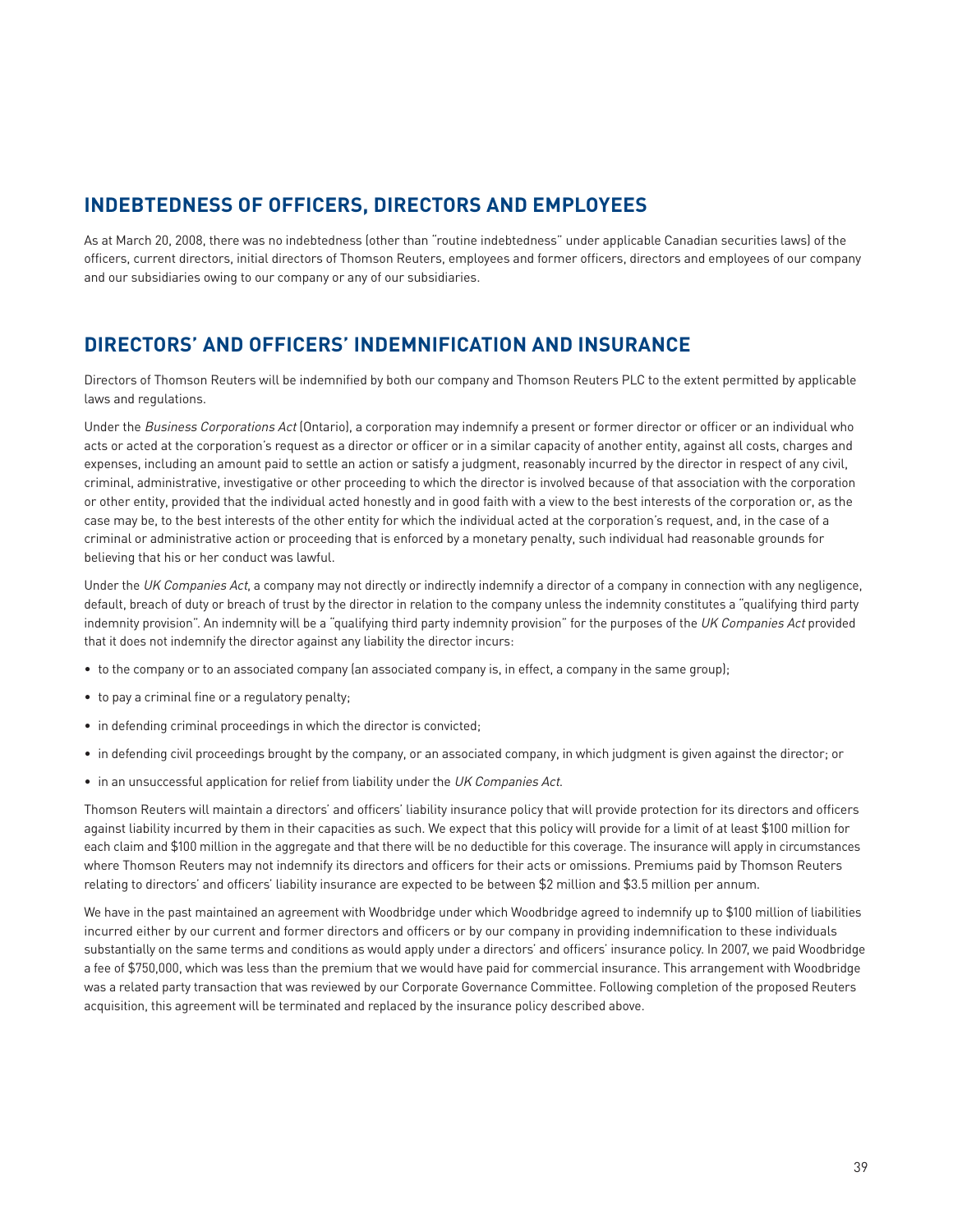## INDEBTEDNESS OF OFFICERS, DIRECTORS AND EMPLOYEES

As at March 20, 2008, there was no indebtedness (other than "routine indebtedness" under applicable Canadian securities laws) of the officers, current directors, initial directors of Thomson Reuters, employees and former officers, directors and employees of our company and our subsidiaries owing to our company or any of our subsidiaries.

## DIRECTORS' AND OFFICERS' INDEMNIFICATION AND INSURANCE

Directors of Thomson Reuters will be indemnified by both our company and Thomson Reuters PLC to the extent permitted by applicable laws and regulations.

Under the *Business Corporations Act* (Ontario), a corporation may indemnify a present or former director or officer or an individual who acts or acted at the corporation's request as a director or officer or in a similar capacity of another entity, against all costs, charges and expenses, including an amount paid to settle an action or satisfy a judgment, reasonably incurred by the director in respect of any civil, criminal, administrative, investigative or other proceeding to which the director is involved because of that association with the corporation or other entity, provided that the individual acted honestly and in good faith with a view to the best interests of the corporation or, as the case may be, to the best interests of the other entity for which the individual acted at the corporation's request, and, in the case of a criminal or administrative action or proceeding that is enforced by a monetary penalty, such individual had reasonable grounds for believing that his or her conduct was lawful.

Under the *UK Companies Act*, a company may not directly or indirectly indemnify a director of a company in connection with any negligence, default, breach of duty or breach of trust by the director in relation to the company unless the indemnity constitutes a "qualifying third party indemnity provision". An indemnity will be a "qualifying third party indemnity provision" for the purposes of the *UK Companies Act* provided that it does not indemnify the director against any liability the director incurs:

- to the company or to an associated company (an associated company is, in effect, a company in the same group);
- to pay a criminal fine or a regulatory penalty;
- in defending criminal proceedings in which the director is convicted;
- in defending civil proceedings brought by the company, or an associated company, in which judgment is given against the director; or
- in an unsuccessful application for relief from liability under the *UK Companies Act*.

Thomson Reuters will maintain a directors' and officers' liability insurance policy that will provide protection for its directors and officers against liability incurred by them in their capacities as such. We expect that this policy will provide for a limit of at least $100 million for each claim and $100 million in the aggregate and that there will be no deductible for this coverage. The insurance will apply in circumstances where Thomson Reuters may not indemnify its directors and officers for their acts or omissions. Premiums paid by Thomson Reuters relating to directors' and officers' liability insurance are expected to be between $2 million and $3.5 million per annum.

We have in the past maintained an agreement with Woodbridge under which Woodbridge agreed to indemnify up to $100 million of liabilities incurred either by our current and former directors and officers or by our company in providing indemnification to these individuals substantially on the same terms and conditions as would apply under a directors' and officers' insurance policy. In 2007, we paid Woodbridge a fee of $750,000, which was less than the premium that we would have paid for commercial insurance. This arrangement with Woodbridge was a related party transaction that was reviewed by our Corporate Governance Committee. Following completion of the proposed Reuters acquisition, this agreement will be terminated and replaced by the insurance policy described above.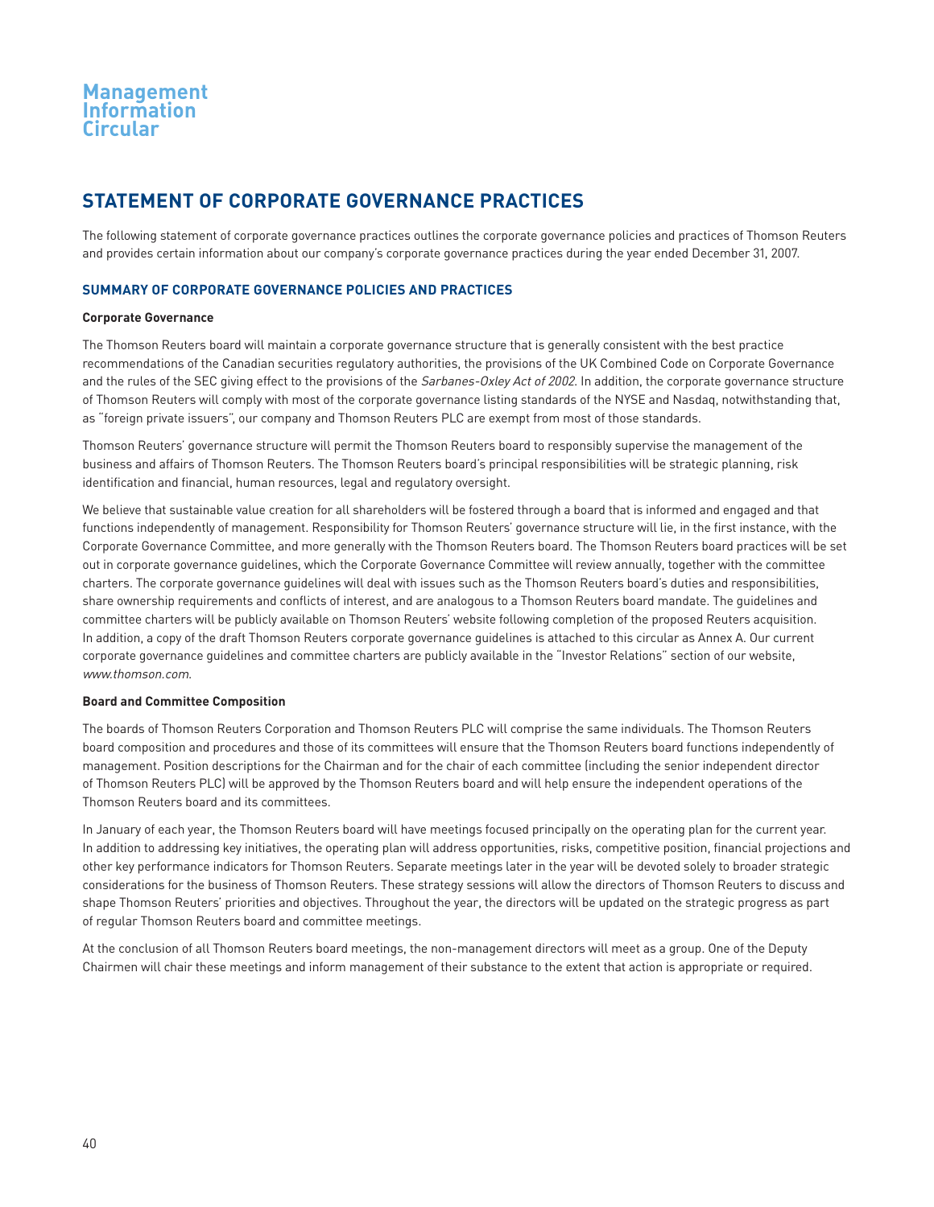# STATEMENT OF CORPORATE GOVERNANCE PRACTICES

The following statement of corporate governance practices outlines the corporate governance policies and practices of Thomson Reuters and provides certain information about our company's corporate governance practices during the year ended December 31, 2007.

## SUMMARY OF CORPORATE GOVERNANCE POLICIES AND PRACTICES

### Corporate Governance

The Thomson Reuters board will maintain a corporate governance structure that is generally consistent with the best practice recommendations of the Canadian securities regulatory authorities, the provisions of the UK Combined Code on Corporate Governance and the rules of the SEC giving effect to the provisions of the *Sarbanes-Oxley Act of 2002.* In addition, the corporate governance structure of Thomson Reuters will comply with most of the corporate governance listing standards of the NYSE and Nasdaq, notwithstanding that, as "foreign private issuers", our company and Thomson Reuters PLC are exempt from most of those standards.

Thomson Reuters' governance structure will permit the Thomson Reuters board to responsibly supervise the management of the business and affairs of Thomson Reuters. The Thomson Reuters board's principal responsibilities will be strategic planning, risk identification and financial, human resources, legal and regulatory oversight.

We believe that sustainable value creation for all shareholders will be fostered through a board that is informed and engaged and that functions independently of management. Responsibility for Thomson Reuters' governance structure will lie, in the first instance, with the Corporate Governance Committee, and more generally with the Thomson Reuters board. The Thomson Reuters board practices will be set out in corporate governance guidelines, which the Corporate Governance Committee will review annually, together with the committee charters. The corporate governance guidelines will deal with issues such as the Thomson Reuters board's duties and responsibilities, share ownership requirements and conflicts of interest, and are analogous to a Thomson Reuters board mandate. The guidelines and committee charters will be publicly available on Thomson Reuters' website following completion of the proposed Reuters acquisition. In addition, a copy of the draft Thomson Reuters corporate governance guidelines is attached to this circular as Annex A. Our current corporate governance guidelines and committee charters are publicly available in the "Investor Relations" section of our website, *www.thomson.com.*

### Board and Committee Composition

The boards of Thomson Reuters Corporation and Thomson Reuters PLC will comprise the same individuals. The Thomson Reuters board composition and procedures and those of its committees will ensure that the Thomson Reuters board functions independently of management. Position descriptions for the Chairman and for the chair of each committee (including the senior independent director of Thomson Reuters PLC) will be approved by the Thomson Reuters board and will help ensure the independent operations of the Thomson Reuters board and its committees.

In January of each year, the Thomson Reuters board will have meetings focused principally on the operating plan for the current year. In addition to addressing key initiatives, the operating plan will address opportunities, risks, competitive position, financial projections and other key performance indicators for Thomson Reuters. Separate meetings later in the year will be devoted solely to broader strategic considerations for the business of Thomson Reuters. These strategy sessions will allow the directors of Thomson Reuters to discuss and shape Thomson Reuters' priorities and objectives. Throughout the year, the directors will be updated on the strategic progress as part of regular Thomson Reuters board and committee meetings.

At the conclusion of all Thomson Reuters board meetings, the non-management directors will meet as a group. One of the Deputy Chairmen will chair these meetings and inform management of their substance to the extent that action is appropriate or required.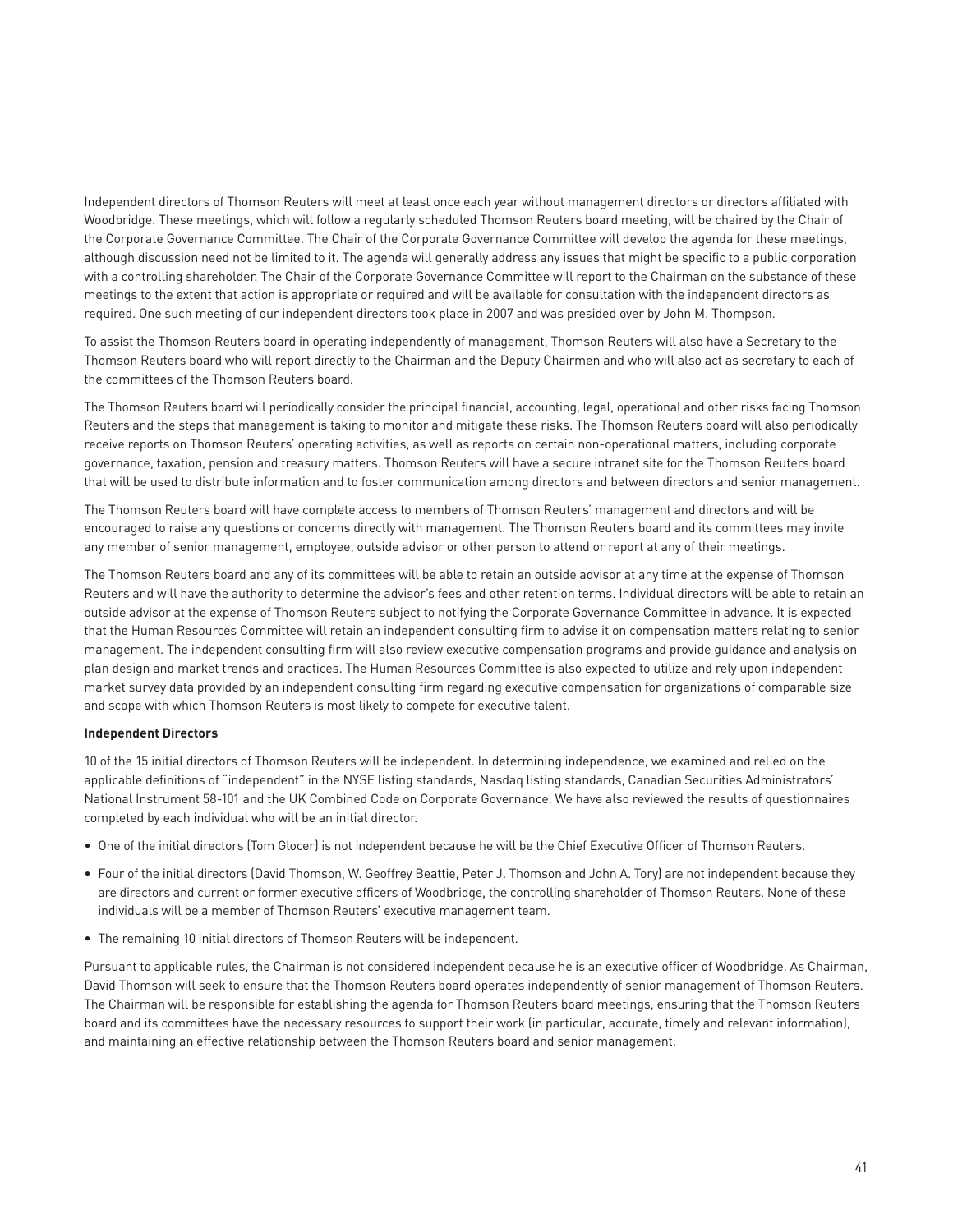Independent directors of Thomson Reuters will meet at least once each year without management directors or directors affiliated with Woodbridge. These meetings, which will follow a regularly scheduled Thomson Reuters board meeting, will be chaired by the Chair of the Corporate Governance Committee. The Chair of the Corporate Governance Committee will develop the agenda for these meetings, although discussion need not be limited to it. The agenda will generally address any issues that might be specific to a public corporation with a controlling shareholder. The Chair of the Corporate Governance Committee will report to the Chairman on the substance of these meetings to the extent that action is appropriate or required and will be available for consultation with the independent directors as required. One such meeting of our independent directors took place in 2007 and was presided over by John M. Thompson.

To assist the Thomson Reuters board in operating independently of management, Thomson Reuters will also have a Secretary to the Thomson Reuters board who will report directly to the Chairman and the Deputy Chairmen and who will also act as secretary to each of the committees of the Thomson Reuters board.

The Thomson Reuters board will periodically consider the principal financial, accounting, legal, operational and other risks facing Thomson Reuters and the steps that management is taking to monitor and mitigate these risks. The Thomson Reuters board will also periodically receive reports on Thomson Reuters' operating activities, as well as reports on certain non-operational matters, including corporate governance, taxation, pension and treasury matters. Thomson Reuters will have a secure intranet site for the Thomson Reuters board that will be used to distribute information and to foster communication among directors and between directors and senior management.

The Thomson Reuters board will have complete access to members of Thomson Reuters' management and directors and will be encouraged to raise any questions or concerns directly with management. The Thomson Reuters board and its committees may invite any member of senior management, employee, outside advisor or other person to attend or report at any of their meetings.

The Thomson Reuters board and any of its committees will be able to retain an outside advisor at any time at the expense of Thomson Reuters and will have the authority to determine the advisor's fees and other retention terms. Individual directors will be able to retain an outside advisor at the expense of Thomson Reuters subject to notifying the Corporate Governance Committee in advance. It is expected that the Human Resources Committee will retain an independent consulting firm to advise it on compensation matters relating to senior management. The independent consulting firm will also review executive compensation programs and provide guidance and analysis on plan design and market trends and practices. The Human Resources Committee is also expected to utilize and rely upon independent market survey data provided by an independent consulting firm regarding executive compensation for organizations of comparable size and scope with which Thomson Reuters is most likely to compete for executive talent.

**Independent Directors**

10 of the 15 initial directors of Thomson Reuters will be independent. In determining independence, we examined and relied on the applicable definitions of "independent" in the NYSE listing standards, Nasdaq listing standards, Canadian Securities Administrators' National Instrument 58-101 and the UK Combined Code on Corporate Governance. We have also reviewed the results of questionnaires completed by each individual who will be an initial director.

- One of the initial directors (Tom Glocer) is not independent because he will be the Chief Executive Officer of Thomson Reuters.
- Four of the initial directors (David Thomson, W. Geoffrey Beattie, Peter J. Thomson and John A. Tory) are not independent because they are directors and current or former executive officers of Woodbridge, the controlling shareholder of Thomson Reuters. None of these individuals will be a member of Thomson Reuters' executive management team.
- The remaining 10 initial directors of Thomson Reuters will be independent.

Pursuant to applicable rules, the Chairman is not considered independent because he is an executive officer of Woodbridge. As Chairman, David Thomson will seek to ensure that the Thomson Reuters board operates independently of senior management of Thomson Reuters. The Chairman will be responsible for establishing the agenda for Thomson Reuters board meetings, ensuring that the Thomson Reuters board and its committees have the necessary resources to support their work (in particular, accurate, timely and relevant information), and maintaining an effective relationship between the Thomson Reuters board and senior management.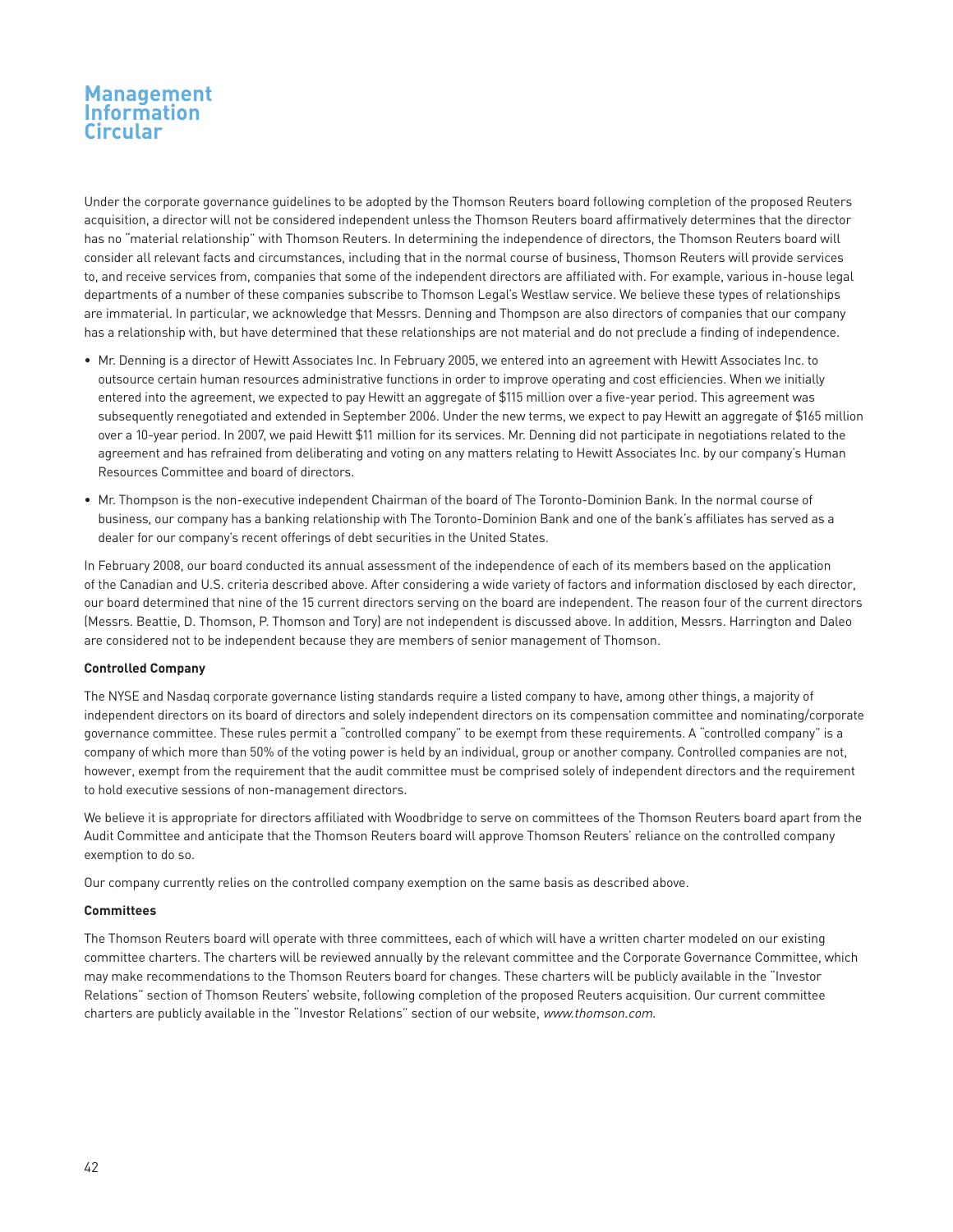Under the corporate governance guidelines to be adopted by the Thomson Reuters board following completion of the proposed Reuters acquisition, a director will not be considered independent unless the Thomson Reuters board affirmatively determines that the director has no "material relationship" with Thomson Reuters. In determining the independence of directors, the Thomson Reuters board will consider all relevant facts and circumstances, including that in the normal course of business, Thomson Reuters will provide services to, and receive services from, companies that some of the independent directors are affiliated with. For example, various in-house legal departments of a number of these companies subscribe to Thomson Legal's Westlaw service. We believe these types of relationships are immaterial. In particular, we acknowledge that Messrs. Denning and Thompson are also directors of companies that our company has a relationship with, but have determined that these relationships are not material and do not preclude a finding of independence.

- Mr. Denning is a director of Hewitt Associates Inc. In February 2005, we entered into an agreement with Hewitt Associates Inc. to outsource certain human resources administrative functions in order to improve operating and cost efficiencies. When we initially entered into the agreement, we expected to pay Hewitt an aggregate of $115 million over a five-year period. This agreement was subsequently renegotiated and extended in September 2006. Under the new terms, we expect to pay Hewitt an aggregate of $165 million over a 10-year period. In 2007, we paid Hewitt $11 million for its services. Mr. Denning did not participate in negotiations related to the agreement and has refrained from deliberating and voting on any matters relating to Hewitt Associates Inc. by our company's Human Resources Committee and board of directors.
- Mr. Thompson is the non-executive independent Chairman of the board of The Toronto-Dominion Bank. In the normal course of business, our company has a banking relationship with The Toronto-Dominion Bank and one of the bank's affiliates has served as a dealer for our company's recent offerings of debt securities in the United States.

In February 2008, our board conducted its annual assessment of the independence of each of its members based on the application of the Canadian and U.S. criteria described above. After considering a wide variety of factors and information disclosed by each director, our board determined that nine of the 15 current directors serving on the board are independent. The reason four of the current directors (Messrs. Beattie, D. Thomson, P. Thomson and Tory) are not independent is discussed above. In addition, Messrs. Harrington and Daleo are considered not to be independent because they are members of senior management of Thomson.

**Controlled Company**

The NYSE and Nasdaq corporate governance listing standards require a listed company to have, among other things, a majority of independent directors on its board of directors and solely independent directors on its compensation committee and nominating/corporate governance committee. These rules permit a "controlled company" to be exempt from these requirements. A "controlled company" is a company of which more than 50% of the voting power is held by an individual, group or another company. Controlled companies are not, however, exempt from the requirement that the audit committee must be comprised solely of independent directors and the requirement to hold executive sessions of non-management directors.

We believe it is appropriate for directors affiliated with Woodbridge to serve on committees of the Thomson Reuters board apart from the Audit Committee and anticipate that the Thomson Reuters board will approve Thomson Reuters' reliance on the controlled company exemption to do so.

Our company currently relies on the controlled company exemption on the same basis as described above.

**Committees**

The Thomson Reuters board will operate with three committees, each of which will have a written charter modeled on our existing committee charters. The charters will be reviewed annually by the relevant committee and the Corporate Governance Committee, which may make recommendations to the Thomson Reuters board for changes. These charters will be publicly available in the "Investor Relations" section of Thomson Reuters' website, following completion of the proposed Reuters acquisition. Our current committee charters are publicly available in the "Investor Relations" section of our website, *www.thomson.com*.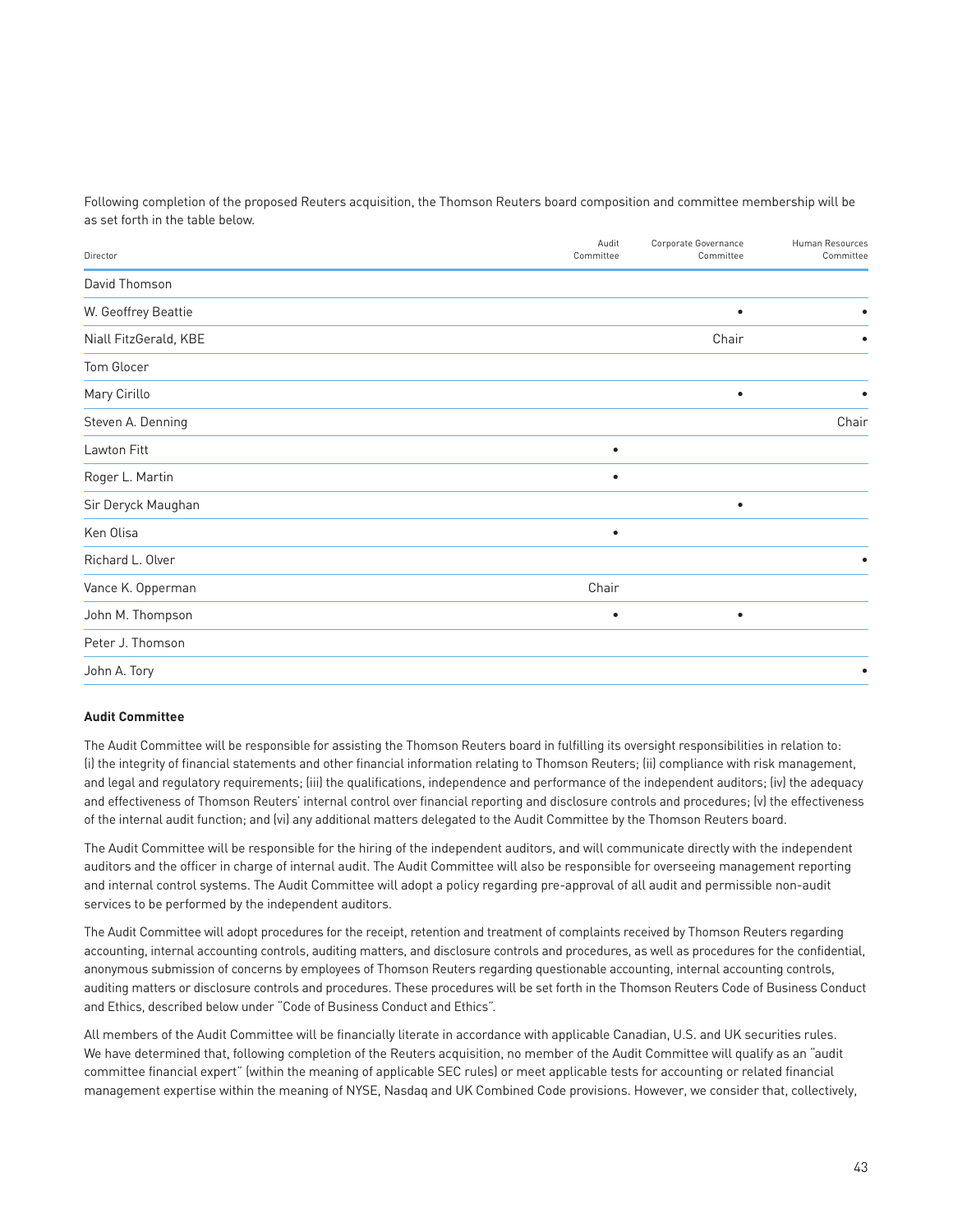Following completion of the proposed Reuters acquisition, the Thomson Reuters board composition and committee membership will be as set forth in the table below.

| Director | Audit Committee | Corporate Governance Committee | Human Resources Committee |
|---|---|---|---|
| David Thomson | | | |
| W. Geoffrey Beattie | | • | • |
| Niall FitzGerald, KBE | | Chair | • |
| Tom Glocer | | | |
| Mary Cirillo | | • | • |
| Steven A. Denning | | | Chair |
| Lawton Fitt | • | | |
| Roger L. Martin | • | | |
| Sir Deryck Maughan | | • | |
| Ken Olisa | • | | |
| Richard L. Olver | | | • |
| Vance K. Opperman | Chair | | |
| John M. Thompson | • | • | |
| Peter J. Thomson | | | |
| John A. Tory | | | • |

**Audit Committee**

The Audit Committee will be responsible for assisting the Thomson Reuters board in fulfilling its oversight responsibilities in relation to: (i) the integrity of financial statements and other financial information relating to Thomson Reuters; (ii) compliance with risk management, and legal and regulatory requirements; (iii) the qualifications, independence and performance of the independent auditors; (iv) the adequacy and effectiveness of Thomson Reuters' internal control over financial reporting and disclosure controls and procedures; (v) the effectiveness of the internal audit function; and (vi) any additional matters delegated to the Audit Committee by the Thomson Reuters board.

The Audit Committee will be responsible for the hiring of the independent auditors, and will communicate directly with the independent auditors and the officer in charge of internal audit. The Audit Committee will also be responsible for overseeing management reporting and internal control systems. The Audit Committee will adopt a policy regarding pre-approval of all audit and permissible non-audit services to be performed by the independent auditors.

The Audit Committee will adopt procedures for the receipt, retention and treatment of complaints received by Thomson Reuters regarding accounting, internal accounting controls, auditing matters, and disclosure controls and procedures, as well as procedures for the confidential, anonymous submission of concerns by employees of Thomson Reuters regarding questionable accounting, internal accounting controls, auditing matters or disclosure controls and procedures. These procedures will be set forth in the Thomson Reuters Code of Business Conduct and Ethics, described below under "Code of Business Conduct and Ethics".

All members of the Audit Committee will be financially literate in accordance with applicable Canadian, U.S. and UK securities rules. We have determined that, following completion of the Reuters acquisition, no member of the Audit Committee will qualify as an "audit committee financial expert" (within the meaning of applicable SEC rules) or meet applicable tests for accounting or related financial management expertise within the meaning of NYSE, Nasdaq and UK Combined Code provisions. However, we consider that, collectively,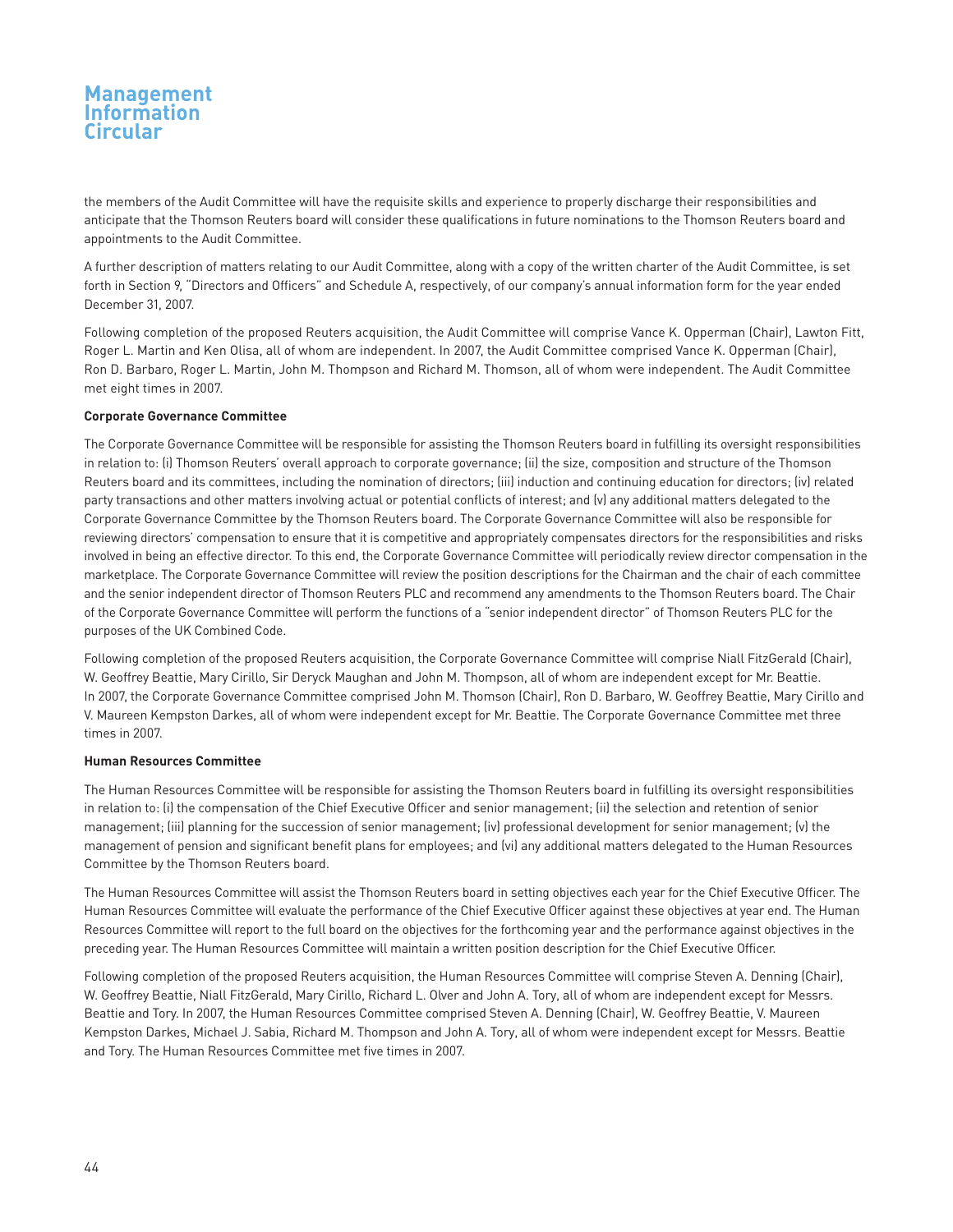the members of the Audit Committee will have the requisite skills and experience to properly discharge their responsibilities and anticipate that the Thomson Reuters board will consider these qualifications in future nominations to the Thomson Reuters board and appointments to the Audit Committee.

A further description of matters relating to our Audit Committee, along with a copy of the written charter of the Audit Committee, is set forth in Section 9, "Directors and Officers" and Schedule A, respectively, of our company's annual information form for the year ended December 31, 2007.

Following completion of the proposed Reuters acquisition, the Audit Committee will comprise Vance K. Opperman (Chair), Lawton Fitt, Roger L. Martin and Ken Olisa, all of whom are independent. In 2007, the Audit Committee comprised Vance K. Opperman (Chair), Ron D. Barbaro, Roger L. Martin, John M. Thompson and Richard M. Thomson, all of whom were independent. The Audit Committee met eight times in 2007.

**Corporate Governance Committee**

The Corporate Governance Committee will be responsible for assisting the Thomson Reuters board in fulfilling its oversight responsibilities in relation to: (i) Thomson Reuters' overall approach to corporate governance; (ii) the size, composition and structure of the Thomson Reuters board and its committees, including the nomination of directors; (iii) induction and continuing education for directors; (iv) related party transactions and other matters involving actual or potential conflicts of interest; and (v) any additional matters delegated to the Corporate Governance Committee by the Thomson Reuters board. The Corporate Governance Committee will also be responsible for reviewing directors' compensation to ensure that it is competitive and appropriately compensates directors for the responsibilities and risks involved in being an effective director. To this end, the Corporate Governance Committee will periodically review director compensation in the marketplace. The Corporate Governance Committee will review the position descriptions for the Chairman and the chair of each committee and the senior independent director of Thomson Reuters PLC and recommend any amendments to the Thomson Reuters board. The Chair of the Corporate Governance Committee will perform the functions of a "senior independent director" of Thomson Reuters PLC for the purposes of the UK Combined Code.

Following completion of the proposed Reuters acquisition, the Corporate Governance Committee will comprise Niall FitzGerald (Chair), W. Geoffrey Beattie, Mary Cirillo, Sir Deryck Maughan and John M. Thompson, all of whom are independent except for Mr. Beattie. In 2007, the Corporate Governance Committee comprised John M. Thomson (Chair), Ron D. Barbaro, W. Geoffrey Beattie, Mary Cirillo and V. Maureen Kempston Darkes, all of whom were independent except for Mr. Beattie. The Corporate Governance Committee met three times in 2007.

**Human Resources Committee**

The Human Resources Committee will be responsible for assisting the Thomson Reuters board in fulfilling its oversight responsibilities in relation to: (i) the compensation of the Chief Executive Officer and senior management; (ii) the selection and retention of senior management; (iii) planning for the succession of senior management; (iv) professional development for senior management; (v) the management of pension and significant benefit plans for employees; and (vi) any additional matters delegated to the Human Resources Committee by the Thomson Reuters board.

The Human Resources Committee will assist the Thomson Reuters board in setting objectives each year for the Chief Executive Officer. The Human Resources Committee will evaluate the performance of the Chief Executive Officer against these objectives at year end. The Human Resources Committee will report to the full board on the objectives for the forthcoming year and the performance against objectives in the preceding year. The Human Resources Committee will maintain a written position description for the Chief Executive Officer.

Following completion of the proposed Reuters acquisition, the Human Resources Committee will comprise Steven A. Denning (Chair), W. Geoffrey Beattie, Niall FitzGerald, Mary Cirillo, Richard L. Olver and John A. Tory, all of whom are independent except for Messrs. Beattie and Tory. In 2007, the Human Resources Committee comprised Steven A. Denning (Chair), W. Geoffrey Beattie, V. Maureen Kempston Darkes, Michael J. Sabia, Richard M. Thompson and John A. Tory, all of whom were independent except for Messrs. Beattie and Tory. The Human Resources Committee met five times in 2007.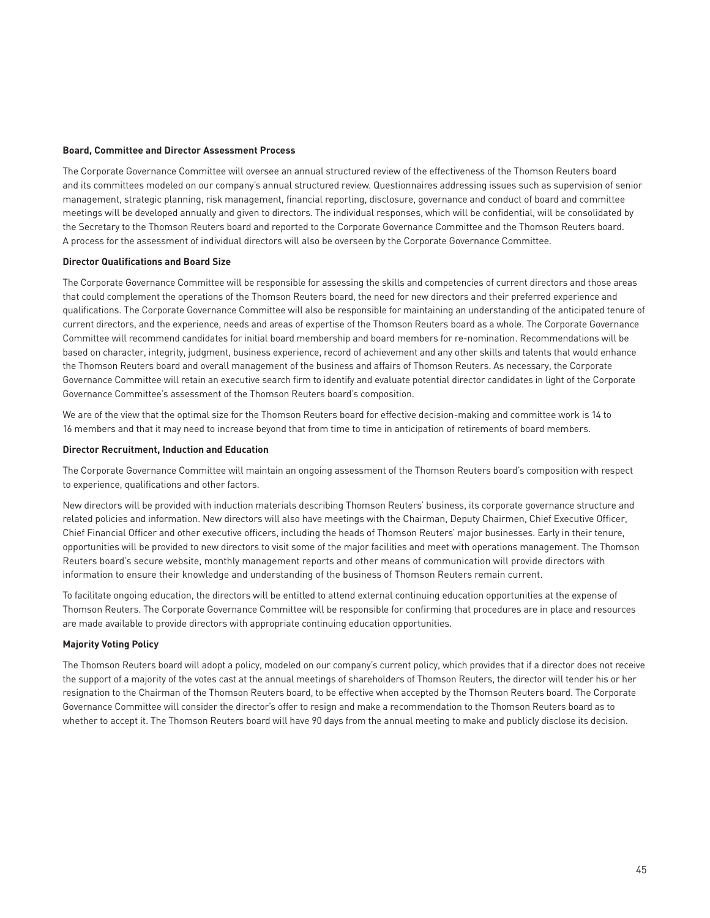**Board, Committee and Director Assessment Process**

The Corporate Governance Committee will oversee an annual structured review of the effectiveness of the Thomson Reuters board and its committees modeled on our company's annual structured review. Questionnaires addressing issues such as supervision of senior management, strategic planning, risk management, financial reporting, disclosure, governance and conduct of board and committee meetings will be developed annually and given to directors. The individual responses, which will be confidential, will be consolidated by the Secretary to the Thomson Reuters board and reported to the Corporate Governance Committee and the Thomson Reuters board. A process for the assessment of individual directors will also be overseen by the Corporate Governance Committee.

**Director Qualifications and Board Size**

The Corporate Governance Committee will be responsible for assessing the skills and competencies of current directors and those areas that could complement the operations of the Thomson Reuters board, the need for new directors and their preferred experience and qualifications. The Corporate Governance Committee will also be responsible for maintaining an understanding of the anticipated tenure of current directors, and the experience, needs and areas of expertise of the Thomson Reuters board as a whole. The Corporate Governance Committee will recommend candidates for initial board membership and board members for re-nomination. Recommendations will be based on character, integrity, judgment, business experience, record of achievement and any other skills and talents that would enhance the Thomson Reuters board and overall management of the business and affairs of Thomson Reuters. As necessary, the Corporate Governance Committee will retain an executive search firm to identify and evaluate potential director candidates in light of the Corporate Governance Committee's assessment of the Thomson Reuters board's composition.

We are of the view that the optimal size for the Thomson Reuters board for effective decision-making and committee work is 14 to 16 members and that it may need to increase beyond that from time to time in anticipation of retirements of board members.

**Director Recruitment, Induction and Education**

The Corporate Governance Committee will maintain an ongoing assessment of the Thomson Reuters board's composition with respect to experience, qualifications and other factors.

New directors will be provided with induction materials describing Thomson Reuters' business, its corporate governance structure and related policies and information. New directors will also have meetings with the Chairman, Deputy Chairmen, Chief Executive Officer, Chief Financial Officer and other executive officers, including the heads of Thomson Reuters' major businesses. Early in their tenure, opportunities will be provided to new directors to visit some of the major facilities and meet with operations management. The Thomson Reuters board's secure website, monthly management reports and other means of communication will provide directors with information to ensure their knowledge and understanding of the business of Thomson Reuters remain current.

To facilitate ongoing education, the directors will be entitled to attend external continuing education opportunities at the expense of Thomson Reuters. The Corporate Governance Committee will be responsible for confirming that procedures are in place and resources are made available to provide directors with appropriate continuing education opportunities.

**Majority Voting Policy**

The Thomson Reuters board will adopt a policy, modeled on our company's current policy, which provides that if a director does not receive the support of a majority of the votes cast at the annual meetings of shareholders of Thomson Reuters, the director will tender his or her resignation to the Chairman of the Thomson Reuters board, to be effective when accepted by the Thomson Reuters board. The Corporate Governance Committee will consider the director's offer to resign and make a recommendation to the Thomson Reuters board as to whether to accept it. The Thomson Reuters board will have 90 days from the annual meeting to make and publicly disclose its decision.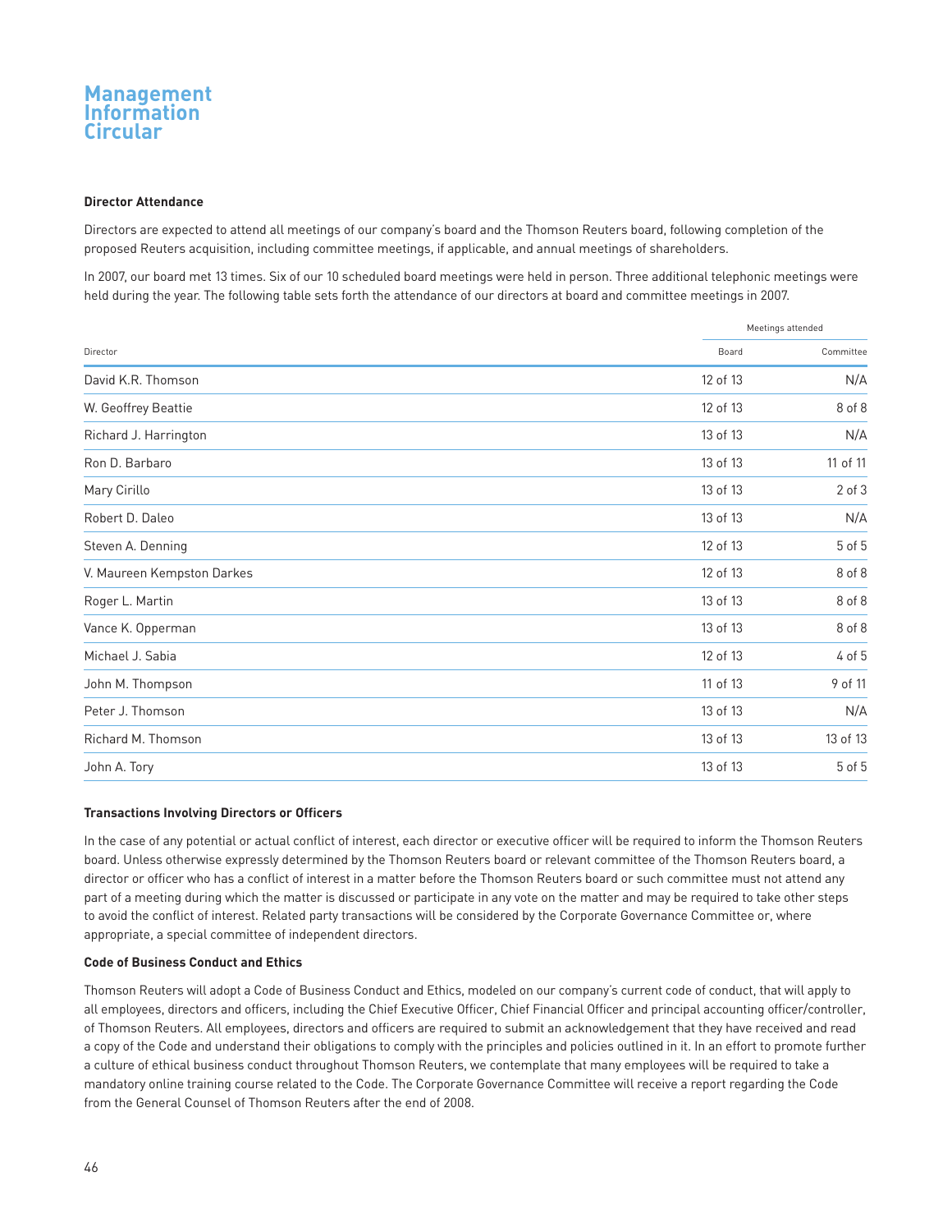### Director Attendance

Directors are expected to attend all meetings of our company's board and the Thomson Reuters board, following completion of the proposed Reuters acquisition, including committee meetings, if applicable, and annual meetings of shareholders.

In 2007, our board met 13 times. Six of our 10 scheduled board meetings were held in person. Three additional telephonic meetings were held during the year. The following table sets forth the attendance of our directors at board and committee meetings in 2007.

| | Meetings attended | |
|---|---|---|
| Director | Board | Committee |
| David K.R. Thomson | 12 of 13 | N/A |
| W. Geoffrey Beattie | 12 of 13 | 8 of 8 |
| Richard J. Harrington | 13 of 13 | N/A |
| Ron D. Barbaro | 13 of 13 | 11 of 11 |
| Mary Cirillo | 13 of 13 | 2 of 3 |
| Robert D. Daleo | 13 of 13 | N/A |
| Steven A. Denning | 12 of 13 | 5 of 5 |
| V. Maureen Kempston Darkes | 12 of 13 | 8 of 8 |
| Roger L. Martin | 13 of 13 | 8 of 8 |
| Vance K. Opperman | 13 of 13 | 8 of 8 |
| Michael J. Sabia | 12 of 13 | 4 of 5 |
| John M. Thompson | 11 of 13 | 9 of 11 |
| Peter J. Thomson | 13 of 13 | N/A |
| Richard M. Thomson | 13 of 13 | 13 of 13 |
| John A. Tory | 13 of 13 | 5 of 5 |

### Transactions Involving Directors or Officers

In the case of any potential or actual conflict of interest, each director or executive officer will be required to inform the Thomson Reuters board. Unless otherwise expressly determined by the Thomson Reuters board or relevant committee of the Thomson Reuters board, a director or officer who has a conflict of interest in a matter before the Thomson Reuters board or such committee must not attend any part of a meeting during which the matter is discussed or participate in any vote on the matter and may be required to take other steps to avoid the conflict of interest. Related party transactions will be considered by the Corporate Governance Committee or, where appropriate, a special committee of independent directors.

### Code of Business Conduct and Ethics

Thomson Reuters will adopt a Code of Business Conduct and Ethics, modeled on our company's current code of conduct, that will apply to all employees, directors and officers, including the Chief Executive Officer, Chief Financial Officer and principal accounting officer/controller, of Thomson Reuters. All employees, directors and officers are required to submit an acknowledgement that they have received and read a copy of the Code and understand their obligations to comply with the principles and policies outlined in it. In an effort to promote further a culture of ethical business conduct throughout Thomson Reuters, we contemplate that many employees will be required to take a mandatory online training course related to the Code. The Corporate Governance Committee will receive a report regarding the Code from the General Counsel of Thomson Reuters after the end of 2008.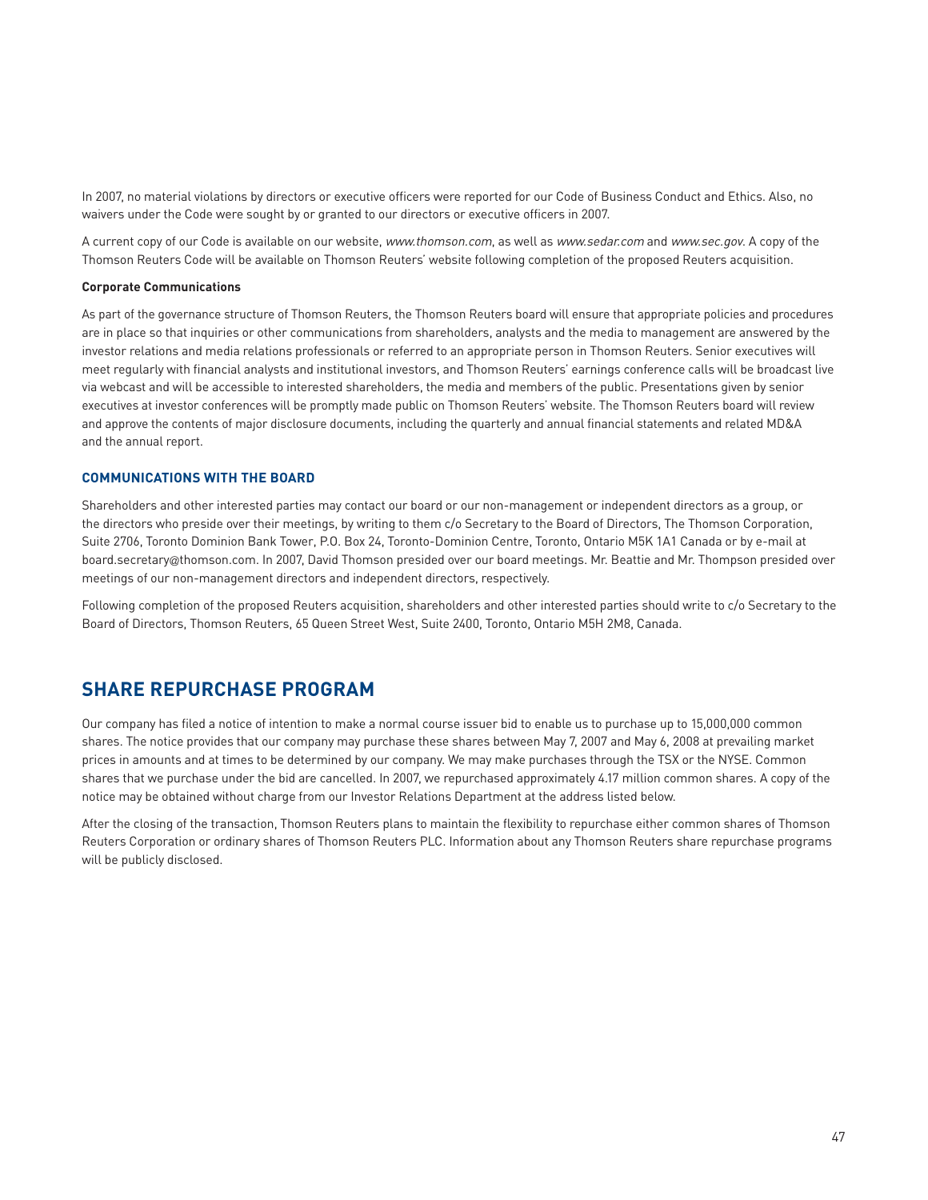In 2007, no material violations by directors or executive officers were reported for our Code of Business Conduct and Ethics. Also, no waivers under the Code were sought by or granted to our directors or executive officers in 2007.

A current copy of our Code is available on our website, *www.thomson.com*, as well as *www.sedar.com* and *www.sec.gov*. A copy of the Thomson Reuters Code will be available on Thomson Reuters' website following completion of the proposed Reuters acquisition.

**Corporate Communications**

As part of the governance structure of Thomson Reuters, the Thomson Reuters board will ensure that appropriate policies and procedures are in place so that inquiries or other communications from shareholders, analysts and the media to management are answered by the investor relations and media relations professionals or referred to an appropriate person in Thomson Reuters. Senior executives will meet regularly with financial analysts and institutional investors, and Thomson Reuters' earnings conference calls will be broadcast live via webcast and will be accessible to interested shareholders, the media and members of the public. Presentations given by senior executives at investor conferences will be promptly made public on Thomson Reuters' website. The Thomson Reuters board will review and approve the contents of major disclosure documents, including the quarterly and annual financial statements and related MD&A and the annual report.

### COMMUNICATIONS WITH THE BOARD

Shareholders and other interested parties may contact our board or our non-management or independent directors as a group, or the directors who preside over their meetings, by writing to them c/o Secretary to the Board of Directors, The Thomson Corporation, Suite 2706, Toronto Dominion Bank Tower, P.O. Box 24, Toronto-Dominion Centre, Toronto, Ontario M5K 1A1 Canada or by e-mail at board.secretary@thomson.com. In 2007, David Thomson presided over our board meetings. Mr. Beattie and Mr. Thompson presided over meetings of our non-management directors and independent directors, respectively.

Following completion of the proposed Reuters acquisition, shareholders and other interested parties should write to c/o Secretary to the Board of Directors, Thomson Reuters, 65 Queen Street West, Suite 2400, Toronto, Ontario M5H 2M8, Canada.

## SHARE REPURCHASE PROGRAM

Our company has filed a notice of intention to make a normal course issuer bid to enable us to purchase up to 15,000,000 common shares. The notice provides that our company may purchase these shares between May 7, 2007 and May 6, 2008 at prevailing market prices in amounts and at times to be determined by our company. We may make purchases through the TSX or the NYSE. Common shares that we purchase under the bid are cancelled. In 2007, we repurchased approximately 4.17 million common shares. A copy of the notice may be obtained without charge from our Investor Relations Department at the address listed below.

After the closing of the transaction, Thomson Reuters plans to maintain the flexibility to repurchase either common shares of Thomson Reuters Corporation or ordinary shares of Thomson Reuters PLC. Information about any Thomson Reuters share repurchase programs will be publicly disclosed.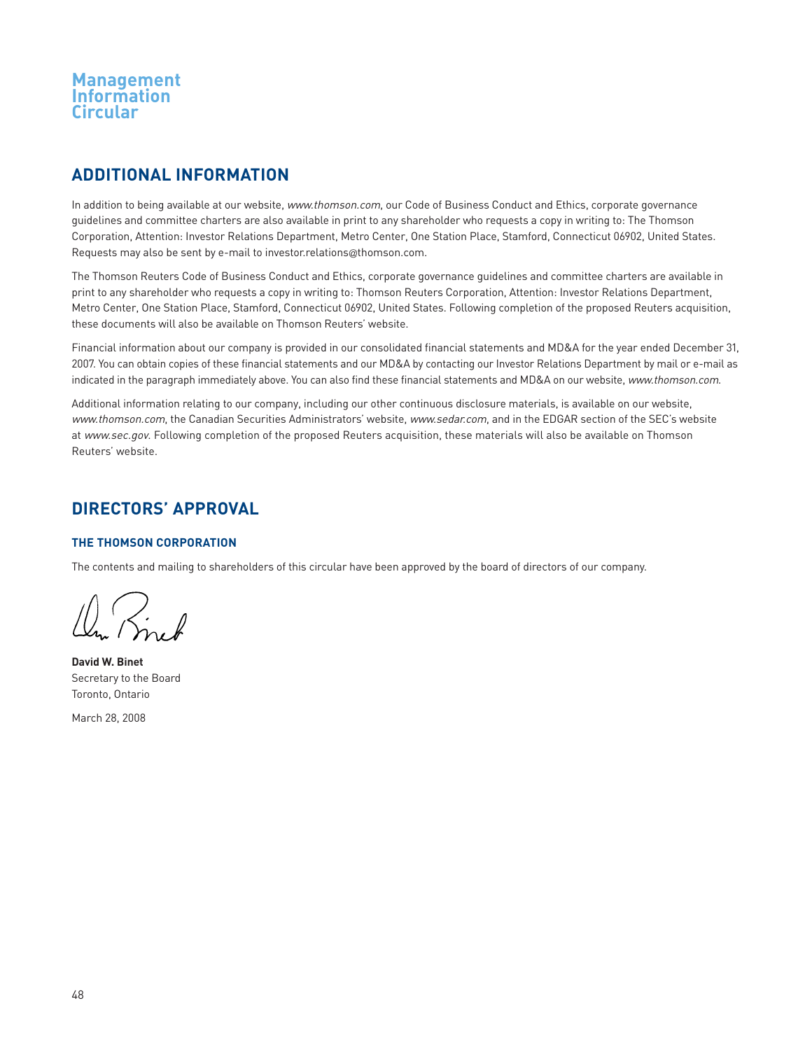## ADDITIONAL INFORMATION

In addition to being available at our website, *www.thomson.com*, our Code of Business Conduct and Ethics, corporate governance guidelines and committee charters are also available in print to any shareholder who requests a copy in writing to: The Thomson Corporation, Attention: Investor Relations Department, Metro Center, One Station Place, Stamford, Connecticut 06902, United States. Requests may also be sent by e-mail to investor.relations@thomson.com.

The Thomson Reuters Code of Business Conduct and Ethics, corporate governance guidelines and committee charters are available in print to any shareholder who requests a copy in writing to: Thomson Reuters Corporation, Attention: Investor Relations Department, Metro Center, One Station Place, Stamford, Connecticut 06902, United States. Following completion of the proposed Reuters acquisition, these documents will also be available on Thomson Reuters' website.

Financial information about our company is provided in our consolidated financial statements and MD&A for the year ended December 31, 2007. You can obtain copies of these financial statements and our MD&A by contacting our Investor Relations Department by mail or e-mail as indicated in the paragraph immediately above. You can also find these financial statements and MD&A on our website, *www.thomson.com*.

Additional information relating to our company, including our other continuous disclosure materials, is available on our website, *www.thomson.com*, the Canadian Securities Administrators' website, *www.sedar.com*, and in the EDGAR section of the SEC's website at *www.sec.gov*. Following completion of the proposed Reuters acquisition, these materials will also be available on Thomson Reuters' website.

## DIRECTORS' APPROVAL

### THE THOMSON CORPORATION

The contents and mailing to shareholders of this circular have been approved by the board of directors of our company.

**David W. Binet**
Secretary to the Board
Toronto, Ontario

March 28, 2008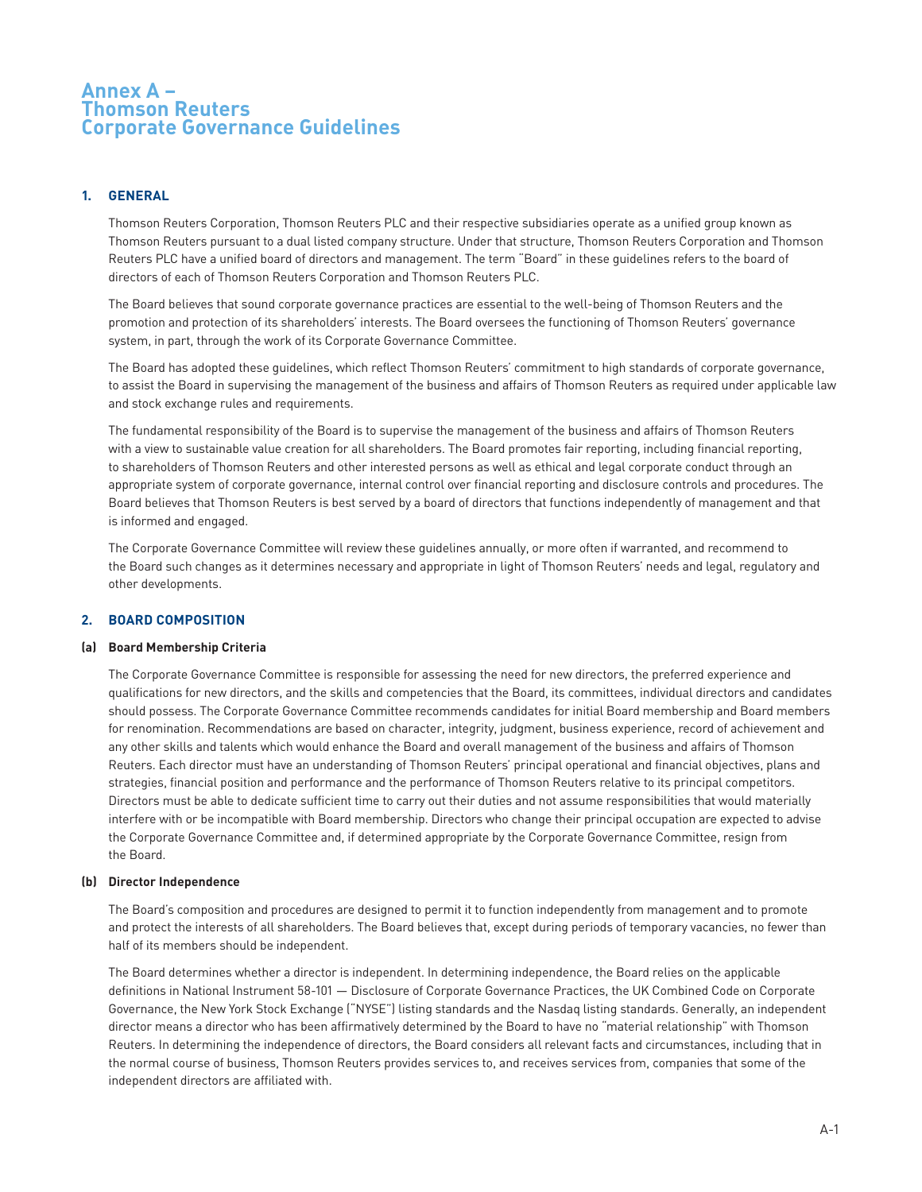# Annex A – Thomson Reuters Corporate Governance Guidelines

## 1. GENERAL

Thomson Reuters Corporation, Thomson Reuters PLC and their respective subsidiaries operate as a unified group known as Thomson Reuters pursuant to a dual listed company structure. Under that structure, Thomson Reuters Corporation and Thomson Reuters PLC have a unified board of directors and management. The term "Board" in these guidelines refers to the board of directors of each of Thomson Reuters Corporation and Thomson Reuters PLC.

The Board believes that sound corporate governance practices are essential to the well-being of Thomson Reuters and the promotion and protection of its shareholders' interests. The Board oversees the functioning of Thomson Reuters' governance system, in part, through the work of its Corporate Governance Committee.

The Board has adopted these guidelines, which reflect Thomson Reuters' commitment to high standards of corporate governance, to assist the Board in supervising the management of the business and affairs of Thomson Reuters as required under applicable law and stock exchange rules and requirements.

The fundamental responsibility of the Board is to supervise the management of the business and affairs of Thomson Reuters with a view to sustainable value creation for all shareholders. The Board promotes fair reporting, including financial reporting, to shareholders of Thomson Reuters and other interested persons as well as ethical and legal corporate conduct through an appropriate system of corporate governance, internal control over financial reporting and disclosure controls and procedures. The Board believes that Thomson Reuters is best served by a board of directors that functions independently of management and that is informed and engaged.

The Corporate Governance Committee will review these guidelines annually, or more often if warranted, and recommend to the Board such changes as it determines necessary and appropriate in light of Thomson Reuters' needs and legal, regulatory and other developments.

## 2. BOARD COMPOSITION

### (a) Board Membership Criteria

The Corporate Governance Committee is responsible for assessing the need for new directors, the preferred experience and qualifications for new directors, and the skills and competencies that the Board, its committees, individual directors and candidates should possess. The Corporate Governance Committee recommends candidates for initial Board membership and Board members for renomination. Recommendations are based on character, integrity, judgment, business experience, record of achievement and any other skills and talents which would enhance the Board and overall management of the business and affairs of Thomson Reuters. Each director must have an understanding of Thomson Reuters' principal operational and financial objectives, plans and strategies, financial position and performance and the performance of Thomson Reuters relative to its principal competitors. Directors must be able to dedicate sufficient time to carry out their duties and not assume responsibilities that would materially interfere with or be incompatible with Board membership. Directors who change their principal occupation are expected to advise the Corporate Governance Committee and, if determined appropriate by the Corporate Governance Committee, resign from the Board.

### (b) Director Independence

The Board's composition and procedures are designed to permit it to function independently from management and to promote and protect the interests of all shareholders. The Board believes that, except during periods of temporary vacancies, no fewer than half of its members should be independent.

The Board determines whether a director is independent. In determining independence, the Board relies on the applicable definitions in National Instrument 58-101 — Disclosure of Corporate Governance Practices, the UK Combined Code on Corporate Governance, the New York Stock Exchange ("NYSE") listing standards and the Nasdaq listing standards. Generally, an independent director means a director who has been affirmatively determined by the Board to have no "material relationship" with Thomson Reuters. In determining the independence of directors, the Board considers all relevant facts and circumstances, including that in the normal course of business, Thomson Reuters provides services to, and receives services from, companies that some of the independent directors are affiliated with.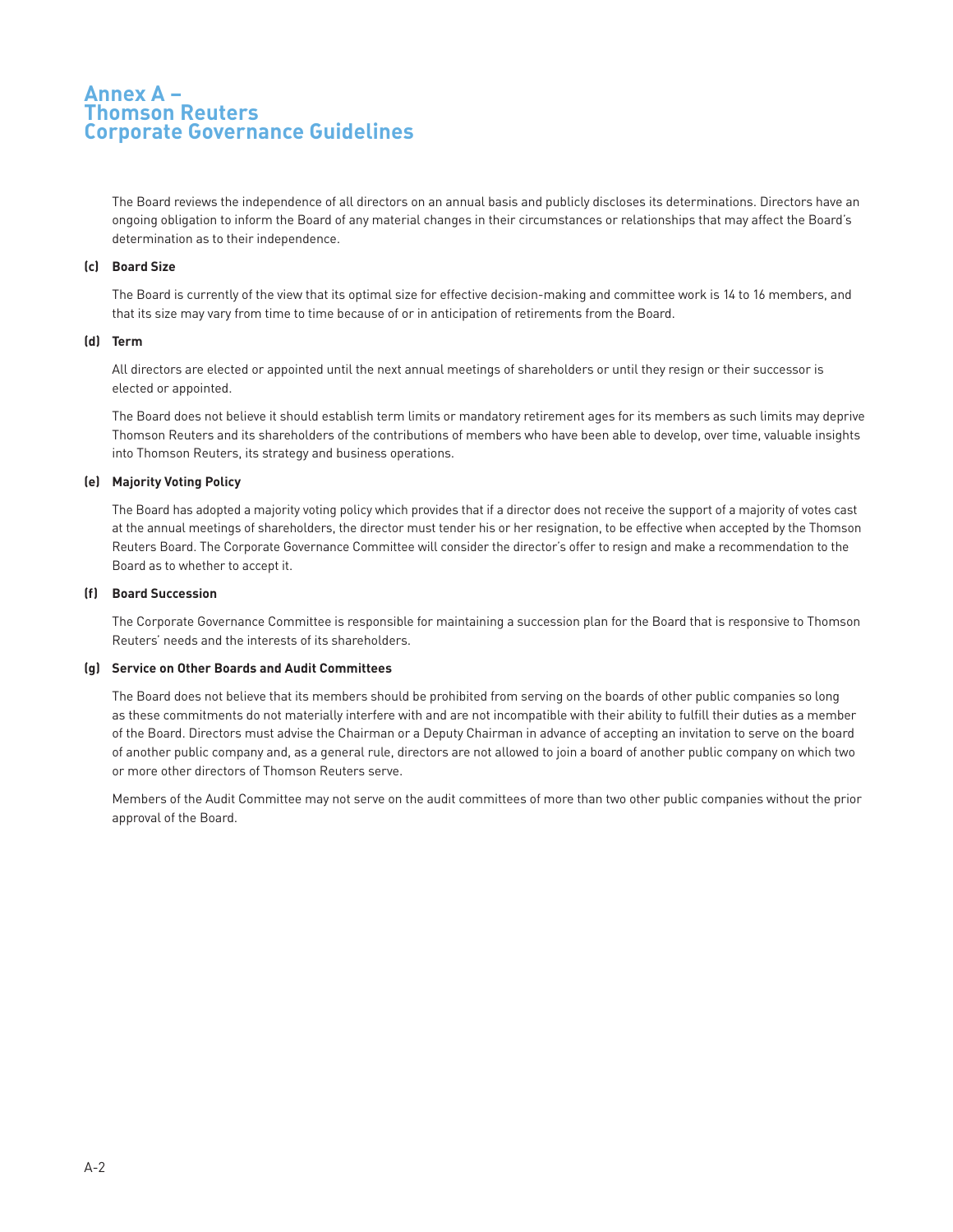# Annex A – Thomson Reuters Corporate Governance Guidelines

The Board reviews the independence of all directors on an annual basis and publicly discloses its determinations. Directors have an ongoing obligation to inform the Board of any material changes in their circumstances or relationships that may affect the Board's determination as to their independence.

**(c) Board Size**

The Board is currently of the view that its optimal size for effective decision-making and committee work is 14 to 16 members, and that its size may vary from time to time because of or in anticipation of retirements from the Board.

**(d) Term**

All directors are elected or appointed until the next annual meetings of shareholders or until they resign or their successor is elected or appointed.

The Board does not believe it should establish term limits or mandatory retirement ages for its members as such limits may deprive Thomson Reuters and its shareholders of the contributions of members who have been able to develop, over time, valuable insights into Thomson Reuters, its strategy and business operations.

**(e) Majority Voting Policy**

The Board has adopted a majority voting policy which provides that if a director does not receive the support of a majority of votes cast at the annual meetings of shareholders, the director must tender his or her resignation, to be effective when accepted by the Thomson Reuters Board. The Corporate Governance Committee will consider the director's offer to resign and make a recommendation to the Board as to whether to accept it.

**(f) Board Succession**

The Corporate Governance Committee is responsible for maintaining a succession plan for the Board that is responsive to Thomson Reuters' needs and the interests of its shareholders.

**(g) Service on Other Boards and Audit Committees**

The Board does not believe that its members should be prohibited from serving on the boards of other public companies so long as these commitments do not materially interfere with and are not incompatible with their ability to fulfill their duties as a member of the Board. Directors must advise the Chairman or a Deputy Chairman in advance of accepting an invitation to serve on the board of another public company and, as a general rule, directors are not allowed to join a board of another public company on which two or more other directors of Thomson Reuters serve.

Members of the Audit Committee may not serve on the audit committees of more than two other public companies without the prior approval of the Board.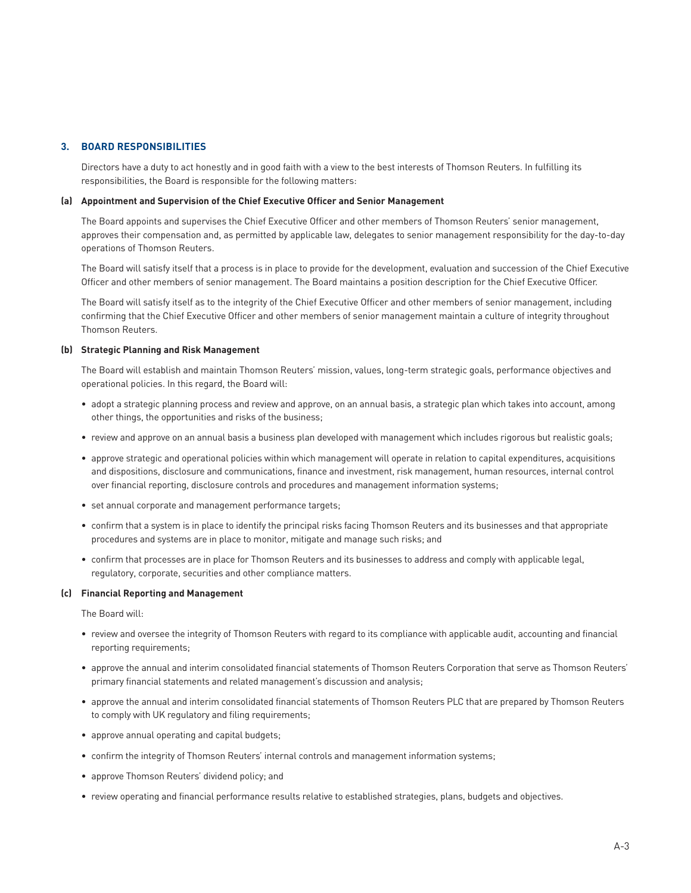## 3. BOARD RESPONSIBILITIES

Directors have a duty to act honestly and in good faith with a view to the best interests of Thomson Reuters. In fulfilling its responsibilities, the Board is responsible for the following matters:

### (a) Appointment and Supervision of the Chief Executive Officer and Senior Management

The Board appoints and supervises the Chief Executive Officer and other members of Thomson Reuters' senior management, approves their compensation and, as permitted by applicable law, delegates to senior management responsibility for the day-to-day operations of Thomson Reuters.

The Board will satisfy itself that a process is in place to provide for the development, evaluation and succession of the Chief Executive Officer and other members of senior management. The Board maintains a position description for the Chief Executive Officer.

The Board will satisfy itself as to the integrity of the Chief Executive Officer and other members of senior management, including confirming that the Chief Executive Officer and other members of senior management maintain a culture of integrity throughout Thomson Reuters.

### (b) Strategic Planning and Risk Management

The Board will establish and maintain Thomson Reuters' mission, values, long-term strategic goals, performance objectives and operational policies. In this regard, the Board will:

- adopt a strategic planning process and review and approve, on an annual basis, a strategic plan which takes into account, among other things, the opportunities and risks of the business;
- review and approve on an annual basis a business plan developed with management which includes rigorous but realistic goals;
- approve strategic and operational policies within which management will operate in relation to capital expenditures, acquisitions and dispositions, disclosure and communications, finance and investment, risk management, human resources, internal control over financial reporting, disclosure controls and procedures and management information systems;
- set annual corporate and management performance targets;
- confirm that a system is in place to identify the principal risks facing Thomson Reuters and its businesses and that appropriate procedures and systems are in place to monitor, mitigate and manage such risks; and
- confirm that processes are in place for Thomson Reuters and its businesses to address and comply with applicable legal, regulatory, corporate, securities and other compliance matters.

### (c) Financial Reporting and Management

The Board will:

- review and oversee the integrity of Thomson Reuters with regard to its compliance with applicable audit, accounting and financial reporting requirements;
- approve the annual and interim consolidated financial statements of Thomson Reuters Corporation that serve as Thomson Reuters' primary financial statements and related management's discussion and analysis;
- approve the annual and interim consolidated financial statements of Thomson Reuters PLC that are prepared by Thomson Reuters to comply with UK regulatory and filing requirements;
- approve annual operating and capital budgets;
- confirm the integrity of Thomson Reuters' internal controls and management information systems;
- approve Thomson Reuters' dividend policy; and
- review operating and financial performance results relative to established strategies, plans, budgets and objectives.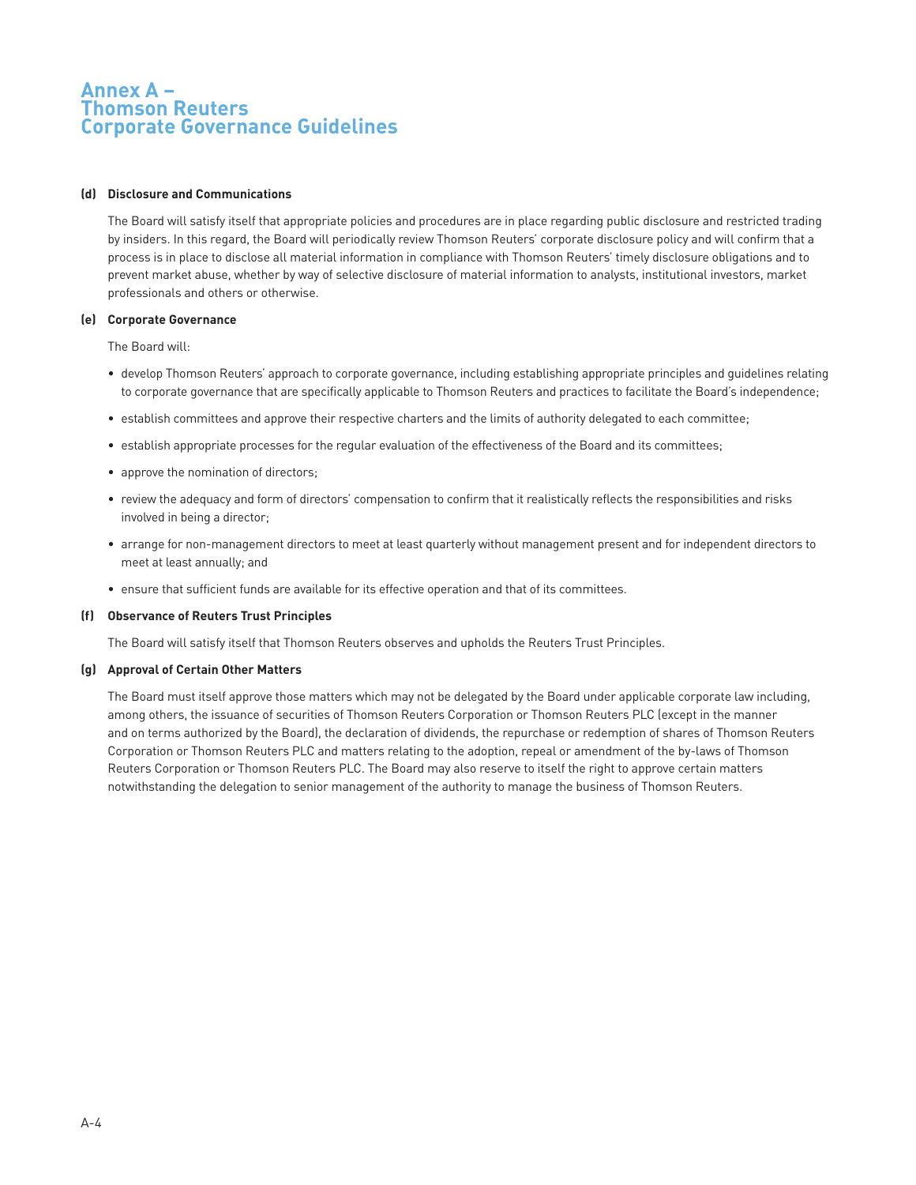# Annex A – Thomson Reuters Corporate Governance Guidelines

**(d) Disclosure and Communications**

The Board will satisfy itself that appropriate policies and procedures are in place regarding public disclosure and restricted trading by insiders. In this regard, the Board will periodically review Thomson Reuters' corporate disclosure policy and will confirm that a process is in place to disclose all material information in compliance with Thomson Reuters' timely disclosure obligations and to prevent market abuse, whether by way of selective disclosure of material information to analysts, institutional investors, market professionals and others or otherwise.

**(e) Corporate Governance**

The Board will:

- develop Thomson Reuters' approach to corporate governance, including establishing appropriate principles and guidelines relating to corporate governance that are specifically applicable to Thomson Reuters and practices to facilitate the Board's independence;
- establish committees and approve their respective charters and the limits of authority delegated to each committee;
- establish appropriate processes for the regular evaluation of the effectiveness of the Board and its committees;
- approve the nomination of directors;
- review the adequacy and form of directors' compensation to confirm that it realistically reflects the responsibilities and risks involved in being a director;
- arrange for non-management directors to meet at least quarterly without management present and for independent directors to meet at least annually; and
- ensure that sufficient funds are available for its effective operation and that of its committees.

**(f) Observance of Reuters Trust Principles**

The Board will satisfy itself that Thomson Reuters observes and upholds the Reuters Trust Principles.

**(g) Approval of Certain Other Matters**

The Board must itself approve those matters which may not be delegated by the Board under applicable corporate law including, among others, the issuance of securities of Thomson Reuters Corporation or Thomson Reuters PLC (except in the manner and on terms authorized by the Board), the declaration of dividends, the repurchase or redemption of shares of Thomson Reuters Corporation or Thomson Reuters PLC and matters relating to the adoption, repeal or amendment of the by-laws of Thomson Reuters Corporation or Thomson Reuters PLC. The Board may also reserve to itself the right to approve certain matters notwithstanding the delegation to senior management of the authority to manage the business of Thomson Reuters.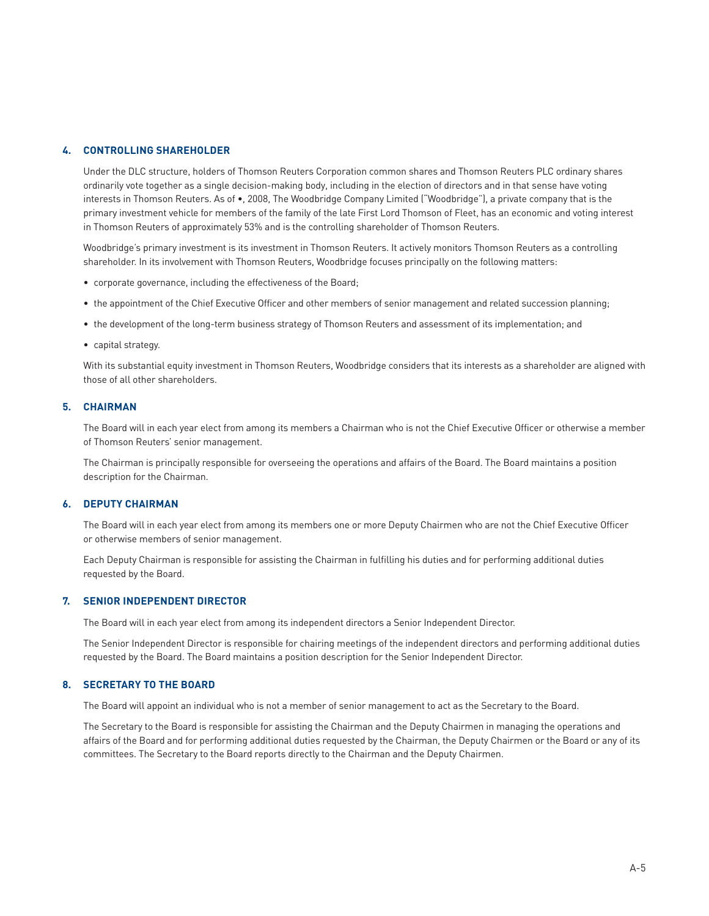## 4. CONTROLLING SHAREHOLDER

Under the DLC structure, holders of Thomson Reuters Corporation common shares and Thomson Reuters PLC ordinary shares ordinarily vote together as a single decision-making body, including in the election of directors and in that sense have voting interests in Thomson Reuters. As of •, 2008, The Woodbridge Company Limited ("Woodbridge"), a private company that is the primary investment vehicle for members of the family of the late First Lord Thomson of Fleet, has an economic and voting interest in Thomson Reuters of approximately 53% and is the controlling shareholder of Thomson Reuters.

Woodbridge's primary investment is its investment in Thomson Reuters. It actively monitors Thomson Reuters as a controlling shareholder. In its involvement with Thomson Reuters, Woodbridge focuses principally on the following matters:

- corporate governance, including the effectiveness of the Board;
- the appointment of the Chief Executive Officer and other members of senior management and related succession planning;
- the development of the long-term business strategy of Thomson Reuters and assessment of its implementation; and
- capital strategy.

With its substantial equity investment in Thomson Reuters, Woodbridge considers that its interests as a shareholder are aligned with those of all other shareholders.

## 5. CHAIRMAN

The Board will in each year elect from among its members a Chairman who is not the Chief Executive Officer or otherwise a member of Thomson Reuters' senior management.

The Chairman is principally responsible for overseeing the operations and affairs of the Board. The Board maintains a position description for the Chairman.

## 6. DEPUTY CHAIRMAN

The Board will in each year elect from among its members one or more Deputy Chairmen who are not the Chief Executive Officer or otherwise members of senior management.

Each Deputy Chairman is responsible for assisting the Chairman in fulfilling his duties and for performing additional duties requested by the Board.

## 7. SENIOR INDEPENDENT DIRECTOR

The Board will in each year elect from among its independent directors a Senior Independent Director.

The Senior Independent Director is responsible for chairing meetings of the independent directors and performing additional duties requested by the Board. The Board maintains a position description for the Senior Independent Director.

## 8. SECRETARY TO THE BOARD

The Board will appoint an individual who is not a member of senior management to act as the Secretary to the Board.

The Secretary to the Board is responsible for assisting the Chairman and the Deputy Chairmen in managing the operations and affairs of the Board and for performing additional duties requested by the Chairman, the Deputy Chairmen or the Board or any of its committees. The Secretary to the Board reports directly to the Chairman and the Deputy Chairmen.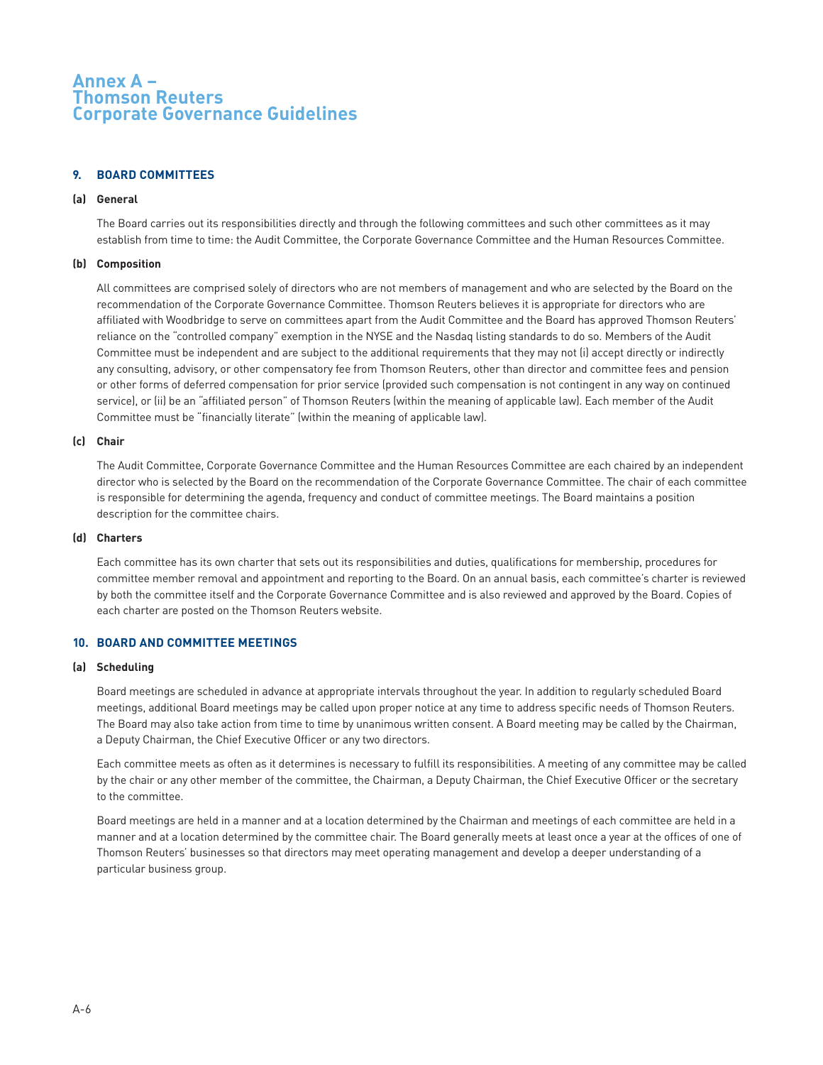# Annex A – Thomson Reuters Corporate Governance Guidelines

## 9. BOARD COMMITTEES

### (a) General

The Board carries out its responsibilities directly and through the following committees and such other committees as it may establish from time to time: the Audit Committee, the Corporate Governance Committee and the Human Resources Committee.

### (b) Composition

All committees are comprised solely of directors who are not members of management and who are selected by the Board on the recommendation of the Corporate Governance Committee. Thomson Reuters believes it is appropriate for directors who are affiliated with Woodbridge to serve on committees apart from the Audit Committee and the Board has approved Thomson Reuters' reliance on the "controlled company" exemption in the NYSE and the Nasdaq listing standards to do so. Members of the Audit Committee must be independent and are subject to the additional requirements that they may not (i) accept directly or indirectly any consulting, advisory, or other compensatory fee from Thomson Reuters, other than director and committee fees and pension or other forms of deferred compensation for prior service (provided such compensation is not contingent in any way on continued service), or (ii) be an "affiliated person" of Thomson Reuters (within the meaning of applicable law). Each member of the Audit Committee must be "financially literate" (within the meaning of applicable law).

### (c) Chair

The Audit Committee, Corporate Governance Committee and the Human Resources Committee are each chaired by an independent director who is selected by the Board on the recommendation of the Corporate Governance Committee. The chair of each committee is responsible for determining the agenda, frequency and conduct of committee meetings. The Board maintains a position description for the committee chairs.

### (d) Charters

Each committee has its own charter that sets out its responsibilities and duties, qualifications for membership, procedures for committee member removal and appointment and reporting to the Board. On an annual basis, each committee's charter is reviewed by both the committee itself and the Corporate Governance Committee and is also reviewed and approved by the Board. Copies of each charter are posted on the Thomson Reuters website.

## 10. BOARD AND COMMITTEE MEETINGS

### (a) Scheduling

Board meetings are scheduled in advance at appropriate intervals throughout the year. In addition to regularly scheduled Board meetings, additional Board meetings may be called upon proper notice at any time to address specific needs of Thomson Reuters. The Board may also take action from time to time by unanimous written consent. A Board meeting may be called by the Chairman, a Deputy Chairman, the Chief Executive Officer or any two directors.

Each committee meets as often as it determines is necessary to fulfill its responsibilities. A meeting of any committee may be called by the chair or any other member of the committee, the Chairman, a Deputy Chairman, the Chief Executive Officer or the secretary to the committee.

Board meetings are held in a manner and at a location determined by the Chairman and meetings of each committee are held in a manner and at a location determined by the committee chair. The Board generally meets at least once a year at the offices of one of Thomson Reuters' businesses so that directors may meet operating management and develop a deeper understanding of a particular business group.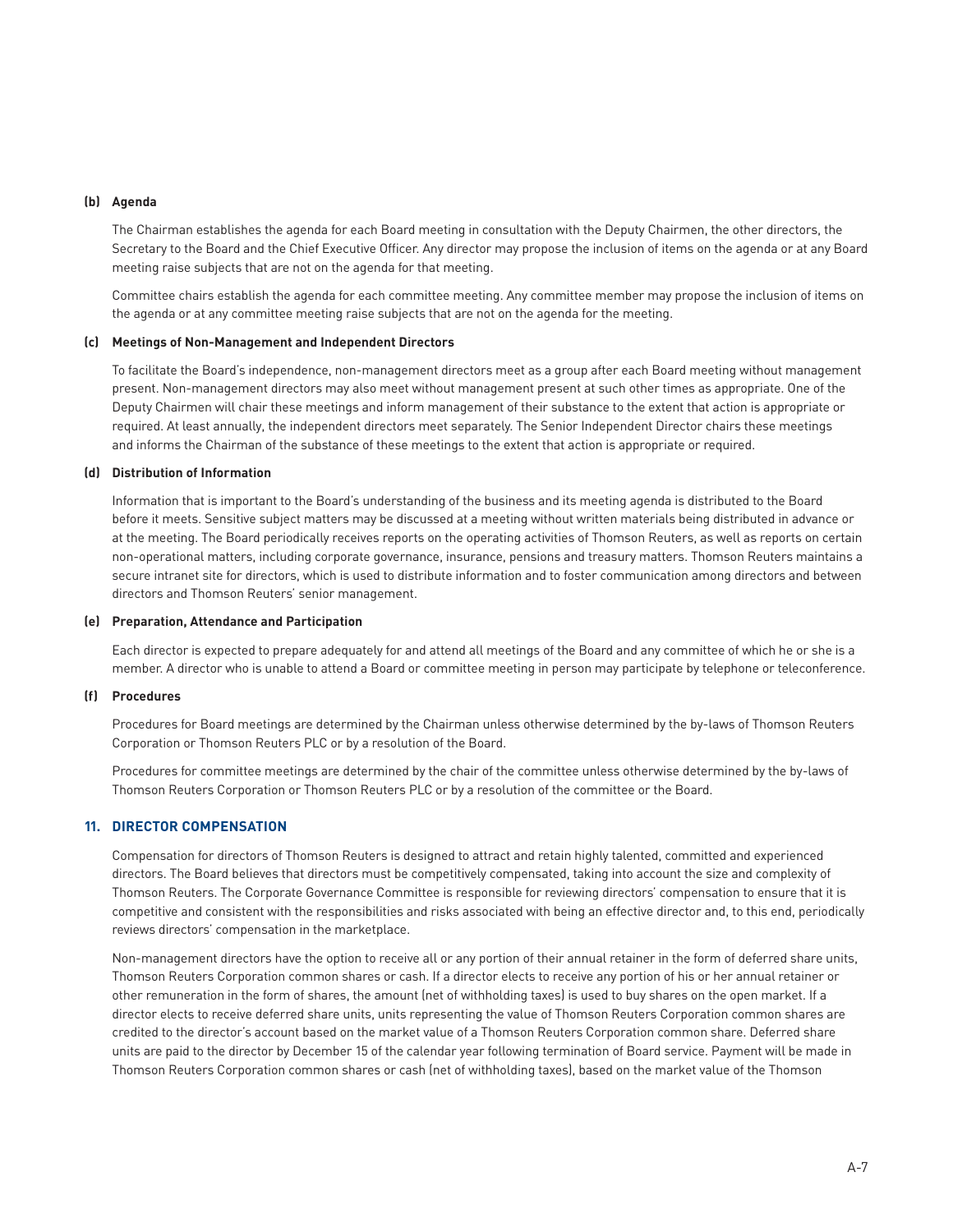**(b) Agenda**

The Chairman establishes the agenda for each Board meeting in consultation with the Deputy Chairmen, the other directors, the Secretary to the Board and the Chief Executive Officer. Any director may propose the inclusion of items on the agenda or at any Board meeting raise subjects that are not on the agenda for that meeting.

Committee chairs establish the agenda for each committee meeting. Any committee member may propose the inclusion of items on the agenda or at any committee meeting raise subjects that are not on the agenda for the meeting.

**(c) Meetings of Non-Management and Independent Directors**

To facilitate the Board's independence, non-management directors meet as a group after each Board meeting without management present. Non-management directors may also meet without management present at such other times as appropriate. One of the Deputy Chairmen will chair these meetings and inform management of their substance to the extent that action is appropriate or required. At least annually, the independent directors meet separately. The Senior Independent Director chairs these meetings and informs the Chairman of the substance of these meetings to the extent that action is appropriate or required.

**(d) Distribution of Information**

Information that is important to the Board's understanding of the business and its meeting agenda is distributed to the Board before it meets. Sensitive subject matters may be discussed at a meeting without written materials being distributed in advance or at the meeting. The Board periodically receives reports on the operating activities of Thomson Reuters, as well as reports on certain non-operational matters, including corporate governance, insurance, pensions and treasury matters. Thomson Reuters maintains a secure intranet site for directors, which is used to distribute information and to foster communication among directors and between directors and Thomson Reuters' senior management.

**(e) Preparation, Attendance and Participation**

Each director is expected to prepare adequately for and attend all meetings of the Board and any committee of which he or she is a member. A director who is unable to attend a Board or committee meeting in person may participate by telephone or teleconference.

**(f) Procedures**

Procedures for Board meetings are determined by the Chairman unless otherwise determined by the by-laws of Thomson Reuters Corporation or Thomson Reuters PLC or by a resolution of the Board.

Procedures for committee meetings are determined by the chair of the committee unless otherwise determined by the by-laws of Thomson Reuters Corporation or Thomson Reuters PLC or by a resolution of the committee or the Board.

## 11. DIRECTOR COMPENSATION

Compensation for directors of Thomson Reuters is designed to attract and retain highly talented, committed and experienced directors. The Board believes that directors must be competitively compensated, taking into account the size and complexity of Thomson Reuters. The Corporate Governance Committee is responsible for reviewing directors' compensation to ensure that it is competitive and consistent with the responsibilities and risks associated with being an effective director and, to this end, periodically reviews directors' compensation in the marketplace.

Non-management directors have the option to receive all or any portion of their annual retainer in the form of deferred share units, Thomson Reuters Corporation common shares or cash. If a director elects to receive any portion of his or her annual retainer or other remuneration in the form of shares, the amount (net of withholding taxes) is used to buy shares on the open market. If a director elects to receive deferred share units, units representing the value of Thomson Reuters Corporation common shares are credited to the director's account based on the market value of a Thomson Reuters Corporation common share. Deferred share units are paid to the director by December 15 of the calendar year following termination of Board service. Payment will be made in Thomson Reuters Corporation common shares or cash (net of withholding taxes), based on the market value of the Thomson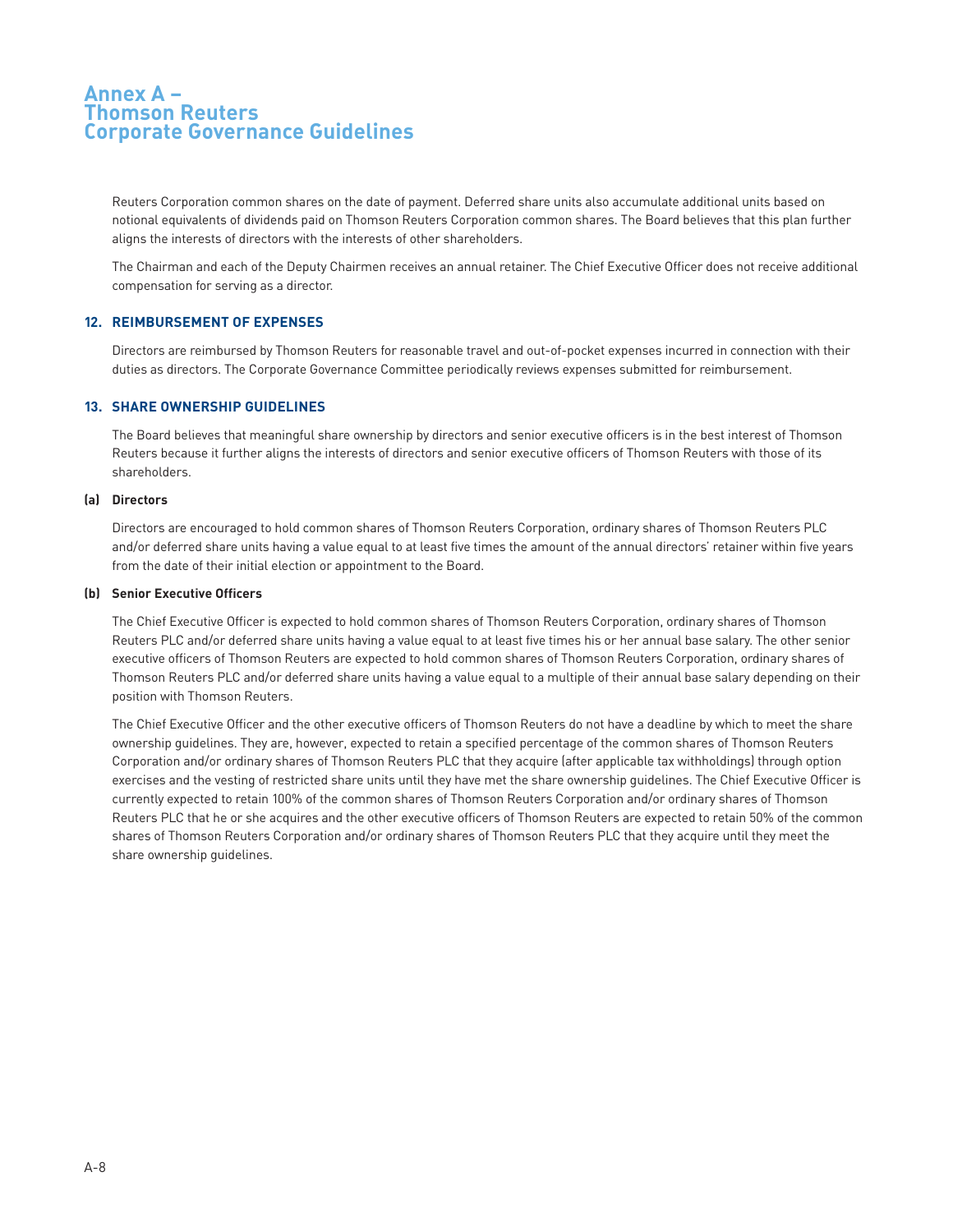Reuters Corporation common shares on the date of payment. Deferred share units also accumulate additional units based on notional equivalents of dividends paid on Thomson Reuters Corporation common shares. The Board believes that this plan further aligns the interests of directors with the interests of other shareholders.

The Chairman and each of the Deputy Chairmen receives an annual retainer. The Chief Executive Officer does not receive additional compensation for serving as a director.

### 12. REIMBURSEMENT OF EXPENSES

Directors are reimbursed by Thomson Reuters for reasonable travel and out-of-pocket expenses incurred in connection with their duties as directors. The Corporate Governance Committee periodically reviews expenses submitted for reimbursement.

### 13. SHARE OWNERSHIP GUIDELINES

The Board believes that meaningful share ownership by directors and senior executive officers is in the best interest of Thomson Reuters because it further aligns the interests of directors and senior executive officers of Thomson Reuters with those of its shareholders.

#### (a) Directors

Directors are encouraged to hold common shares of Thomson Reuters Corporation, ordinary shares of Thomson Reuters PLC and/or deferred share units having a value equal to at least five times the amount of the annual directors' retainer within five years from the date of their initial election or appointment to the Board.

#### (b) Senior Executive Officers

The Chief Executive Officer is expected to hold common shares of Thomson Reuters Corporation, ordinary shares of Thomson Reuters PLC and/or deferred share units having a value equal to at least five times his or her annual base salary. The other senior executive officers of Thomson Reuters are expected to hold common shares of Thomson Reuters Corporation, ordinary shares of Thomson Reuters PLC and/or deferred share units having a value equal to a multiple of their annual base salary depending on their position with Thomson Reuters.

The Chief Executive Officer and the other executive officers of Thomson Reuters do not have a deadline by which to meet the share ownership guidelines. They are, however, expected to retain a specified percentage of the common shares of Thomson Reuters Corporation and/or ordinary shares of Thomson Reuters PLC that they acquire (after applicable tax withholdings) through option exercises and the vesting of restricted share units until they have met the share ownership guidelines. The Chief Executive Officer is currently expected to retain 100% of the common shares of Thomson Reuters Corporation and/or ordinary shares of Thomson Reuters PLC that he or she acquires and the other executive officers of Thomson Reuters are expected to retain 50% of the common shares of Thomson Reuters Corporation and/or ordinary shares of Thomson Reuters PLC that they acquire until they meet the share ownership guidelines.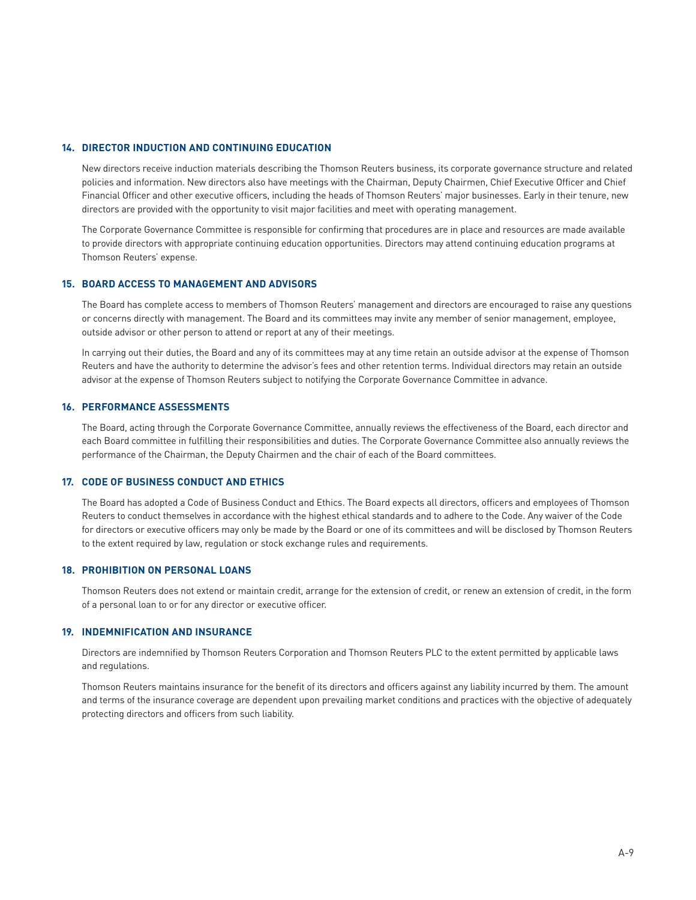## 14. DIRECTOR INDUCTION AND CONTINUING EDUCATION

New directors receive induction materials describing the Thomson Reuters business, its corporate governance structure and related policies and information. New directors also have meetings with the Chairman, Deputy Chairmen, Chief Executive Officer and Chief Financial Officer and other executive officers, including the heads of Thomson Reuters' major businesses. Early in their tenure, new directors are provided with the opportunity to visit major facilities and meet with operating management.

The Corporate Governance Committee is responsible for confirming that procedures are in place and resources are made available to provide directors with appropriate continuing education opportunities. Directors may attend continuing education programs at Thomson Reuters' expense.

## 15. BOARD ACCESS TO MANAGEMENT AND ADVISORS

The Board has complete access to members of Thomson Reuters' management and directors are encouraged to raise any questions or concerns directly with management. The Board and its committees may invite any member of senior management, employee, outside advisor or other person to attend or report at any of their meetings.

In carrying out their duties, the Board and any of its committees may at any time retain an outside advisor at the expense of Thomson Reuters and have the authority to determine the advisor's fees and other retention terms. Individual directors may retain an outside advisor at the expense of Thomson Reuters subject to notifying the Corporate Governance Committee in advance.

## 16. PERFORMANCE ASSESSMENTS

The Board, acting through the Corporate Governance Committee, annually reviews the effectiveness of the Board, each director and each Board committee in fulfilling their responsibilities and duties. The Corporate Governance Committee also annually reviews the performance of the Chairman, the Deputy Chairmen and the chair of each of the Board committees.

## 17. CODE OF BUSINESS CONDUCT AND ETHICS

The Board has adopted a Code of Business Conduct and Ethics. The Board expects all directors, officers and employees of Thomson Reuters to conduct themselves in accordance with the highest ethical standards and to adhere to the Code. Any waiver of the Code for directors or executive officers may only be made by the Board or one of its committees and will be disclosed by Thomson Reuters to the extent required by law, regulation or stock exchange rules and requirements.

## 18. PROHIBITION ON PERSONAL LOANS

Thomson Reuters does not extend or maintain credit, arrange for the extension of credit, or renew an extension of credit, in the form of a personal loan to or for any director or executive officer.

## 19. INDEMNIFICATION AND INSURANCE

Directors are indemnified by Thomson Reuters Corporation and Thomson Reuters PLC to the extent permitted by applicable laws and regulations.

Thomson Reuters maintains insurance for the benefit of its directors and officers against any liability incurred by them. The amount and terms of the insurance coverage are dependent upon prevailing market conditions and practices with the objective of adequately protecting directors and officers from such liability.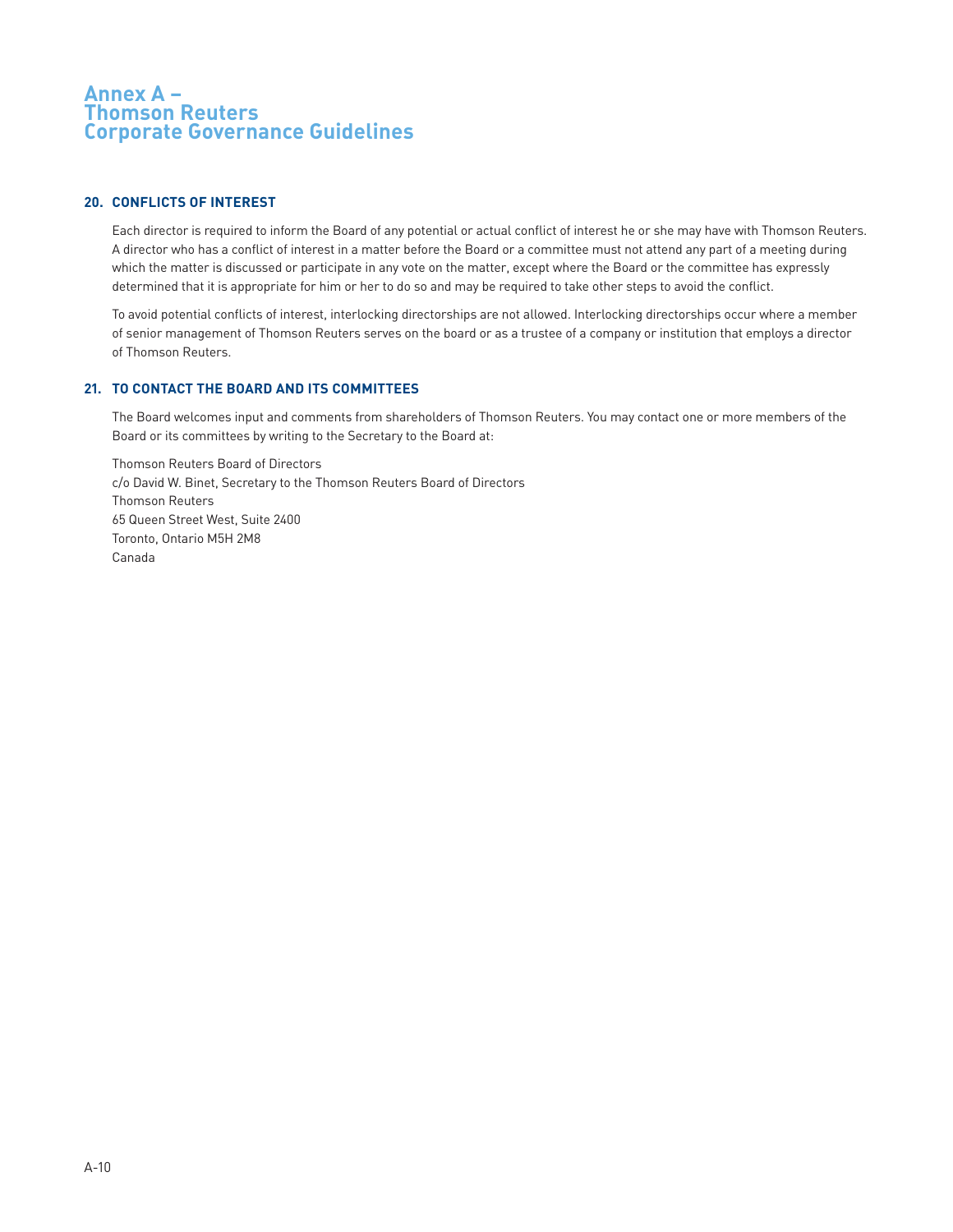# Annex A – Thomson Reuters Corporate Governance Guidelines

## 20. CONFLICTS OF INTEREST

Each director is required to inform the Board of any potential or actual conflict of interest he or she may have with Thomson Reuters. A director who has a conflict of interest in a matter before the Board or a committee must not attend any part of a meeting during which the matter is discussed or participate in any vote on the matter, except where the Board or the committee has expressly determined that it is appropriate for him or her to do so and may be required to take other steps to avoid the conflict.

To avoid potential conflicts of interest, interlocking directorships are not allowed. Interlocking directorships occur where a member of senior management of Thomson Reuters serves on the board or as a trustee of a company or institution that employs a director of Thomson Reuters.

## 21. TO CONTACT THE BOARD AND ITS COMMITTEES

The Board welcomes input and comments from shareholders of Thomson Reuters. You may contact one or more members of the Board or its committees by writing to the Secretary to the Board at:

Thomson Reuters Board of Directors
c/o David W. Binet, Secretary to the Thomson Reuters Board of Directors
Thomson Reuters
65 Queen Street West, Suite 2400
Toronto, Ontario M5H 2M8
Canada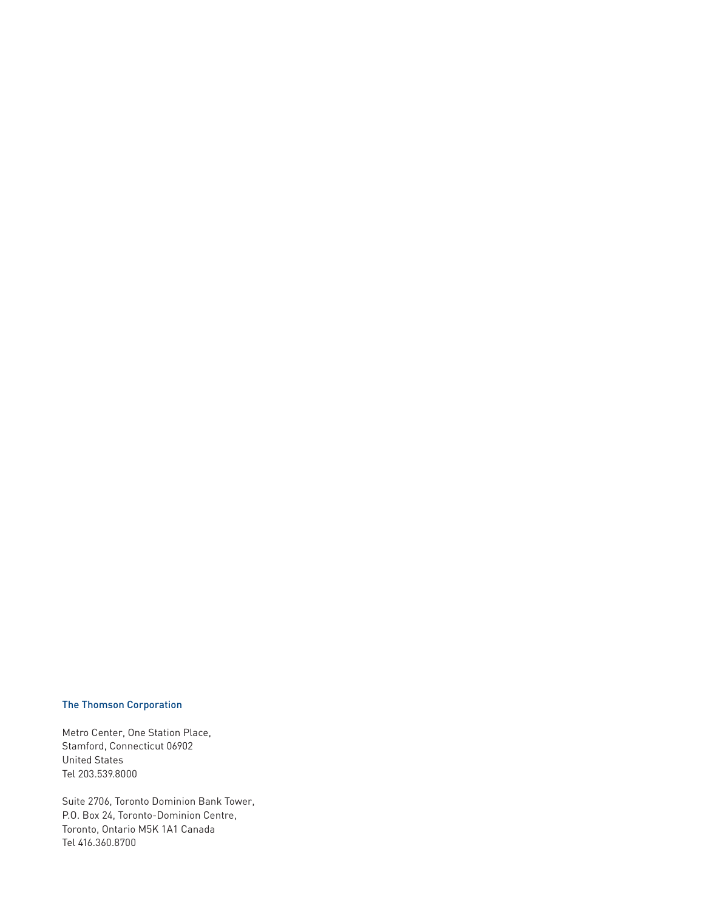**The Thomson Corporation**

Metro Center, One Station Place,
Stamford, Connecticut 06902
United States
Tel 203.539.8000

Suite 2706, Toronto Dominion Bank Tower,
P.O. Box 24, Toronto-Dominion Centre,
Toronto, Ontario M5K 1A1 Canada
Tel 416.360.8700